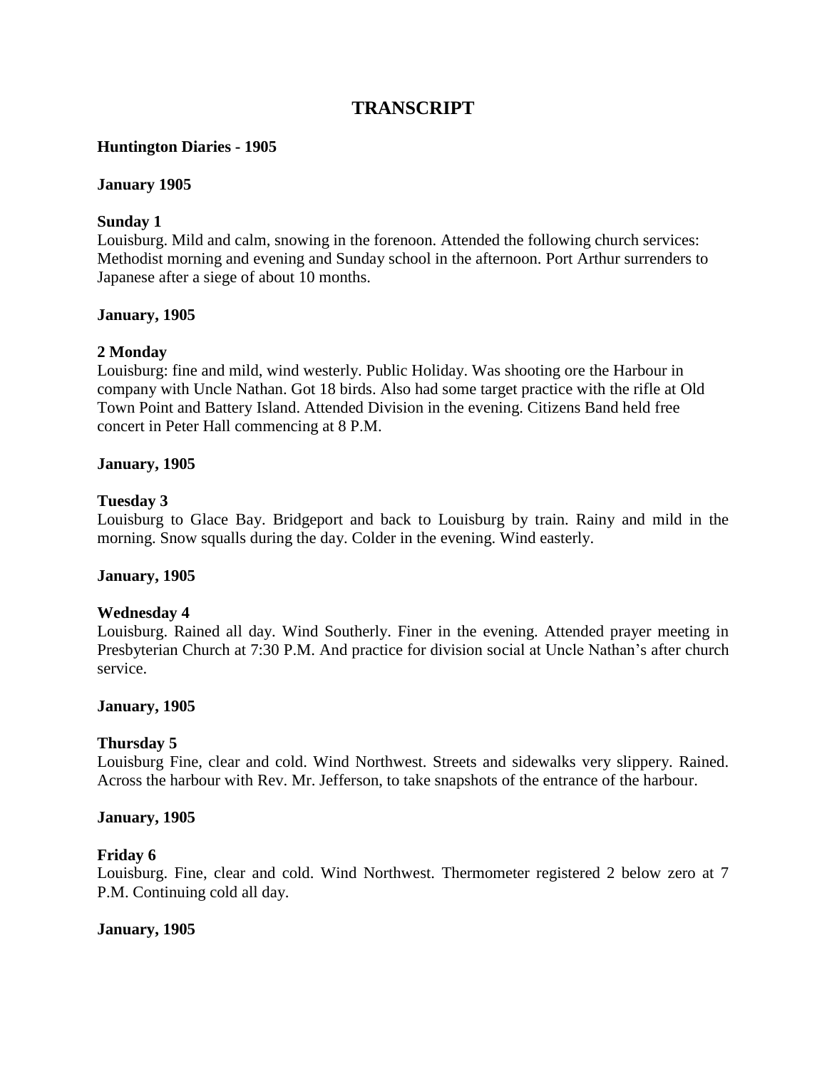# TRANSCRIPT

**Huntington Diaries - 1905**

**January 1905**

**Sunday 1**
Louisburg. Mild and calm, snowing in the forenoon. Attended the following church services: Methodist morning and evening and Sunday school in the afternoon. Port Arthur surrenders to Japanese after a siege of about 10 months.

**January, 1905**

**2 Monday**
Louisburg: fine and mild, wind westerly. Public Holiday. Was shooting ore the Harbour in company with Uncle Nathan. Got 18 birds. Also had some target practice with the rifle at Old Town Point and Battery Island. Attended Division in the evening. Citizens Band held free concert in Peter Hall commencing at 8 P.M.

**January, 1905**

**Tuesday 3**
Louisburg to Glace Bay. Bridgeport and back to Louisburg by train. Rainy and mild in the morning. Snow squalls during the day. Colder in the evening. Wind easterly.

**January, 1905**

**Wednesday 4**
Louisburg. Rained all day. Wind Southerly. Finer in the evening. Attended prayer meeting in Presbyterian Church at 7:30 P.M. And practice for division social at Uncle Nathan's after church service.

**January, 1905**

**Thursday 5**
Louisburg Fine, clear and cold. Wind Northwest. Streets and sidewalks very slippery. Rained. Across the harbour with Rev. Mr. Jefferson, to take snapshots of the entrance of the harbour.

**January, 1905**

**Friday 6**
Louisburg. Fine, clear and cold. Wind Northwest. Thermometer registered 2 below zero at 7 P.M. Continuing cold all day.

**January, 1905**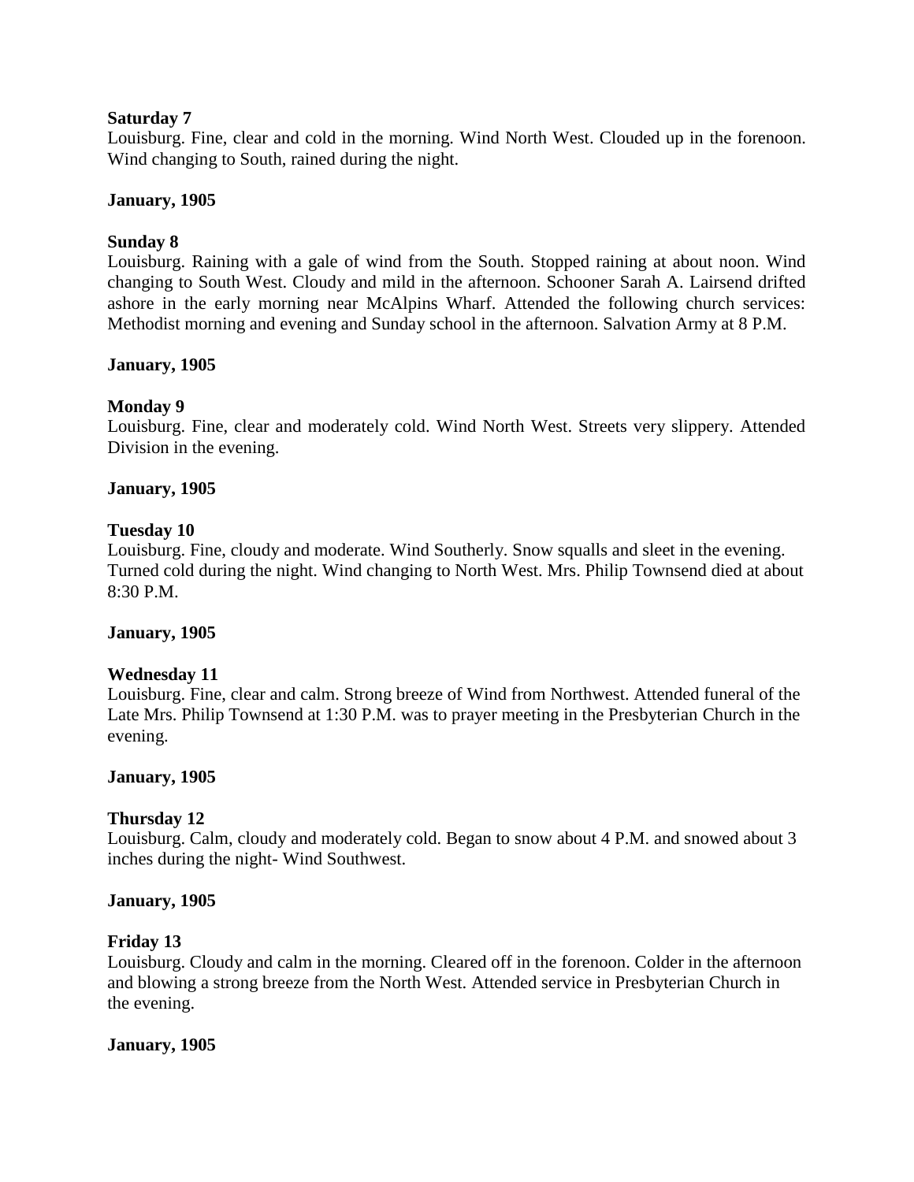**Saturday 7**
Louisburg. Fine, clear and cold in the morning. Wind North West. Clouded up in the forenoon. Wind changing to South, rained during the night.

**January, 1905**

**Sunday 8**
Louisburg. Raining with a gale of wind from the South. Stopped raining at about noon. Wind changing to South West. Cloudy and mild in the afternoon. Schooner Sarah A. Lairsend drifted ashore in the early morning near McAlpins Wharf. Attended the following church services: Methodist morning and evening and Sunday school in the afternoon. Salvation Army at 8 P.M.

**January, 1905**

**Monday 9**
Louisburg. Fine, clear and moderately cold. Wind North West. Streets very slippery. Attended Division in the evening.

**January, 1905**

**Tuesday 10**
Louisburg. Fine, cloudy and moderate. Wind Southerly. Snow squalls and sleet in the evening. Turned cold during the night. Wind changing to North West. Mrs. Philip Townsend died at about 8:30 P.M.

**January, 1905**

**Wednesday 11**
Louisburg. Fine, clear and calm. Strong breeze of Wind from Northwest. Attended funeral of the Late Mrs. Philip Townsend at 1:30 P.M. was to prayer meeting in the Presbyterian Church in the evening.

**January, 1905**

**Thursday 12**
Louisburg. Calm, cloudy and moderately cold. Began to snow about 4 P.M. and snowed about 3 inches during the night- Wind Southwest.

**January, 1905**

**Friday 13**
Louisburg. Cloudy and calm in the morning. Cleared off in the forenoon. Colder in the afternoon and blowing a strong breeze from the North West. Attended service in Presbyterian Church in the evening.

**January, 1905**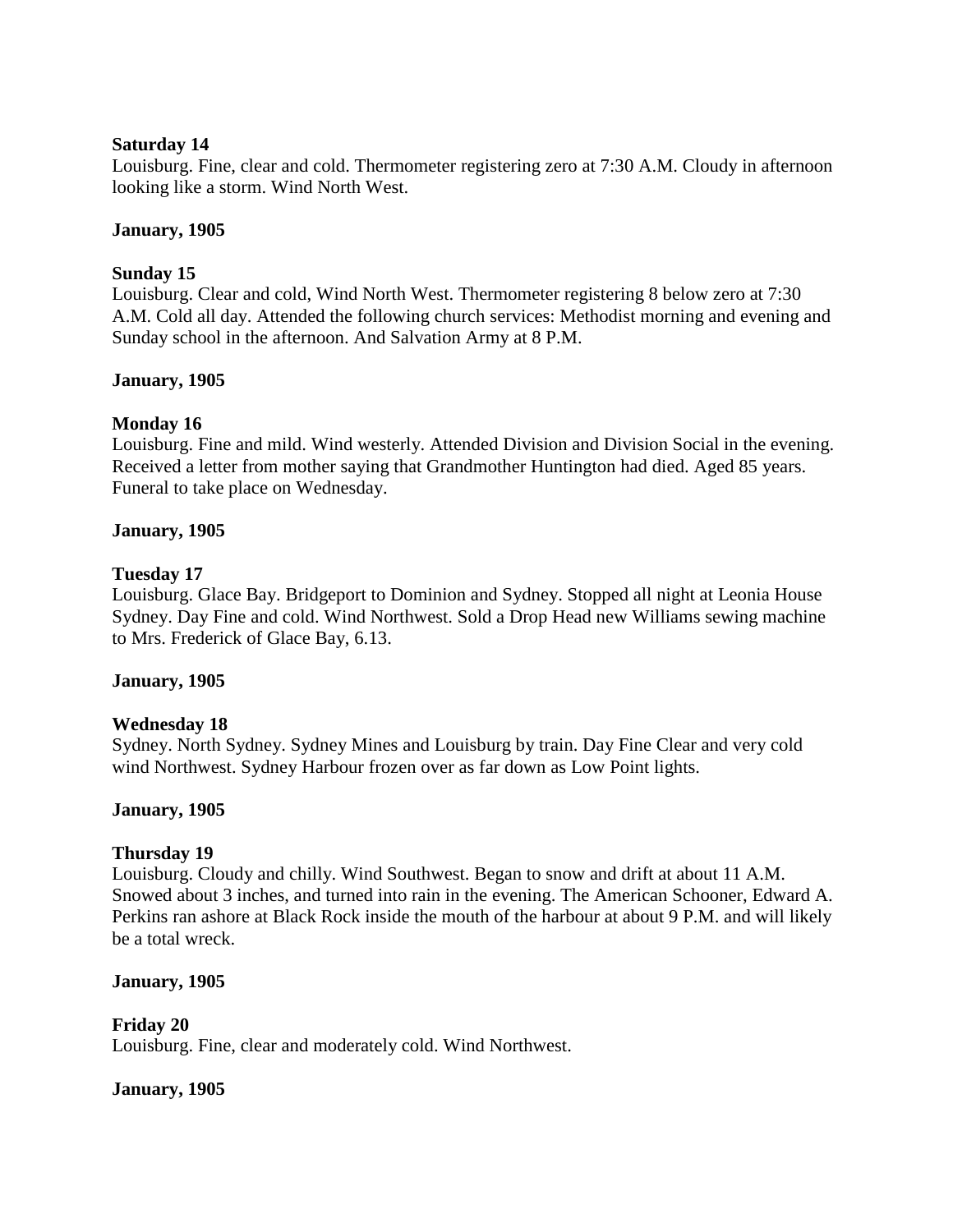**Saturday 14**

Louisburg. Fine, clear and cold. Thermometer registering zero at 7:30 A.M. Cloudy in afternoon looking like a storm. Wind North West.

**January, 1905**

**Sunday 15**

Louisburg. Clear and cold, Wind North West. Thermometer registering 8 below zero at 7:30 A.M. Cold all day. Attended the following church services: Methodist morning and evening and Sunday school in the afternoon. And Salvation Army at 8 P.M.

**January, 1905**

**Monday 16**

Louisburg. Fine and mild. Wind westerly. Attended Division and Division Social in the evening. Received a letter from mother saying that Grandmother Huntington had died. Aged 85 years. Funeral to take place on Wednesday.

**January, 1905**

**Tuesday 17**

Louisburg. Glace Bay. Bridgeport to Dominion and Sydney. Stopped all night at Leonia House Sydney. Day Fine and cold. Wind Northwest. Sold a Drop Head new Williams sewing machine to Mrs. Frederick of Glace Bay, 6.13.

**January, 1905**

**Wednesday 18**

Sydney. North Sydney. Sydney Mines and Louisburg by train. Day Fine Clear and very cold wind Northwest. Sydney Harbour frozen over as far down as Low Point lights.

**January, 1905**

**Thursday 19**

Louisburg. Cloudy and chilly. Wind Southwest. Began to snow and drift at about 11 A.M. Snowed about 3 inches, and turned into rain in the evening. The American Schooner, Edward A. Perkins ran ashore at Black Rock inside the mouth of the harbour at about 9 P.M. and will likely be a total wreck.

**January, 1905**

**Friday 20**

Louisburg. Fine, clear and moderately cold. Wind Northwest.

**January, 1905**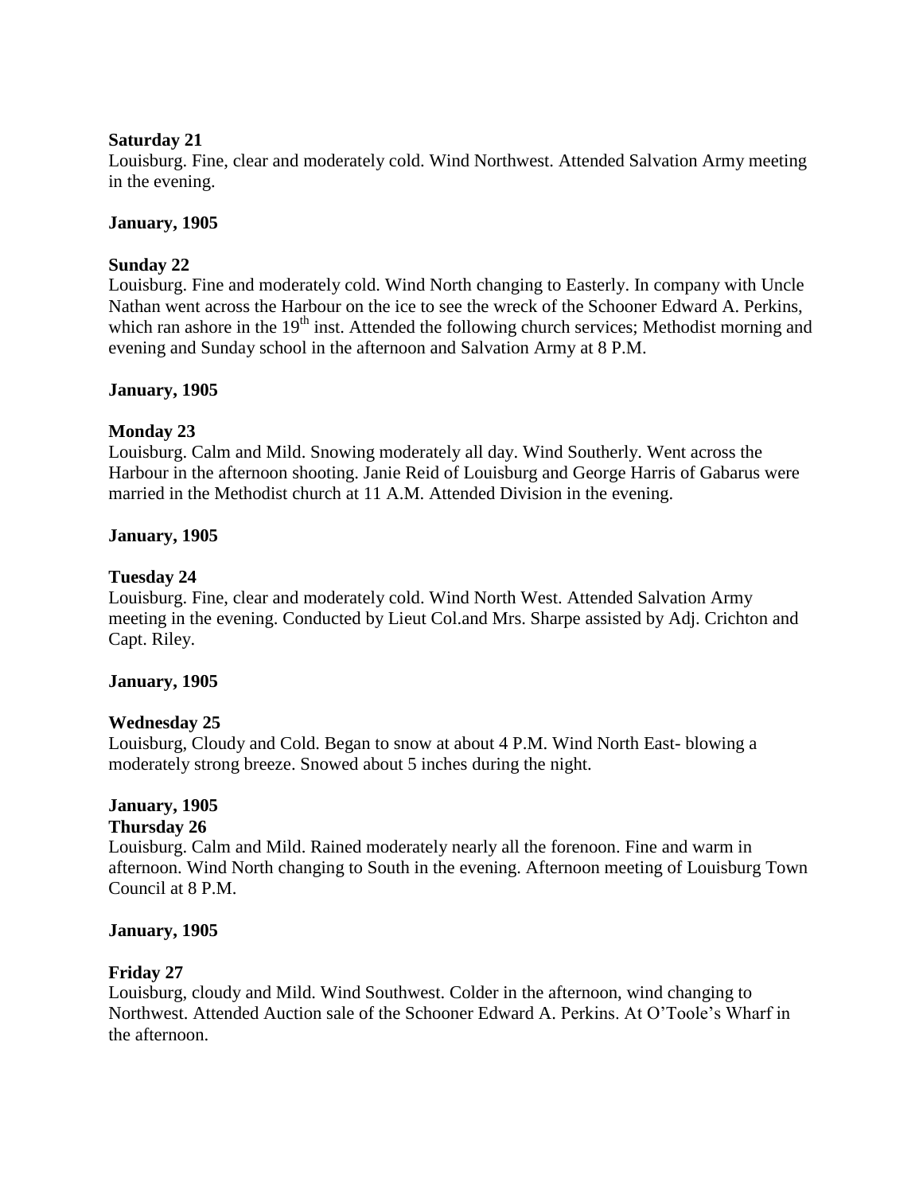**Saturday 21**

Louisburg. Fine, clear and moderately cold. Wind Northwest. Attended Salvation Army meeting in the evening.

**January, 1905**

**Sunday 22**

Louisburg. Fine and moderately cold. Wind North changing to Easterly. In company with Uncle Nathan went across the Harbour on the ice to see the wreck of the Schooner Edward A. Perkins, which ran ashore in the 19th inst. Attended the following church services; Methodist morning and evening and Sunday school in the afternoon and Salvation Army at 8 P.M.

**January, 1905**

**Monday 23**

Louisburg. Calm and Mild. Snowing moderately all day. Wind Southerly. Went across the Harbour in the afternoon shooting. Janie Reid of Louisburg and George Harris of Gabarus were married in the Methodist church at 11 A.M. Attended Division in the evening.

**January, 1905**

**Tuesday 24**

Louisburg. Fine, clear and moderately cold. Wind North West. Attended Salvation Army meeting in the evening. Conducted by Lieut Col.and Mrs. Sharpe assisted by Adj. Crichton and Capt. Riley.

**January, 1905**

**Wednesday 25**

Louisburg, Cloudy and Cold. Began to snow at about 4 P.M. Wind North East- blowing a moderately strong breeze. Snowed about 5 inches during the night.

**January, 1905**

**Thursday 26**

Louisburg. Calm and Mild. Rained moderately nearly all the forenoon. Fine and warm in afternoon. Wind North changing to South in the evening. Afternoon meeting of Louisburg Town Council at 8 P.M.

**January, 1905**

**Friday 27**

Louisburg, cloudy and Mild. Wind Southwest. Colder in the afternoon, wind changing to Northwest. Attended Auction sale of the Schooner Edward A. Perkins. At O'Toole's Wharf in the afternoon.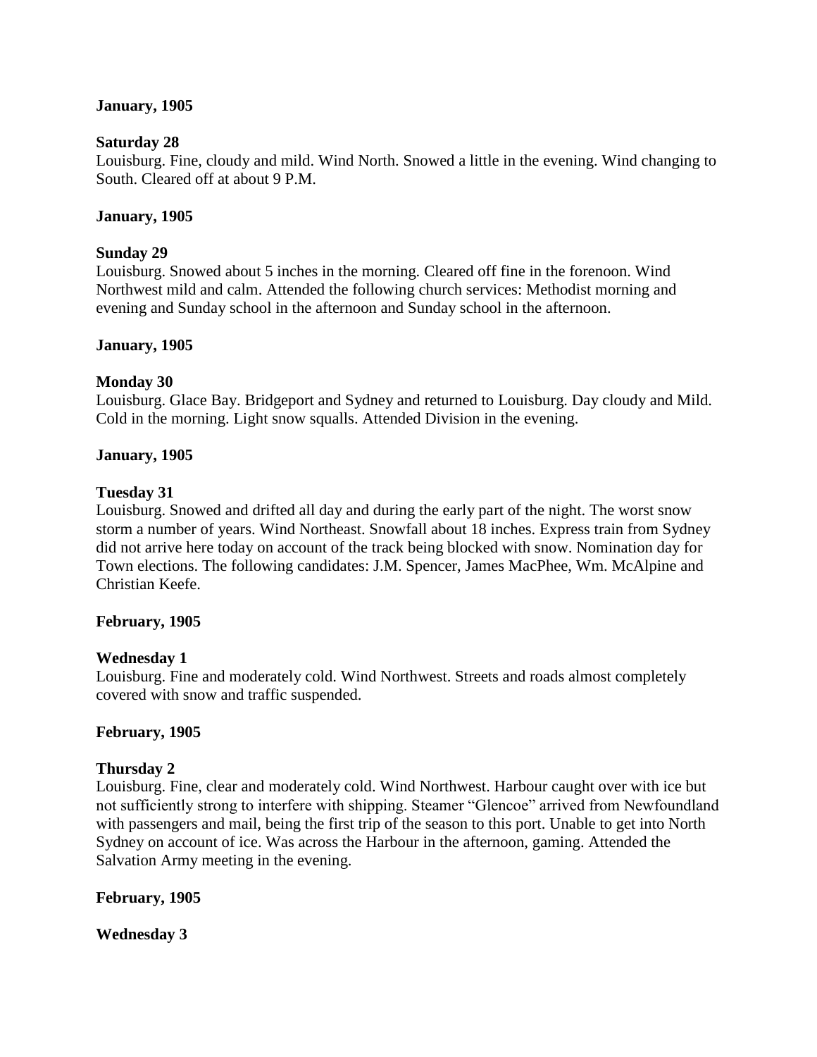**January, 1905**

**Saturday 28**
Louisburg. Fine, cloudy and mild. Wind North. Snowed a little in the evening. Wind changing to South. Cleared off at about 9 P.M.

**January, 1905**

**Sunday 29**
Louisburg. Snowed about 5 inches in the morning. Cleared off fine in the forenoon. Wind Northwest mild and calm. Attended the following church services: Methodist morning and evening and Sunday school in the afternoon and Sunday school in the afternoon.

**January, 1905**

**Monday 30**
Louisburg. Glace Bay. Bridgeport and Sydney and returned to Louisburg. Day cloudy and Mild. Cold in the morning. Light snow squalls. Attended Division in the evening.

**January, 1905**

**Tuesday 31**
Louisburg. Snowed and drifted all day and during the early part of the night. The worst snow storm a number of years. Wind Northeast. Snowfall about 18 inches. Express train from Sydney did not arrive here today on account of the track being blocked with snow. Nomination day for Town elections. The following candidates: J.M. Spencer, James MacPhee, Wm. McAlpine and Christian Keefe.

**February, 1905**

**Wednesday 1**
Louisburg. Fine and moderately cold. Wind Northwest. Streets and roads almost completely covered with snow and traffic suspended.

**February, 1905**

**Thursday 2**
Louisburg. Fine, clear and moderately cold. Wind Northwest. Harbour caught over with ice but not sufficiently strong to interfere with shipping. Steamer "Glencoe" arrived from Newfoundland with passengers and mail, being the first trip of the season to this port. Unable to get into North Sydney on account of ice. Was across the Harbour in the afternoon, gaming. Attended the Salvation Army meeting in the evening.

**February, 1905**

**Wednesday 3**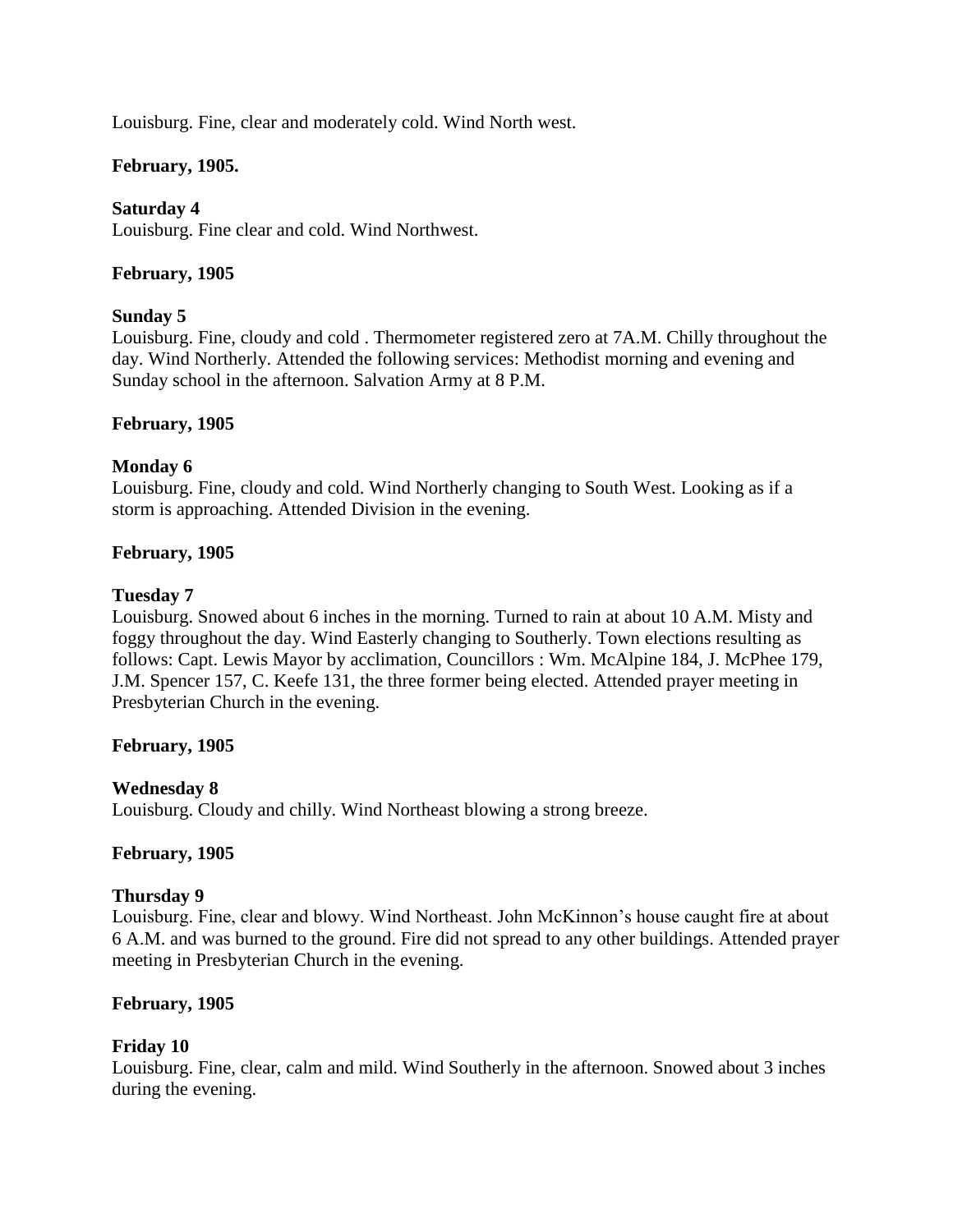Louisburg. Fine, clear and moderately cold. Wind North west.

**February, 1905.**

**Saturday 4**
Louisburg. Fine clear and cold. Wind Northwest.

**February, 1905**

**Sunday 5**
Louisburg. Fine, cloudy and cold . Thermometer registered zero at 7A.M. Chilly throughout the day. Wind Northerly. Attended the following services: Methodist morning and evening and Sunday school in the afternoon. Salvation Army at 8 P.M.

**February, 1905**

**Monday 6**
Louisburg. Fine, cloudy and cold. Wind Northerly changing to South West. Looking as if a storm is approaching. Attended Division in the evening.

**February, 1905**

**Tuesday 7**
Louisburg. Snowed about 6 inches in the morning. Turned to rain at about 10 A.M. Misty and foggy throughout the day. Wind Easterly changing to Southerly. Town elections resulting as follows: Capt. Lewis Mayor by acclimation, Councillors : Wm. McAlpine 184, J. McPhee 179, J.M. Spencer 157, C. Keefe 131, the three former being elected. Attended prayer meeting in Presbyterian Church in the evening.

**February, 1905**

**Wednesday 8**
Louisburg. Cloudy and chilly. Wind Northeast blowing a strong breeze.

**February, 1905**

**Thursday 9**
Louisburg. Fine, clear and blowy. Wind Northeast. John McKinnon's house caught fire at about 6 A.M. and was burned to the ground. Fire did not spread to any other buildings. Attended prayer meeting in Presbyterian Church in the evening.

**February, 1905**

**Friday 10**
Louisburg. Fine, clear, calm and mild. Wind Southerly in the afternoon. Snowed about 3 inches during the evening.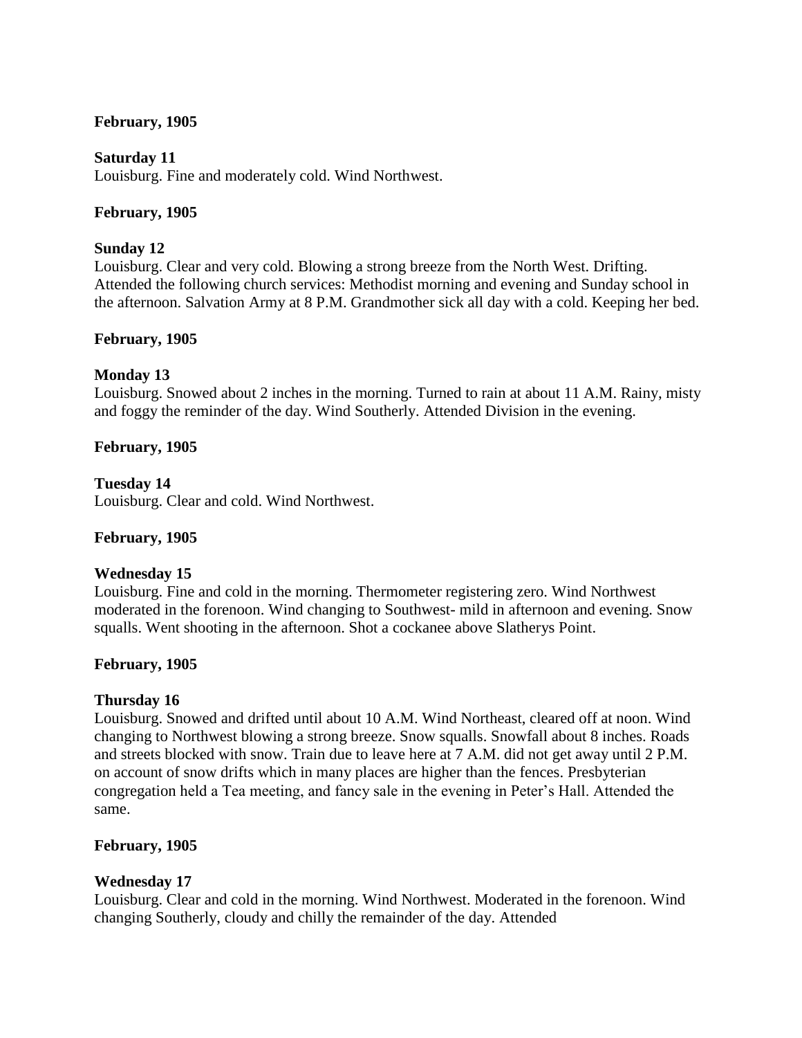**February, 1905**

**Saturday 11**
Louisburg. Fine and moderately cold. Wind Northwest.

**February, 1905**

**Sunday 12**
Louisburg. Clear and very cold. Blowing a strong breeze from the North West. Drifting. Attended the following church services: Methodist morning and evening and Sunday school in the afternoon. Salvation Army at 8 P.M. Grandmother sick all day with a cold. Keeping her bed.

**February, 1905**

**Monday 13**
Louisburg. Snowed about 2 inches in the morning. Turned to rain at about 11 A.M. Rainy, misty and foggy the reminder of the day. Wind Southerly. Attended Division in the evening.

**February, 1905**

**Tuesday 14**
Louisburg. Clear and cold. Wind Northwest.

**February, 1905**

**Wednesday 15**
Louisburg. Fine and cold in the morning. Thermometer registering zero. Wind Northwest moderated in the forenoon. Wind changing to Southwest- mild in afternoon and evening. Snow squalls. Went shooting in the afternoon. Shot a cockanee above Slatherys Point.

**February, 1905**

**Thursday 16**
Louisburg. Snowed and drifted until about 10 A.M. Wind Northeast, cleared off at noon. Wind changing to Northwest blowing a strong breeze. Snow squalls. Snowfall about 8 inches. Roads and streets blocked with snow. Train due to leave here at 7 A.M. did not get away until 2 P.M. on account of snow drifts which in many places are higher than the fences. Presbyterian congregation held a Tea meeting, and fancy sale in the evening in Peter's Hall. Attended the same.

**February, 1905**

**Wednesday 17**
Louisburg. Clear and cold in the morning. Wind Northwest. Moderated in the forenoon. Wind changing Southerly, cloudy and chilly the remainder of the day. Attended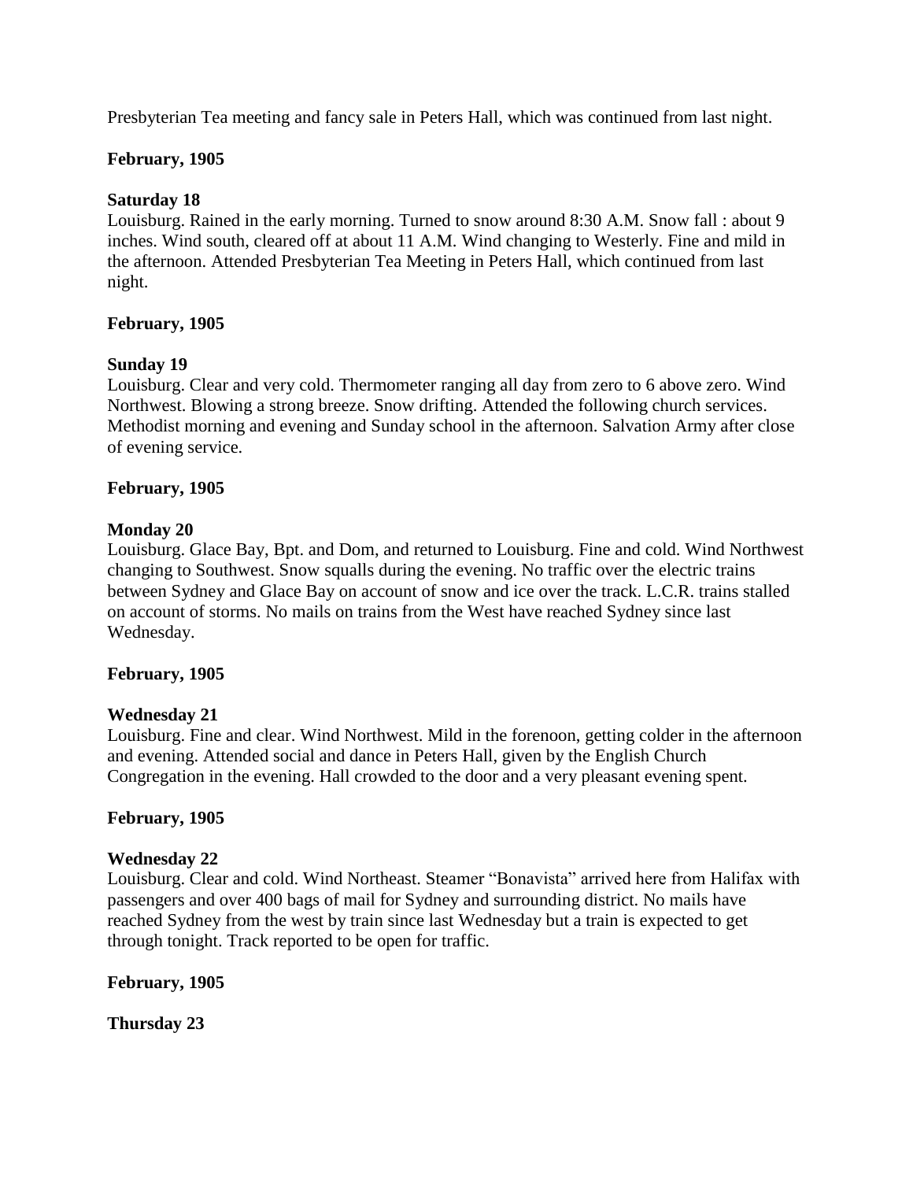Presbyterian Tea meeting and fancy sale in Peters Hall, which was continued from last night.

**February, 1905**

**Saturday 18**
Louisburg. Rained in the early morning. Turned to snow around 8:30 A.M. Snow fall : about 9 inches. Wind south, cleared off at about 11 A.M. Wind changing to Westerly. Fine and mild in the afternoon. Attended Presbyterian Tea Meeting in Peters Hall, which continued from last night.

**February, 1905**

**Sunday 19**
Louisburg. Clear and very cold. Thermometer ranging all day from zero to 6 above zero. Wind Northwest. Blowing a strong breeze. Snow drifting. Attended the following church services. Methodist morning and evening and Sunday school in the afternoon. Salvation Army after close of evening service.

**February, 1905**

**Monday 20**
Louisburg. Glace Bay, Bpt. and Dom, and returned to Louisburg. Fine and cold. Wind Northwest changing to Southwest. Snow squalls during the evening. No traffic over the electric trains between Sydney and Glace Bay on account of snow and ice over the track. L.C.R. trains stalled on account of storms. No mails on trains from the West have reached Sydney since last Wednesday.

**February, 1905**

**Wednesday 21**
Louisburg. Fine and clear. Wind Northwest. Mild in the forenoon, getting colder in the afternoon and evening. Attended social and dance in Peters Hall, given by the English Church Congregation in the evening. Hall crowded to the door and a very pleasant evening spent.

**February, 1905**

**Wednesday 22**
Louisburg. Clear and cold. Wind Northeast. Steamer "Bonavista" arrived here from Halifax with passengers and over 400 bags of mail for Sydney and surrounding district. No mails have reached Sydney from the west by train since last Wednesday but a train is expected to get through tonight. Track reported to be open for traffic.

**February, 1905**

**Thursday 23**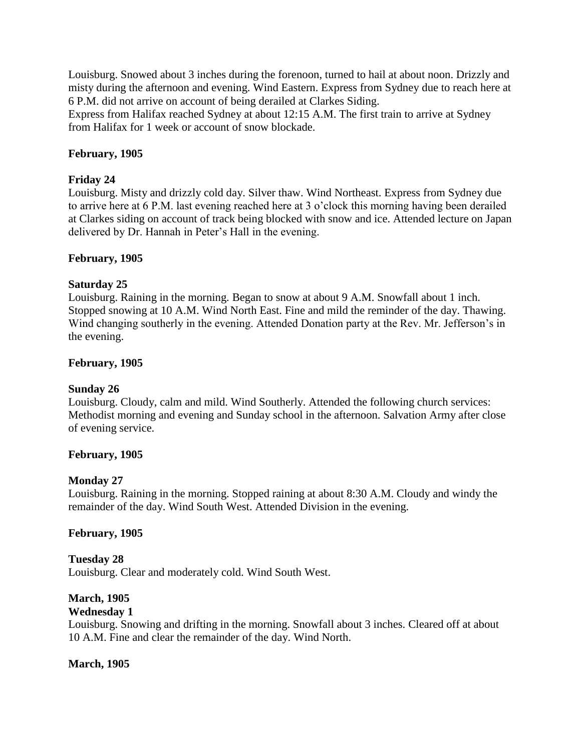Louisburg. Snowed about 3 inches during the forenoon, turned to hail at about noon. Drizzly and misty during the afternoon and evening. Wind Eastern. Express from Sydney due to reach here at 6 P.M. did not arrive on account of being derailed at Clarkes Siding.
Express from Halifax reached Sydney at about 12:15 A.M. The first train to arrive at Sydney from Halifax for 1 week or account of snow blockade.

**February, 1905**

**Friday 24**
Louisburg. Misty and drizzly cold day. Silver thaw. Wind Northeast. Express from Sydney due to arrive here at 6 P.M. last evening reached here at 3 o'clock this morning having been derailed at Clarkes siding on account of track being blocked with snow and ice. Attended lecture on Japan delivered by Dr. Hannah in Peter's Hall in the evening.

**February, 1905**

**Saturday 25**
Louisburg. Raining in the morning. Began to snow at about 9 A.M. Snowfall about 1 inch. Stopped snowing at 10 A.M. Wind North East. Fine and mild the reminder of the day. Thawing. Wind changing southerly in the evening. Attended Donation party at the Rev. Mr. Jefferson's in the evening.

**February, 1905**

**Sunday 26**
Louisburg. Cloudy, calm and mild. Wind Southerly. Attended the following church services: Methodist morning and evening and Sunday school in the afternoon. Salvation Army after close of evening service.

**February, 1905**

**Monday 27**
Louisburg. Raining in the morning. Stopped raining at about 8:30 A.M. Cloudy and windy the remainder of the day. Wind South West. Attended Division in the evening.

**February, 1905**

**Tuesday 28**
Louisburg. Clear and moderately cold. Wind South West.

**March, 1905**

**Wednesday 1**
Louisburg. Snowing and drifting in the morning. Snowfall about 3 inches. Cleared off at about 10 A.M. Fine and clear the remainder of the day. Wind North.

**March, 1905**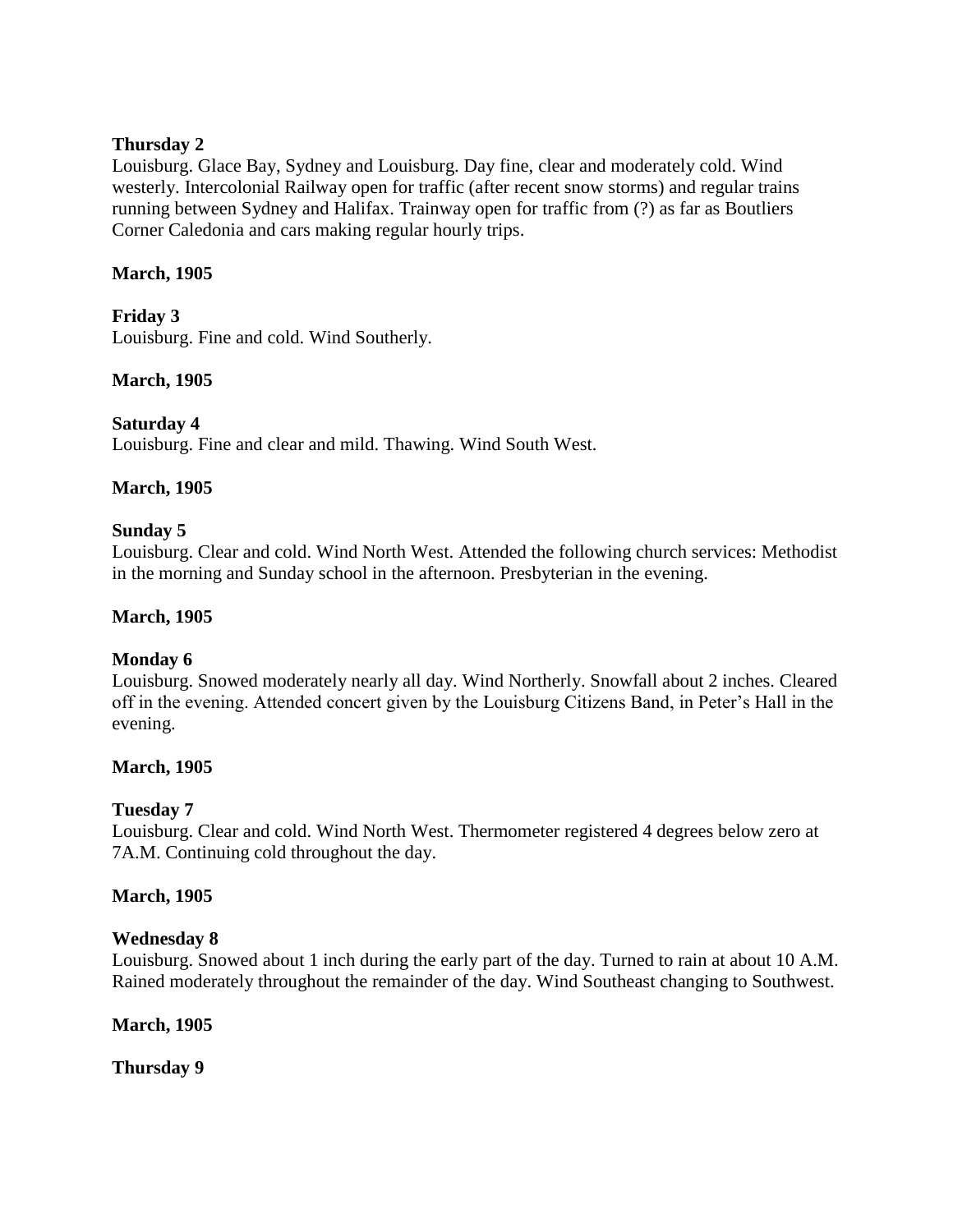**Thursday 2**

Louisburg. Glace Bay, Sydney and Louisburg. Day fine, clear and moderately cold. Wind westerly. Intercolonial Railway open for traffic (after recent snow storms) and regular trains running between Sydney and Halifax. Trainway open for traffic from (?) as far as Boutliers Corner Caledonia and cars making regular hourly trips.

**March, 1905**

**Friday 3**

Louisburg. Fine and cold. Wind Southerly.

**March, 1905**

**Saturday 4**

Louisburg. Fine and clear and mild. Thawing. Wind South West.

**March, 1905**

**Sunday 5**

Louisburg. Clear and cold. Wind North West. Attended the following church services: Methodist in the morning and Sunday school in the afternoon. Presbyterian in the evening.

**March, 1905**

**Monday 6**

Louisburg. Snowed moderately nearly all day. Wind Northerly. Snowfall about 2 inches. Cleared off in the evening. Attended concert given by the Louisburg Citizens Band, in Peter's Hall in the evening.

**March, 1905**

**Tuesday 7**

Louisburg. Clear and cold. Wind North West. Thermometer registered 4 degrees below zero at 7A.M. Continuing cold throughout the day.

**March, 1905**

**Wednesday 8**

Louisburg. Snowed about 1 inch during the early part of the day. Turned to rain at about 10 A.M. Rained moderately throughout the remainder of the day. Wind Southeast changing to Southwest.

**March, 1905**

**Thursday 9**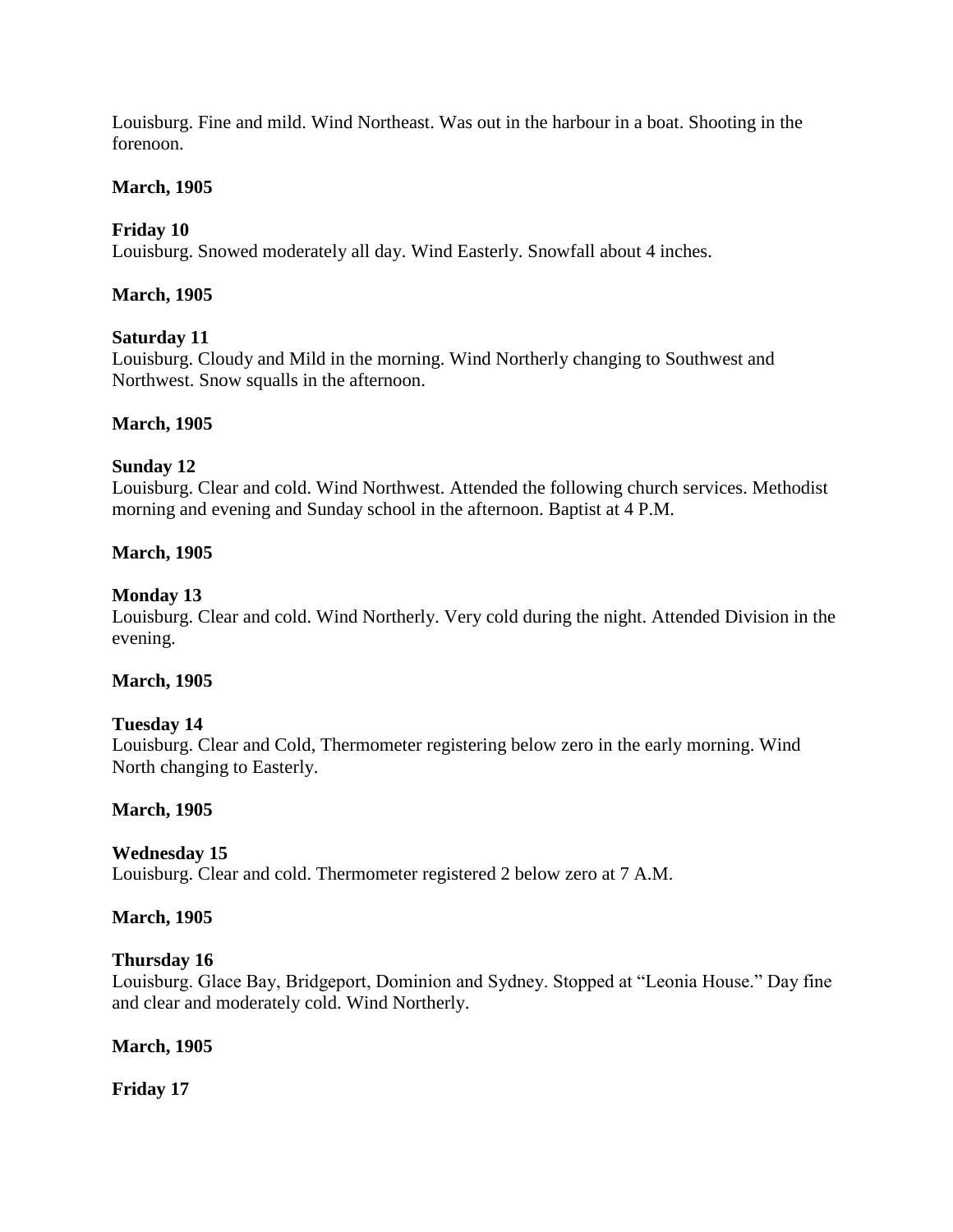Louisburg. Fine and mild. Wind Northeast. Was out in the harbour in a boat. Shooting in the forenoon.

**March, 1905**

**Friday 10**
Louisburg. Snowed moderately all day. Wind Easterly. Snowfall about 4 inches.

**March, 1905**

**Saturday 11**
Louisburg. Cloudy and Mild in the morning. Wind Northerly changing to Southwest and Northwest. Snow squalls in the afternoon.

**March, 1905**

**Sunday 12**
Louisburg. Clear and cold. Wind Northwest. Attended the following church services. Methodist morning and evening and Sunday school in the afternoon. Baptist at 4 P.M.

**March, 1905**

**Monday 13**
Louisburg. Clear and cold. Wind Northerly. Very cold during the night. Attended Division in the evening.

**March, 1905**

**Tuesday 14**
Louisburg. Clear and Cold, Thermometer registering below zero in the early morning. Wind North changing to Easterly.

**March, 1905**

**Wednesday 15**
Louisburg. Clear and cold. Thermometer registered 2 below zero at 7 A.M.

**March, 1905**

**Thursday 16**
Louisburg. Glace Bay, Bridgeport, Dominion and Sydney. Stopped at "Leonia House." Day fine and clear and moderately cold. Wind Northerly.

**March, 1905**

**Friday 17**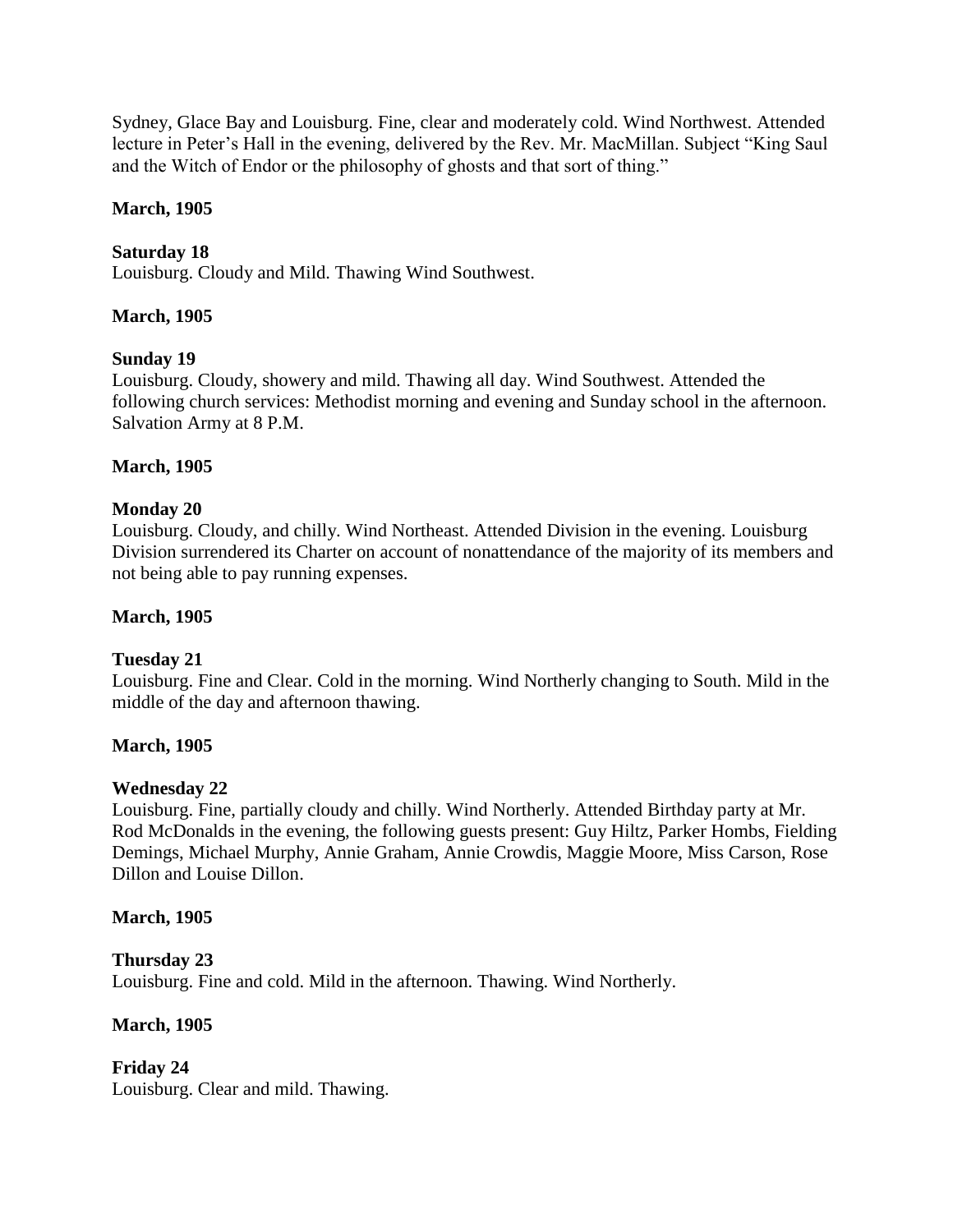Sydney, Glace Bay and Louisburg. Fine, clear and moderately cold. Wind Northwest. Attended lecture in Peter's Hall in the evening, delivered by the Rev. Mr. MacMillan. Subject "King Saul and the Witch of Endor or the philosophy of ghosts and that sort of thing."

**March, 1905**

**Saturday 18**
Louisburg. Cloudy and Mild. Thawing Wind Southwest.

**March, 1905**

**Sunday 19**
Louisburg. Cloudy, showery and mild. Thawing all day. Wind Southwest. Attended the following church services: Methodist morning and evening and Sunday school in the afternoon. Salvation Army at 8 P.M.

**March, 1905**

**Monday 20**
Louisburg. Cloudy, and chilly. Wind Northeast. Attended Division in the evening. Louisburg Division surrendered its Charter on account of nonattendance of the majority of its members and not being able to pay running expenses.

**March, 1905**

**Tuesday 21**
Louisburg. Fine and Clear. Cold in the morning. Wind Northerly changing to South. Mild in the middle of the day and afternoon thawing.

**March, 1905**

**Wednesday 22**
Louisburg. Fine, partially cloudy and chilly. Wind Northerly. Attended Birthday party at Mr. Rod McDonalds in the evening, the following guests present: Guy Hiltz, Parker Hombs, Fielding Demings, Michael Murphy, Annie Graham, Annie Crowdis, Maggie Moore, Miss Carson, Rose Dillon and Louise Dillon.

**March, 1905**

**Thursday 23**
Louisburg. Fine and cold. Mild in the afternoon. Thawing. Wind Northerly.

**March, 1905**

**Friday 24**
Louisburg. Clear and mild. Thawing.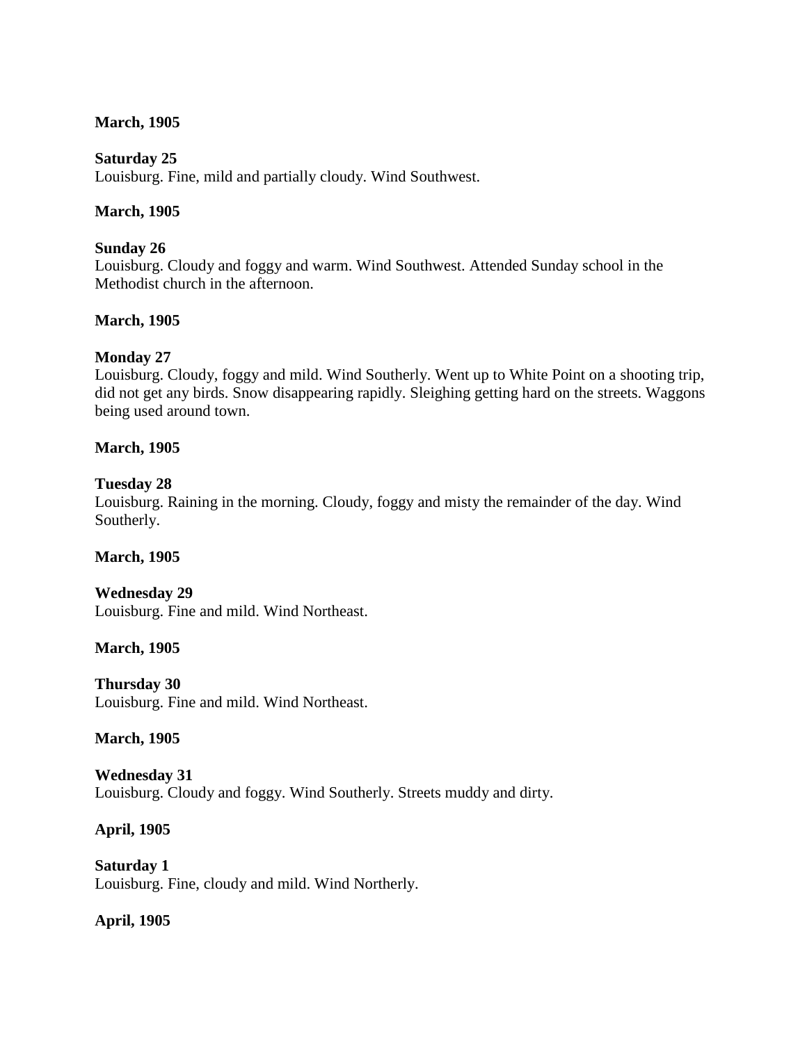**March, 1905**

**Saturday 25**
Louisburg. Fine, mild and partially cloudy. Wind Southwest.

**March, 1905**

**Sunday 26**
Louisburg. Cloudy and foggy and warm. Wind Southwest. Attended Sunday school in the Methodist church in the afternoon.

**March, 1905**

**Monday 27**
Louisburg. Cloudy, foggy and mild. Wind Southerly. Went up to White Point on a shooting trip, did not get any birds. Snow disappearing rapidly. Sleighing getting hard on the streets. Waggons being used around town.

**March, 1905**

**Tuesday 28**
Louisburg. Raining in the morning. Cloudy, foggy and misty the remainder of the day. Wind Southerly.

**March, 1905**

**Wednesday 29**
Louisburg. Fine and mild. Wind Northeast.

**March, 1905**

**Thursday 30**
Louisburg. Fine and mild. Wind Northeast.

**March, 1905**

**Wednesday 31**
Louisburg. Cloudy and foggy. Wind Southerly. Streets muddy and dirty.

**April, 1905**

**Saturday 1**
Louisburg. Fine, cloudy and mild. Wind Northerly.

**April, 1905**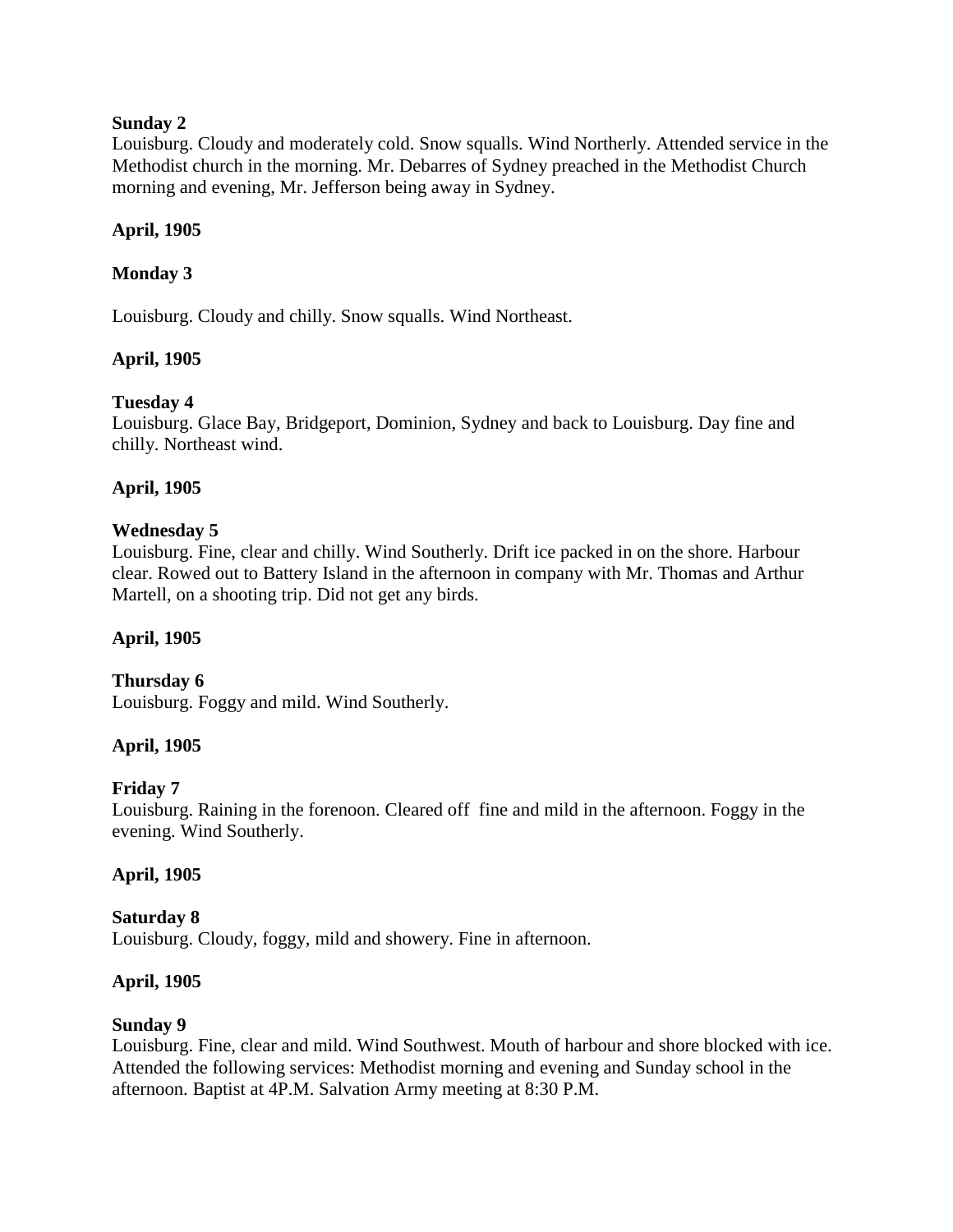**Sunday 2**
Louisburg. Cloudy and moderately cold. Snow squalls. Wind Northerly. Attended service in the Methodist church in the morning. Mr. Debarres of Sydney preached in the Methodist Church morning and evening, Mr. Jefferson being away in Sydney.

**April, 1905**

**Monday 3**

Louisburg. Cloudy and chilly. Snow squalls. Wind Northeast.

**April, 1905**

**Tuesday 4**
Louisburg. Glace Bay, Bridgeport, Dominion, Sydney and back to Louisburg. Day fine and chilly. Northeast wind.

**April, 1905**

**Wednesday 5**
Louisburg. Fine, clear and chilly. Wind Southerly. Drift ice packed in on the shore. Harbour clear. Rowed out to Battery Island in the afternoon in company with Mr. Thomas and Arthur Martell, on a shooting trip. Did not get any birds.

**April, 1905**

**Thursday 6**
Louisburg. Foggy and mild. Wind Southerly.

**April, 1905**

**Friday 7**
Louisburg. Raining in the forenoon. Cleared off fine and mild in the afternoon. Foggy in the evening. Wind Southerly.

**April, 1905**

**Saturday 8**
Louisburg. Cloudy, foggy, mild and showery. Fine in afternoon.

**April, 1905**

**Sunday 9**
Louisburg. Fine, clear and mild. Wind Southwest. Mouth of harbour and shore blocked with ice. Attended the following services: Methodist morning and evening and Sunday school in the afternoon. Baptist at 4P.M. Salvation Army meeting at 8:30 P.M.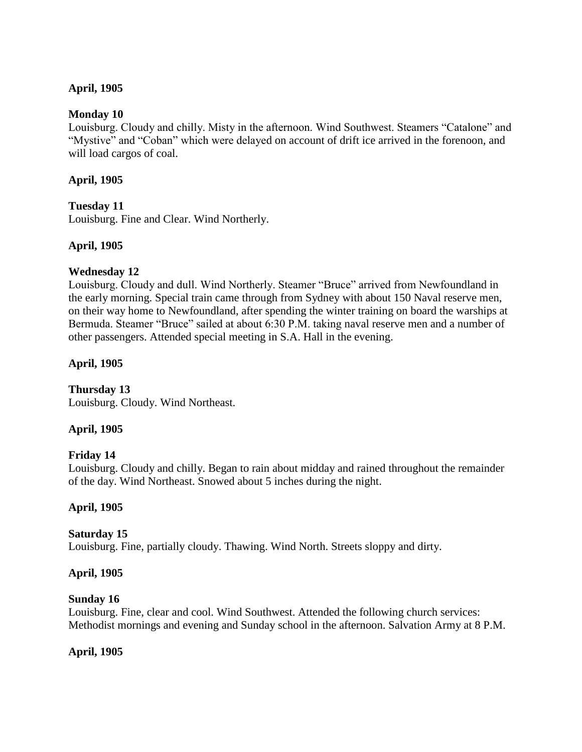**April, 1905**

**Monday 10**
Louisburg. Cloudy and chilly. Misty in the afternoon. Wind Southwest. Steamers "Catalone" and "Mystive" and "Coban" which were delayed on account of drift ice arrived in the forenoon, and will load cargos of coal.

**April, 1905**

**Tuesday 11**
Louisburg. Fine and Clear. Wind Northerly.

**April, 1905**

**Wednesday 12**
Louisburg. Cloudy and dull. Wind Northerly. Steamer "Bruce" arrived from Newfoundland in the early morning. Special train came through from Sydney with about 150 Naval reserve men, on their way home to Newfoundland, after spending the winter training on board the warships at Bermuda. Steamer "Bruce" sailed at about 6:30 P.M. taking naval reserve men and a number of other passengers. Attended special meeting in S.A. Hall in the evening.

**April, 1905**

**Thursday 13**
Louisburg. Cloudy. Wind Northeast.

**April, 1905**

**Friday 14**
Louisburg. Cloudy and chilly. Began to rain about midday and rained throughout the remainder of the day. Wind Northeast. Snowed about 5 inches during the night.

**April, 1905**

**Saturday 15**
Louisburg. Fine, partially cloudy. Thawing. Wind North. Streets sloppy and dirty.

**April, 1905**

**Sunday 16**
Louisburg. Fine, clear and cool. Wind Southwest. Attended the following church services: Methodist mornings and evening and Sunday school in the afternoon. Salvation Army at 8 P.M.

**April, 1905**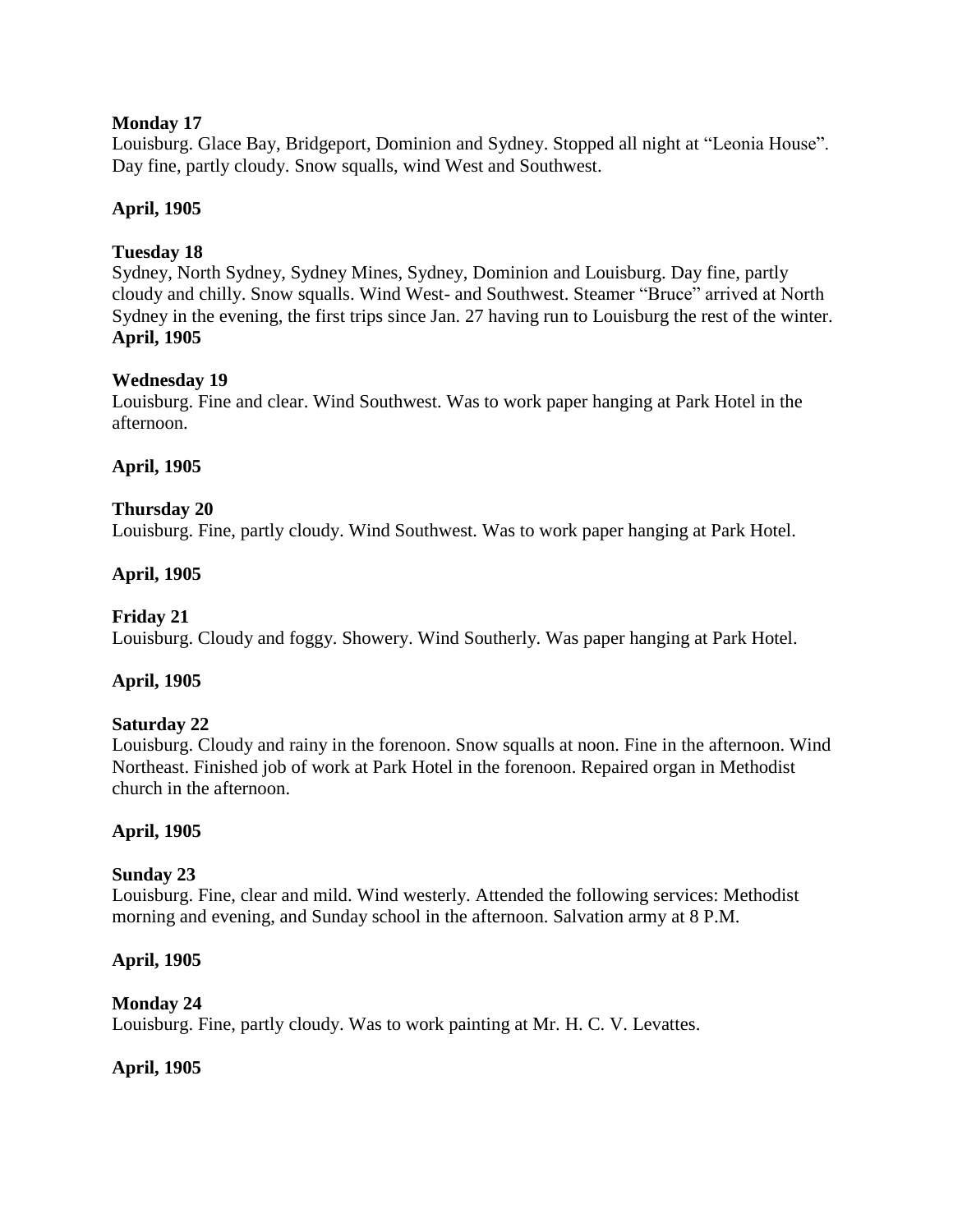**Monday 17**

Louisburg. Glace Bay, Bridgeport, Dominion and Sydney. Stopped all night at "Leonia House". Day fine, partly cloudy. Snow squalls, wind West and Southwest.

**April, 1905**

**Tuesday 18**

Sydney, North Sydney, Sydney Mines, Sydney, Dominion and Louisburg. Day fine, partly cloudy and chilly. Snow squalls. Wind West- and Southwest. Steamer "Bruce" arrived at North Sydney in the evening, the first trips since Jan. 27 having run to Louisburg the rest of the winter.

**April, 1905**

**Wednesday 19**

Louisburg. Fine and clear. Wind Southwest. Was to work paper hanging at Park Hotel in the afternoon.

**April, 1905**

**Thursday 20**

Louisburg. Fine, partly cloudy. Wind Southwest. Was to work paper hanging at Park Hotel.

**April, 1905**

**Friday 21**

Louisburg. Cloudy and foggy. Showery. Wind Southerly. Was paper hanging at Park Hotel.

**April, 1905**

**Saturday 22**

Louisburg. Cloudy and rainy in the forenoon. Snow squalls at noon. Fine in the afternoon. Wind Northeast. Finished job of work at Park Hotel in the forenoon. Repaired organ in Methodist church in the afternoon.

**April, 1905**

**Sunday 23**

Louisburg. Fine, clear and mild. Wind westerly. Attended the following services: Methodist morning and evening, and Sunday school in the afternoon. Salvation army at 8 P.M.

**April, 1905**

**Monday 24**

Louisburg. Fine, partly cloudy. Was to work painting at Mr. H. C. V. Levattes.

**April, 1905**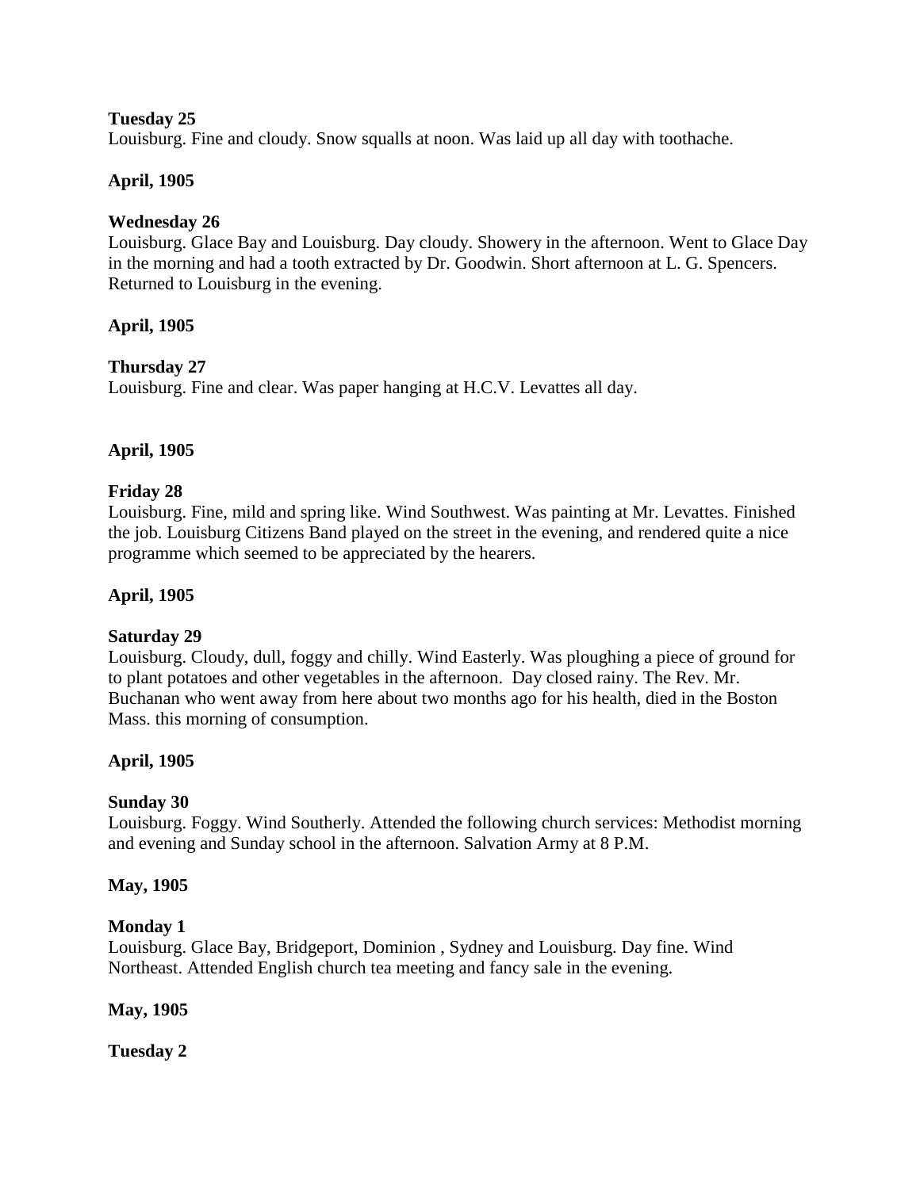**Tuesday 25**
Louisburg. Fine and cloudy. Snow squalls at noon. Was laid up all day with toothache.

**April, 1905**

**Wednesday 26**
Louisburg. Glace Bay and Louisburg. Day cloudy. Showery in the afternoon. Went to Glace Day in the morning and had a tooth extracted by Dr. Goodwin. Short afternoon at L. G. Spencers. Returned to Louisburg in the evening.

**April, 1905**

**Thursday 27**
Louisburg. Fine and clear. Was paper hanging at H.C.V. Levattes all day.

**April, 1905**

**Friday 28**
Louisburg. Fine, mild and spring like. Wind Southwest. Was painting at Mr. Levattes. Finished the job. Louisburg Citizens Band played on the street in the evening, and rendered quite a nice programme which seemed to be appreciated by the hearers.

**April, 1905**

**Saturday 29**
Louisburg. Cloudy, dull, foggy and chilly. Wind Easterly. Was ploughing a piece of ground for to plant potatoes and other vegetables in the afternoon. Day closed rainy. The Rev. Mr. Buchanan who went away from here about two months ago for his health, died in the Boston Mass. this morning of consumption.

**April, 1905**

**Sunday 30**
Louisburg. Foggy. Wind Southerly. Attended the following church services: Methodist morning and evening and Sunday school in the afternoon. Salvation Army at 8 P.M.

**May, 1905**

**Monday 1**
Louisburg. Glace Bay, Bridgeport, Dominion , Sydney and Louisburg. Day fine. Wind Northeast. Attended English church tea meeting and fancy sale in the evening.

**May, 1905**

**Tuesday 2**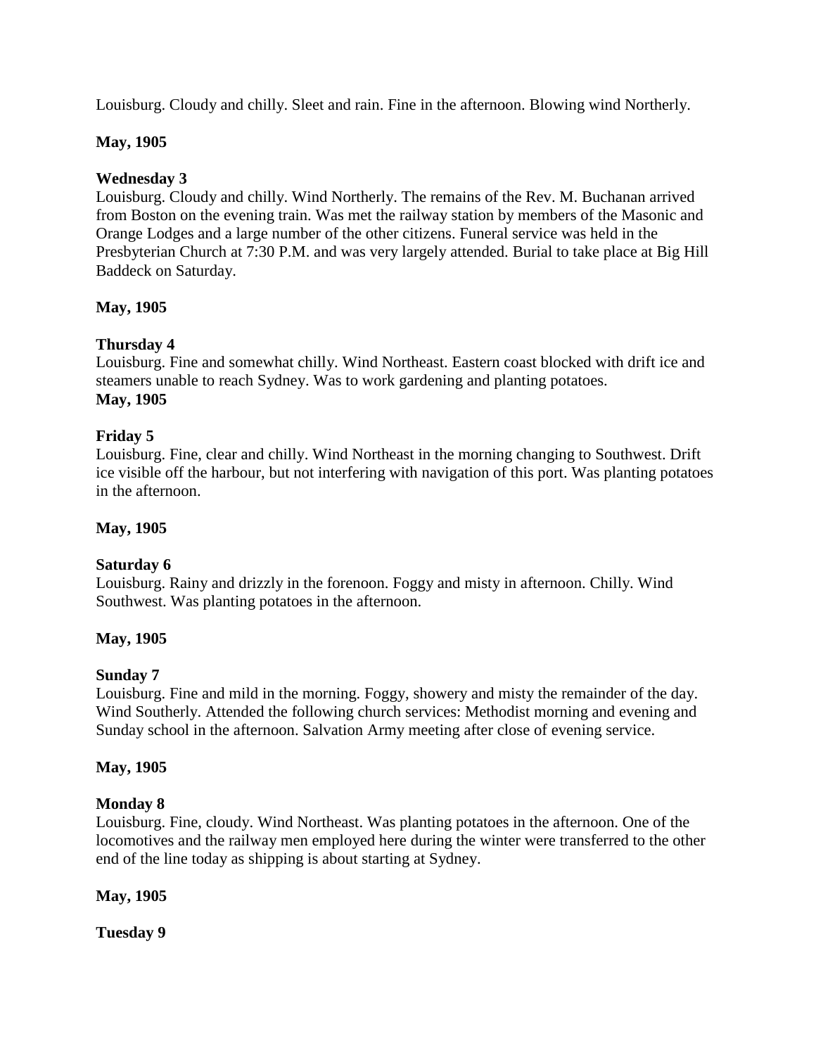Louisburg. Cloudy and chilly. Sleet and rain. Fine in the afternoon. Blowing wind Northerly.

**May, 1905**

**Wednesday 3**
Louisburg. Cloudy and chilly. Wind Northerly. The remains of the Rev. M. Buchanan arrived from Boston on the evening train. Was met the railway station by members of the Masonic and Orange Lodges and a large number of the other citizens. Funeral service was held in the Presbyterian Church at 7:30 P.M. and was very largely attended. Burial to take place at Big Hill Baddeck on Saturday.

**May, 1905**

**Thursday 4**
Louisburg. Fine and somewhat chilly. Wind Northeast. Eastern coast blocked with drift ice and steamers unable to reach Sydney. Was to work gardening and planting potatoes.

**May, 1905**

**Friday 5**
Louisburg. Fine, clear and chilly. Wind Northeast in the morning changing to Southwest. Drift ice visible off the harbour, but not interfering with navigation of this port. Was planting potatoes in the afternoon.

**May, 1905**

**Saturday 6**
Louisburg. Rainy and drizzly in the forenoon. Foggy and misty in afternoon. Chilly. Wind Southwest. Was planting potatoes in the afternoon.

**May, 1905**

**Sunday 7**
Louisburg. Fine and mild in the morning. Foggy, showery and misty the remainder of the day. Wind Southerly. Attended the following church services: Methodist morning and evening and Sunday school in the afternoon. Salvation Army meeting after close of evening service.

**May, 1905**

**Monday 8**
Louisburg. Fine, cloudy. Wind Northeast. Was planting potatoes in the afternoon. One of the locomotives and the railway men employed here during the winter were transferred to the other end of the line today as shipping is about starting at Sydney.

**May, 1905**

**Tuesday 9**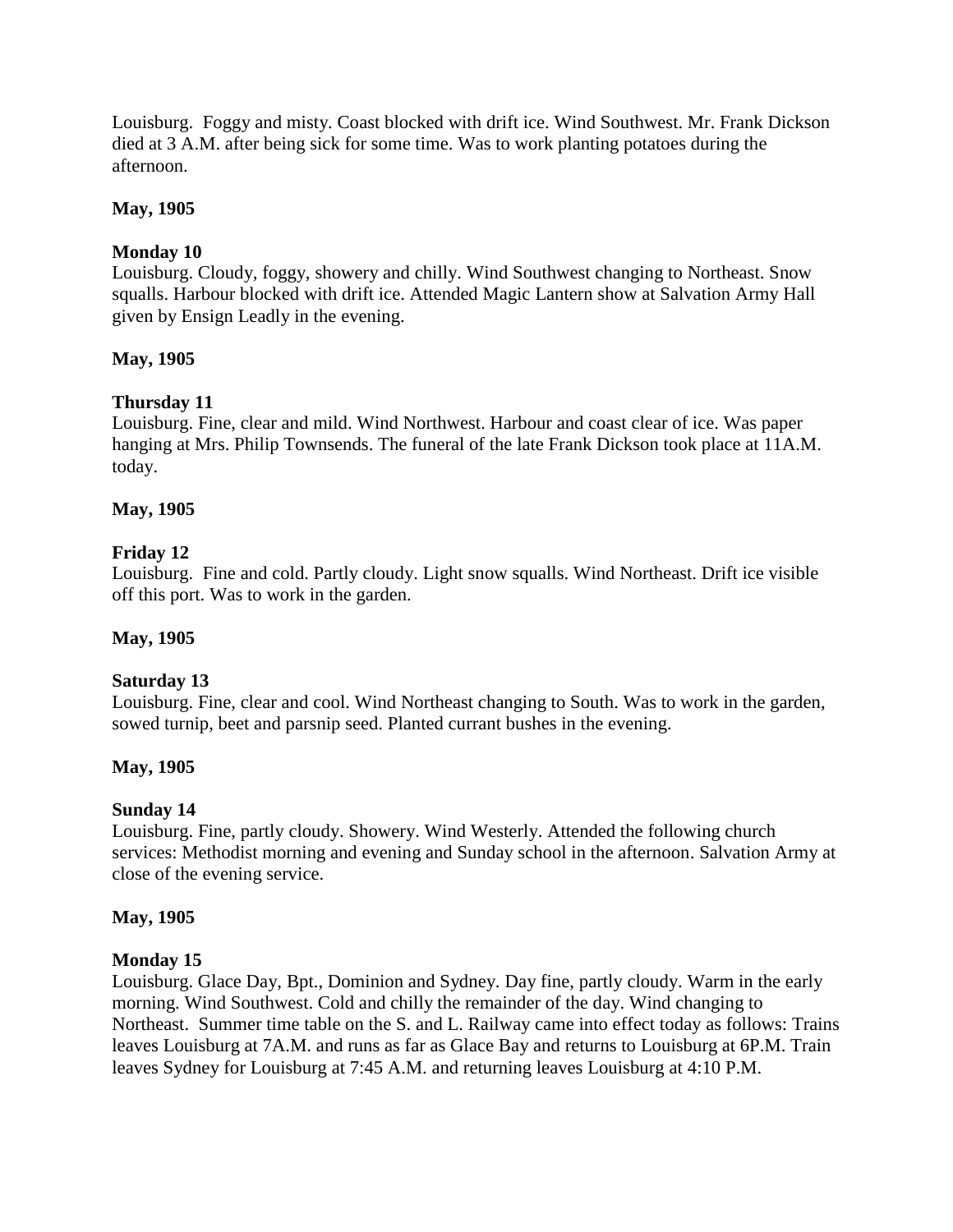Louisburg. Foggy and misty. Coast blocked with drift ice. Wind Southwest. Mr. Frank Dickson died at 3 A.M. after being sick for some time. Was to work planting potatoes during the afternoon.

**May, 1905**

**Monday 10**
Louisburg. Cloudy, foggy, showery and chilly. Wind Southwest changing to Northeast. Snow squalls. Harbour blocked with drift ice. Attended Magic Lantern show at Salvation Army Hall given by Ensign Leadly in the evening.

**May, 1905**

**Thursday 11**
Louisburg. Fine, clear and mild. Wind Northwest. Harbour and coast clear of ice. Was paper hanging at Mrs. Philip Townsends. The funeral of the late Frank Dickson took place at 11A.M. today.

**May, 1905**

**Friday 12**
Louisburg. Fine and cold. Partly cloudy. Light snow squalls. Wind Northeast. Drift ice visible off this port. Was to work in the garden.

**May, 1905**

**Saturday 13**
Louisburg. Fine, clear and cool. Wind Northeast changing to South. Was to work in the garden, sowed turnip, beet and parsnip seed. Planted currant bushes in the evening.

**May, 1905**

**Sunday 14**
Louisburg. Fine, partly cloudy. Showery. Wind Westerly. Attended the following church services: Methodist morning and evening and Sunday school in the afternoon. Salvation Army at close of the evening service.

**May, 1905**

**Monday 15**
Louisburg. Glace Day, Bpt., Dominion and Sydney. Day fine, partly cloudy. Warm in the early morning. Wind Southwest. Cold and chilly the remainder of the day. Wind changing to Northeast. Summer time table on the S. and L. Railway came into effect today as follows: Trains leaves Louisburg at 7A.M. and runs as far as Glace Bay and returns to Louisburg at 6P.M. Train leaves Sydney for Louisburg at 7:45 A.M. and returning leaves Louisburg at 4:10 P.M.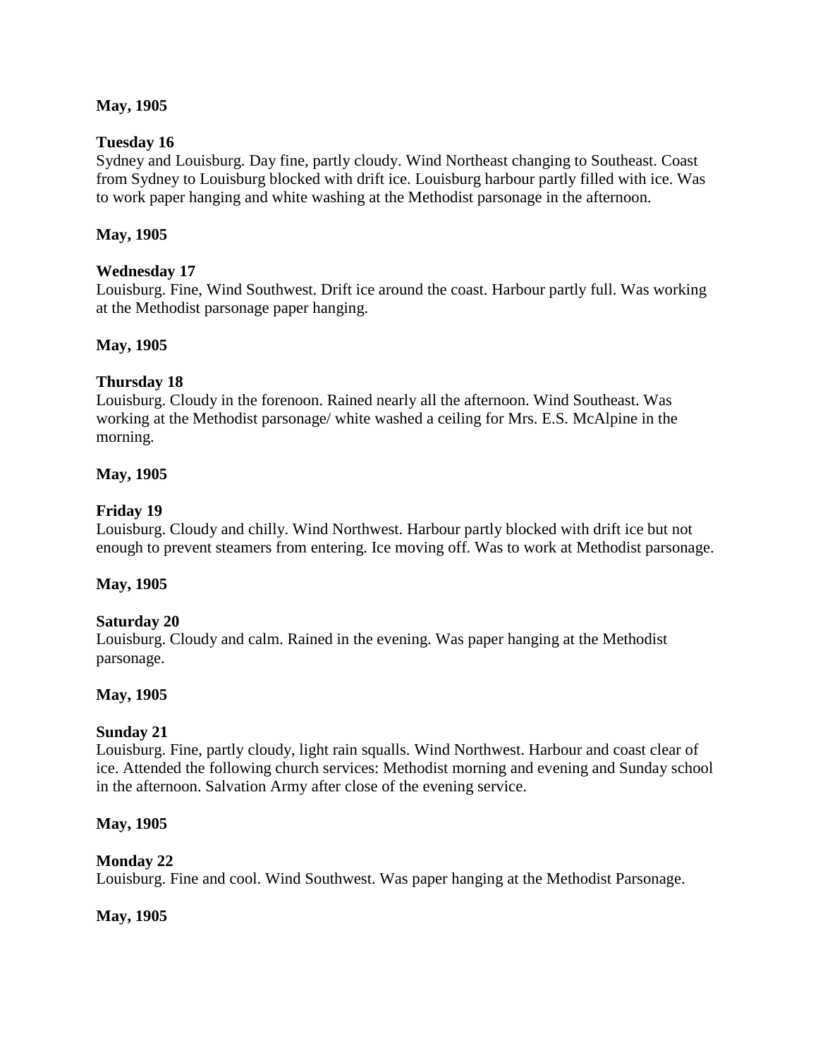**May, 1905**

**Tuesday 16**
Sydney and Louisburg. Day fine, partly cloudy. Wind Northeast changing to Southeast. Coast from Sydney to Louisburg blocked with drift ice. Louisburg harbour partly filled with ice. Was to work paper hanging and white washing at the Methodist parsonage in the afternoon.

**May, 1905**

**Wednesday 17**
Louisburg. Fine, Wind Southwest. Drift ice around the coast. Harbour partly full. Was working at the Methodist parsonage paper hanging.

**May, 1905**

**Thursday 18**
Louisburg. Cloudy in the forenoon. Rained nearly all the afternoon. Wind Southeast. Was working at the Methodist parsonage/ white washed a ceiling for Mrs. E.S. McAlpine in the morning.

**May, 1905**

**Friday 19**
Louisburg. Cloudy and chilly. Wind Northwest. Harbour partly blocked with drift ice but not enough to prevent steamers from entering. Ice moving off. Was to work at Methodist parsonage.

**May, 1905**

**Saturday 20**
Louisburg. Cloudy and calm. Rained in the evening. Was paper hanging at the Methodist parsonage.

**May, 1905**

**Sunday 21**
Louisburg. Fine, partly cloudy, light rain squalls. Wind Northwest. Harbour and coast clear of ice. Attended the following church services: Methodist morning and evening and Sunday school in the afternoon. Salvation Army after close of the evening service.

**May, 1905**

**Monday 22**
Louisburg. Fine and cool. Wind Southwest. Was paper hanging at the Methodist Parsonage.

**May, 1905**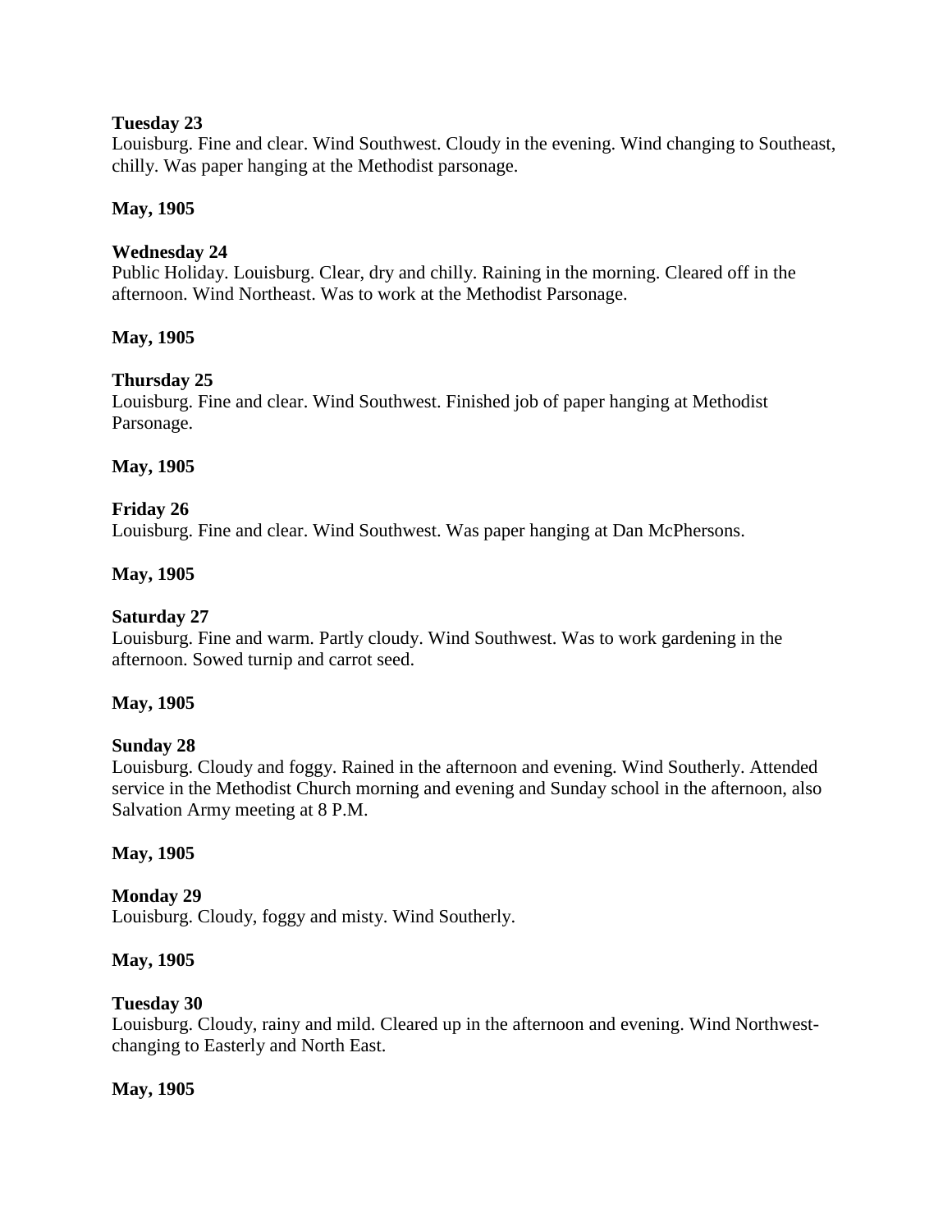**Tuesday 23**
Louisburg. Fine and clear. Wind Southwest. Cloudy in the evening. Wind changing to Southeast, chilly. Was paper hanging at the Methodist parsonage.

**May, 1905**

**Wednesday 24**
Public Holiday. Louisburg. Clear, dry and chilly. Raining in the morning. Cleared off in the afternoon. Wind Northeast. Was to work at the Methodist Parsonage.

**May, 1905**

**Thursday 25**
Louisburg. Fine and clear. Wind Southwest. Finished job of paper hanging at Methodist Parsonage.

**May, 1905**

**Friday 26**
Louisburg. Fine and clear. Wind Southwest. Was paper hanging at Dan McPhersons.

**May, 1905**

**Saturday 27**
Louisburg. Fine and warm. Partly cloudy. Wind Southwest. Was to work gardening in the afternoon. Sowed turnip and carrot seed.

**May, 1905**

**Sunday 28**
Louisburg. Cloudy and foggy. Rained in the afternoon and evening. Wind Southerly. Attended service in the Methodist Church morning and evening and Sunday school in the afternoon, also Salvation Army meeting at 8 P.M.

**May, 1905**

**Monday 29**
Louisburg. Cloudy, foggy and misty. Wind Southerly.

**May, 1905**

**Tuesday 30**
Louisburg. Cloudy, rainy and mild. Cleared up in the afternoon and evening. Wind Northwest-changing to Easterly and North East.

**May, 1905**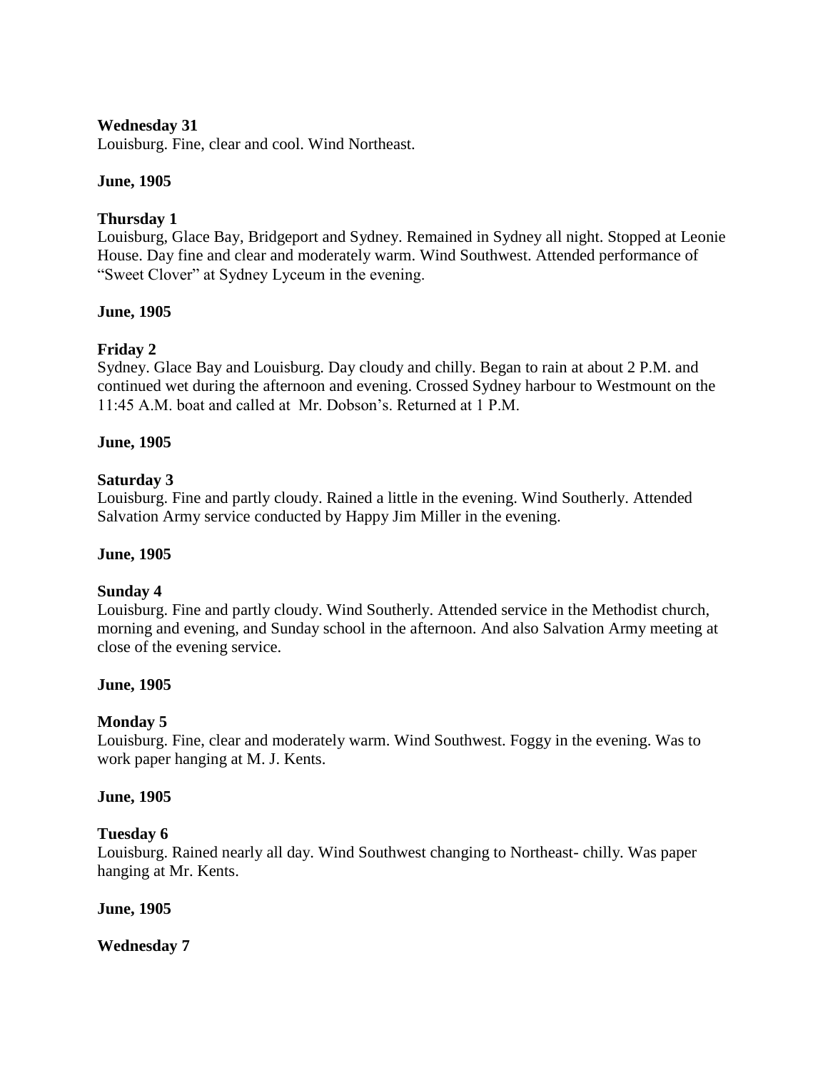**Wednesday 31**
Louisburg. Fine, clear and cool. Wind Northeast.

**June, 1905**

**Thursday 1**
Louisburg, Glace Bay, Bridgeport and Sydney. Remained in Sydney all night. Stopped at Leonie House. Day fine and clear and moderately warm. Wind Southwest. Attended performance of "Sweet Clover" at Sydney Lyceum in the evening.

**June, 1905**

**Friday 2**
Sydney. Glace Bay and Louisburg. Day cloudy and chilly. Began to rain at about 2 P.M. and continued wet during the afternoon and evening. Crossed Sydney harbour to Westmount on the 11:45 A.M. boat and called at Mr. Dobson's. Returned at 1 P.M.

**June, 1905**

**Saturday 3**
Louisburg. Fine and partly cloudy. Rained a little in the evening. Wind Southerly. Attended Salvation Army service conducted by Happy Jim Miller in the evening.

**June, 1905**

**Sunday 4**
Louisburg. Fine and partly cloudy. Wind Southerly. Attended service in the Methodist church, morning and evening, and Sunday school in the afternoon. And also Salvation Army meeting at close of the evening service.

**June, 1905**

**Monday 5**
Louisburg. Fine, clear and moderately warm. Wind Southwest. Foggy in the evening. Was to work paper hanging at M. J. Kents.

**June, 1905**

**Tuesday 6**
Louisburg. Rained nearly all day. Wind Southwest changing to Northeast- chilly. Was paper hanging at Mr. Kents.

**June, 1905**

**Wednesday 7**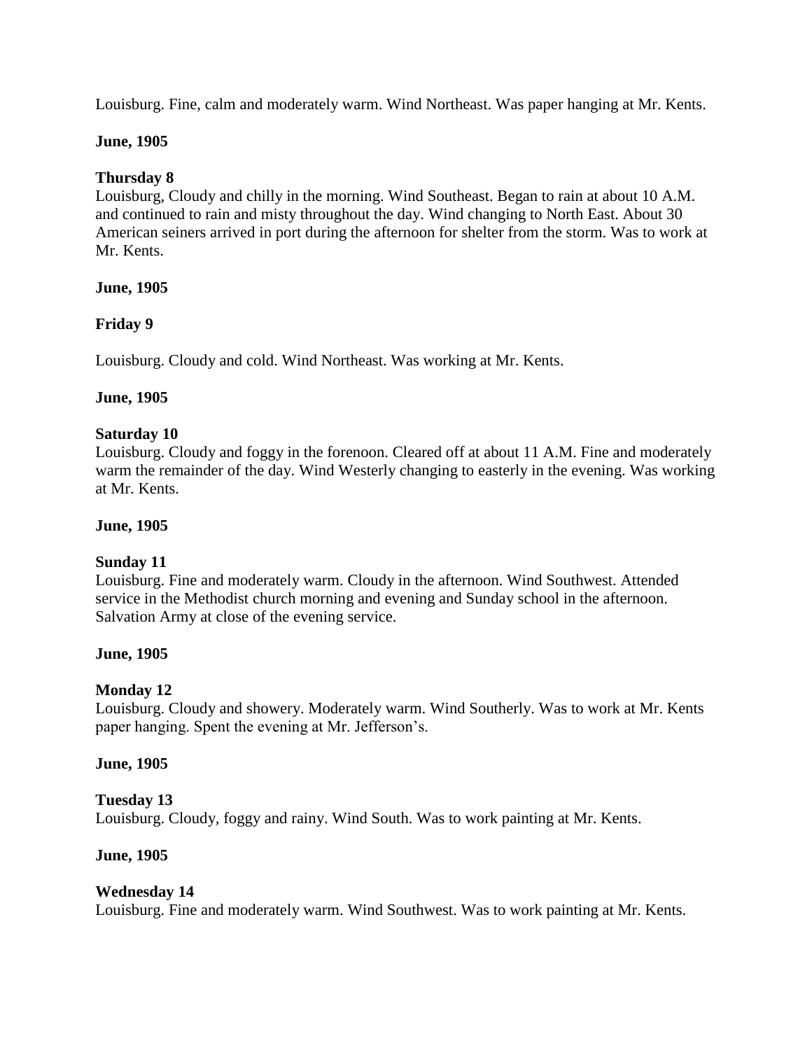Louisburg. Fine, calm and moderately warm. Wind Northeast. Was paper hanging at Mr. Kents.

**June, 1905**

**Thursday 8**
Louisburg, Cloudy and chilly in the morning. Wind Southeast. Began to rain at about 10 A.M. and continued to rain and misty throughout the day. Wind changing to North East. About 30 American seiners arrived in port during the afternoon for shelter from the storm. Was to work at Mr. Kents.

**June, 1905**

**Friday 9**

Louisburg. Cloudy and cold. Wind Northeast. Was working at Mr. Kents.

**June, 1905**

**Saturday 10**
Louisburg. Cloudy and foggy in the forenoon. Cleared off at about 11 A.M. Fine and moderately warm the remainder of the day. Wind Westerly changing to easterly in the evening. Was working at Mr. Kents.

**June, 1905**

**Sunday 11**
Louisburg. Fine and moderately warm. Cloudy in the afternoon. Wind Southwest. Attended service in the Methodist church morning and evening and Sunday school in the afternoon. Salvation Army at close of the evening service.

**June, 1905**

**Monday 12**
Louisburg. Cloudy and showery. Moderately warm. Wind Southerly. Was to work at Mr. Kents paper hanging. Spent the evening at Mr. Jefferson's.

**June, 1905**

**Tuesday 13**
Louisburg. Cloudy, foggy and rainy. Wind South. Was to work painting at Mr. Kents.

**June, 1905**

**Wednesday 14**
Louisburg. Fine and moderately warm. Wind Southwest. Was to work painting at Mr. Kents.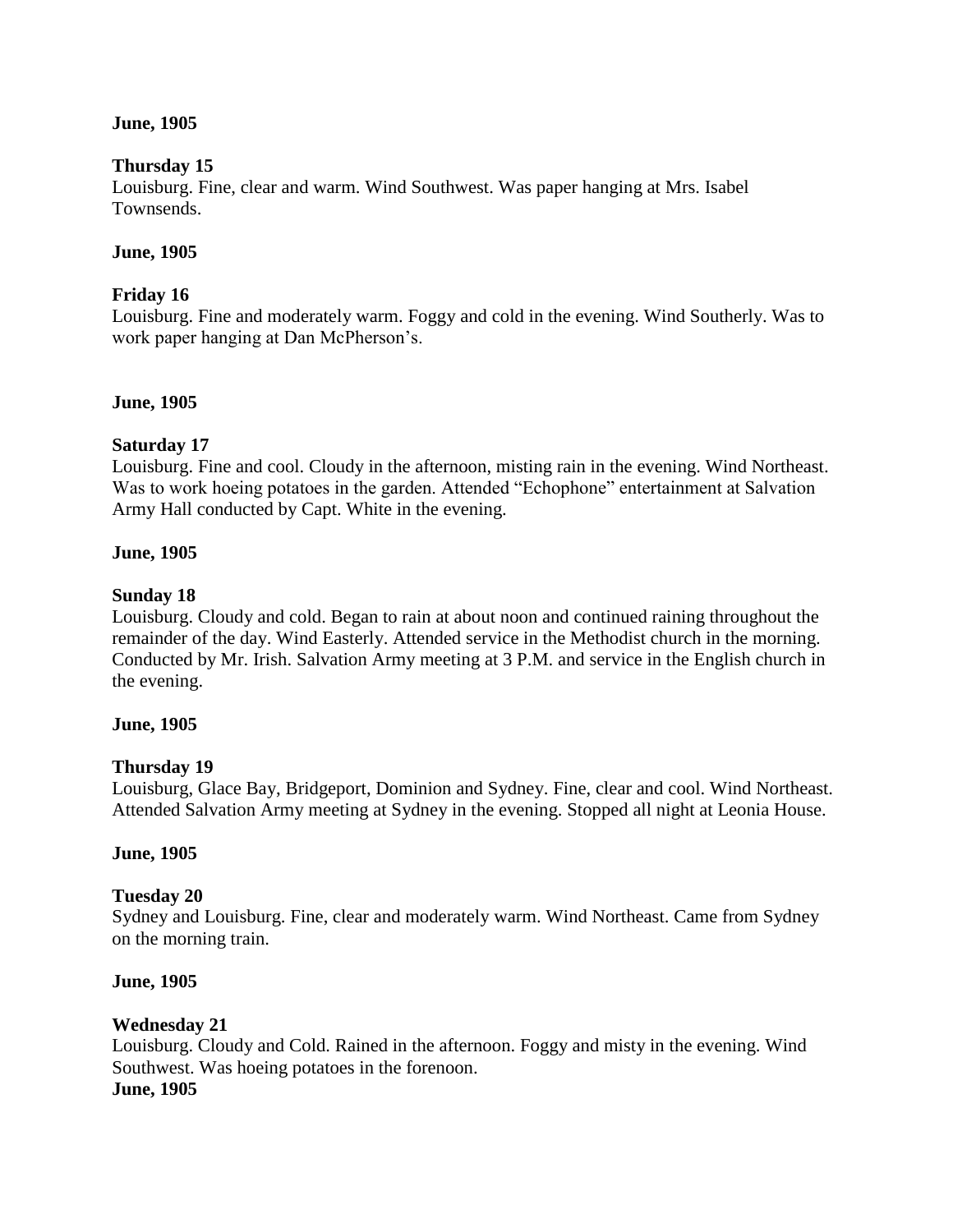**June, 1905**

**Thursday 15**
Louisburg. Fine, clear and warm. Wind Southwest. Was paper hanging at Mrs. Isabel Townsends.

**June, 1905**

**Friday 16**
Louisburg. Fine and moderately warm. Foggy and cold in the evening. Wind Southerly. Was to work paper hanging at Dan McPherson's.

**June, 1905**

**Saturday 17**
Louisburg. Fine and cool. Cloudy in the afternoon, misting rain in the evening. Wind Northeast. Was to work hoeing potatoes in the garden. Attended "Echophone" entertainment at Salvation Army Hall conducted by Capt. White in the evening.

**June, 1905**

**Sunday 18**
Louisburg. Cloudy and cold. Began to rain at about noon and continued raining throughout the remainder of the day. Wind Easterly. Attended service in the Methodist church in the morning. Conducted by Mr. Irish. Salvation Army meeting at 3 P.M. and service in the English church in the evening.

**June, 1905**

**Thursday 19**
Louisburg, Glace Bay, Bridgeport, Dominion and Sydney. Fine, clear and cool. Wind Northeast. Attended Salvation Army meeting at Sydney in the evening. Stopped all night at Leonia House.

**June, 1905**

**Tuesday 20**
Sydney and Louisburg. Fine, clear and moderately warm. Wind Northeast. Came from Sydney on the morning train.

**June, 1905**

**Wednesday 21**
Louisburg. Cloudy and Cold. Rained in the afternoon. Foggy and misty in the evening. Wind Southwest. Was hoeing potatoes in the forenoon.

**June, 1905**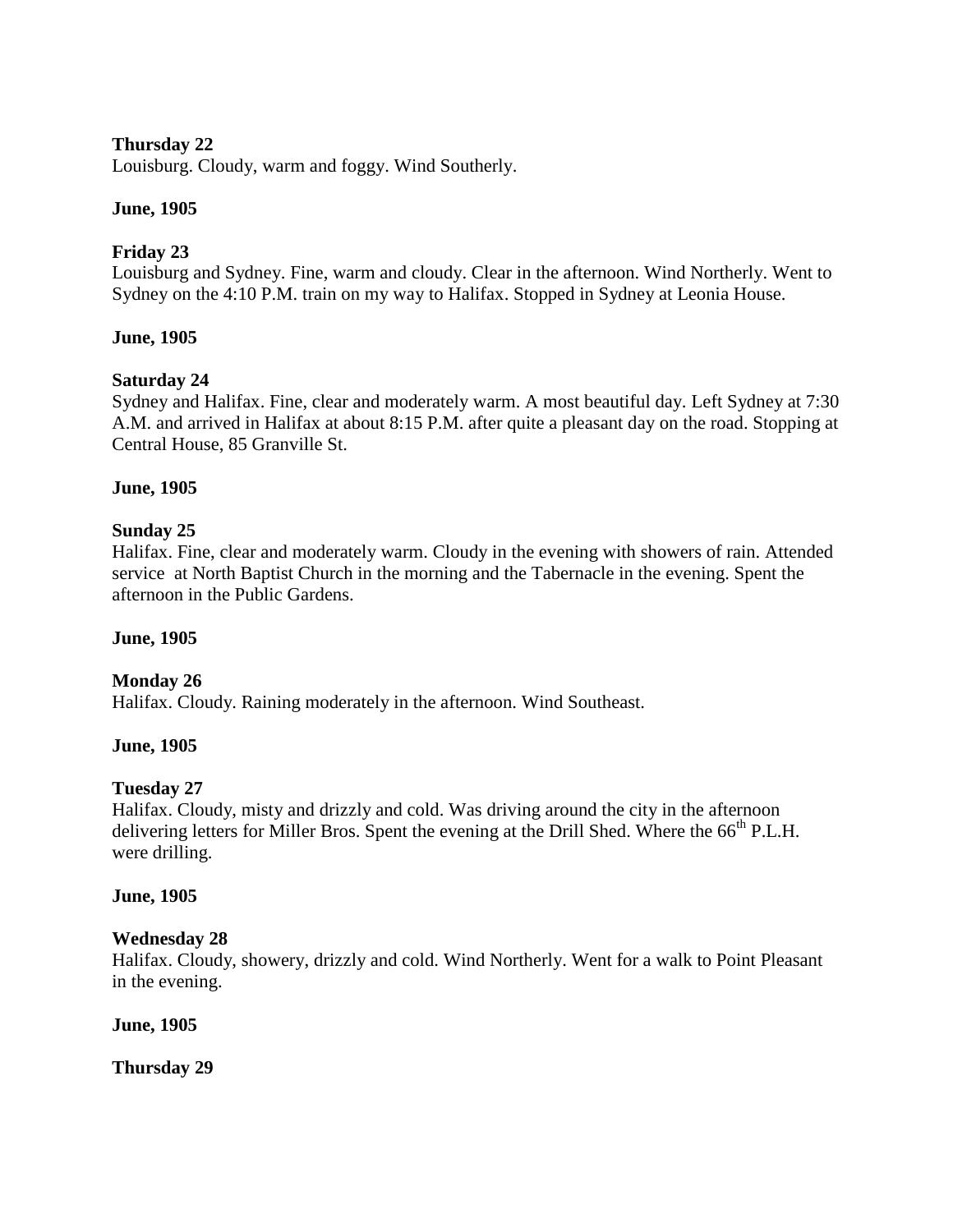**Thursday 22**
Louisburg. Cloudy, warm and foggy. Wind Southerly.

**June, 1905**

**Friday 23**
Louisburg and Sydney. Fine, warm and cloudy. Clear in the afternoon. Wind Northerly. Went to Sydney on the 4:10 P.M. train on my way to Halifax. Stopped in Sydney at Leonia House.

**June, 1905**

**Saturday 24**
Sydney and Halifax. Fine, clear and moderately warm. A most beautiful day. Left Sydney at 7:30 A.M. and arrived in Halifax at about 8:15 P.M. after quite a pleasant day on the road. Stopping at Central House, 85 Granville St.

**June, 1905**

**Sunday 25**
Halifax. Fine, clear and moderately warm. Cloudy in the evening with showers of rain. Attended service at North Baptist Church in the morning and the Tabernacle in the evening. Spent the afternoon in the Public Gardens.

**June, 1905**

**Monday 26**
Halifax. Cloudy. Raining moderately in the afternoon. Wind Southeast.

**June, 1905**

**Tuesday 27**
Halifax. Cloudy, misty and drizzly and cold. Was driving around the city in the afternoon delivering letters for Miller Bros. Spent the evening at the Drill Shed. Where the 66th P.L.H. were drilling.

**June, 1905**

**Wednesday 28**
Halifax. Cloudy, showery, drizzly and cold. Wind Northerly. Went for a walk to Point Pleasant in the evening.

**June, 1905**

**Thursday 29**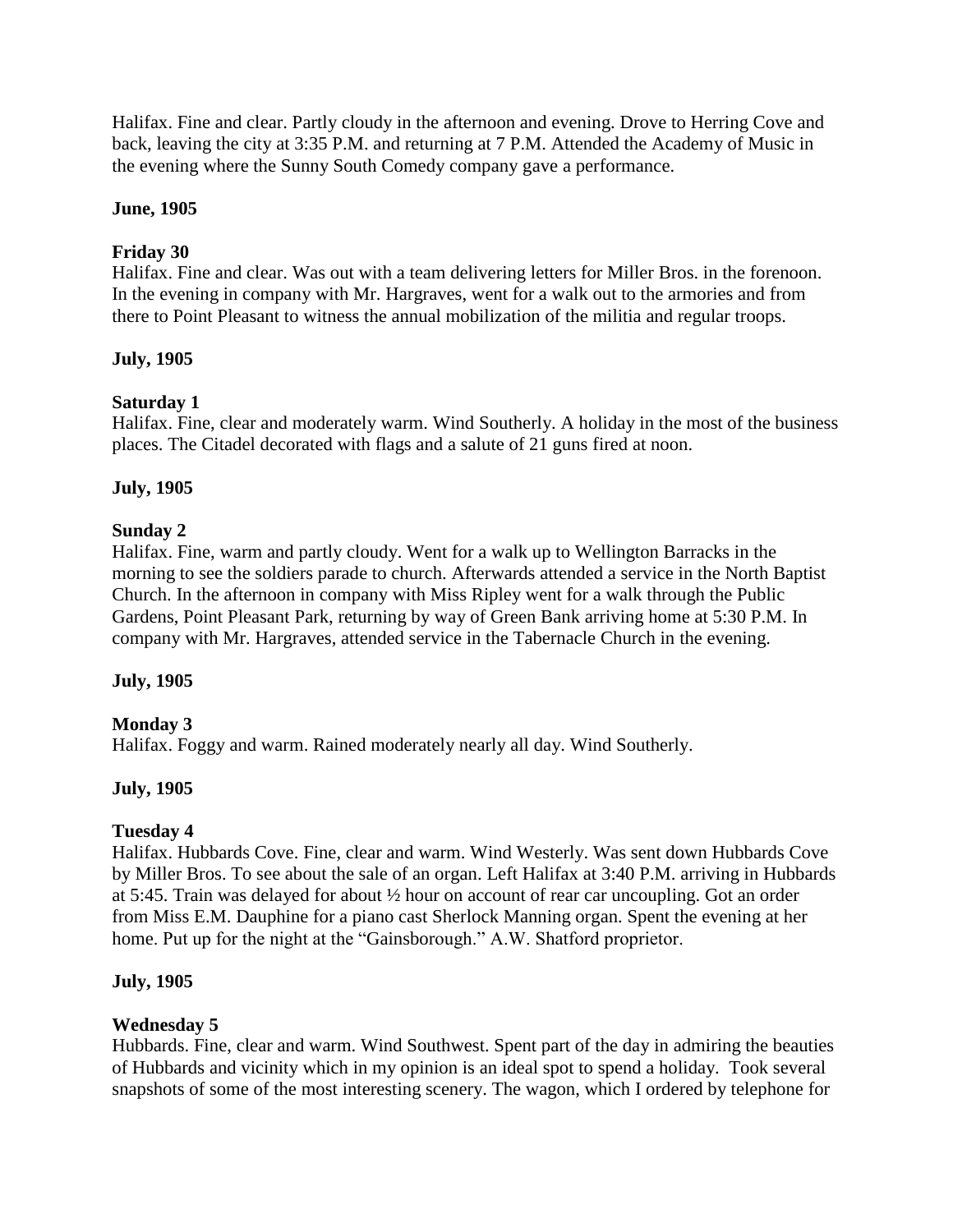Halifax. Fine and clear. Partly cloudy in the afternoon and evening. Drove to Herring Cove and back, leaving the city at 3:35 P.M. and returning at 7 P.M. Attended the Academy of Music in the evening where the Sunny South Comedy company gave a performance.

**June, 1905**

**Friday 30**
Halifax. Fine and clear. Was out with a team delivering letters for Miller Bros. in the forenoon. In the evening in company with Mr. Hargraves, went for a walk out to the armories and from there to Point Pleasant to witness the annual mobilization of the militia and regular troops.

**July, 1905**

**Saturday 1**
Halifax. Fine, clear and moderately warm. Wind Southerly. A holiday in the most of the business places. The Citadel decorated with flags and a salute of 21 guns fired at noon.

**July, 1905**

**Sunday 2**
Halifax. Fine, warm and partly cloudy. Went for a walk up to Wellington Barracks in the morning to see the soldiers parade to church. Afterwards attended a service in the North Baptist Church. In the afternoon in company with Miss Ripley went for a walk through the Public Gardens, Point Pleasant Park, returning by way of Green Bank arriving home at 5:30 P.M. In company with Mr. Hargraves, attended service in the Tabernacle Church in the evening.

**July, 1905**

**Monday 3**
Halifax. Foggy and warm. Rained moderately nearly all day. Wind Southerly.

**July, 1905**

**Tuesday 4**
Halifax. Hubbards Cove. Fine, clear and warm. Wind Westerly. Was sent down Hubbards Cove by Miller Bros. To see about the sale of an organ. Left Halifax at 3:40 P.M. arriving in Hubbards at 5:45. Train was delayed for about ½ hour on account of rear car uncoupling. Got an order from Miss E.M. Dauphine for a piano cast Sherlock Manning organ. Spent the evening at her home. Put up for the night at the "Gainsborough." A.W. Shatford proprietor.

**July, 1905**

**Wednesday 5**
Hubbards. Fine, clear and warm. Wind Southwest. Spent part of the day in admiring the beauties of Hubbards and vicinity which in my opinion is an ideal spot to spend a holiday. Took several snapshots of some of the most interesting scenery. The wagon, which I ordered by telephone for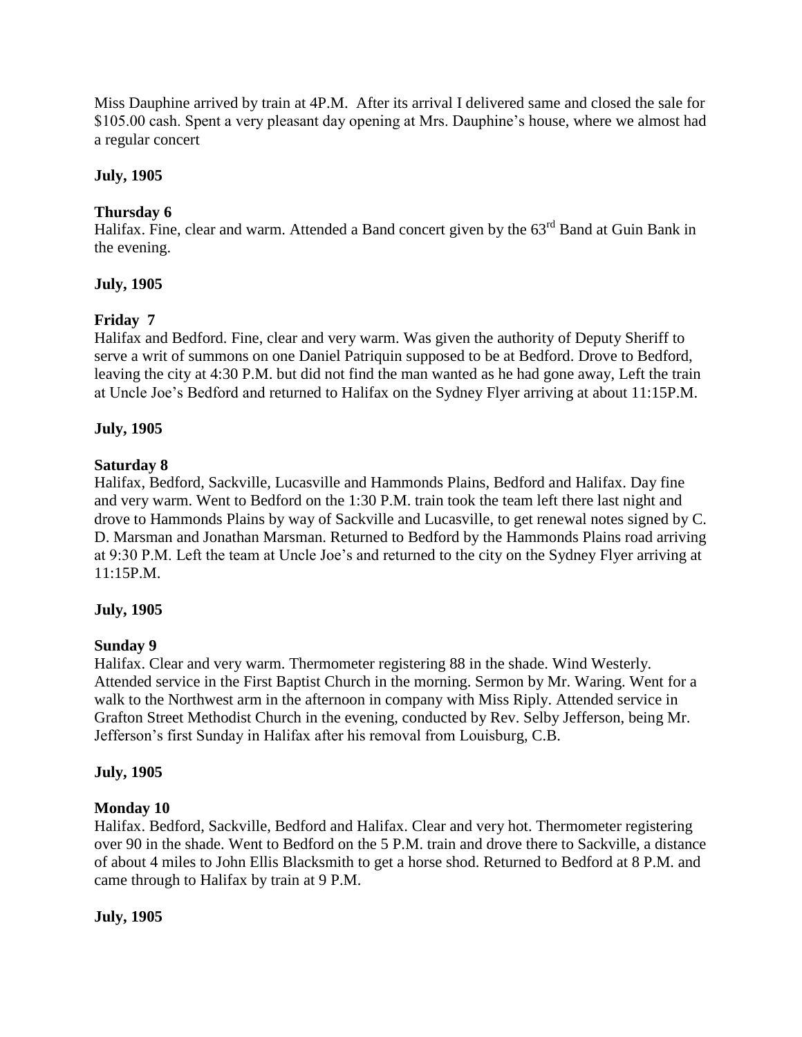Miss Dauphine arrived by train at 4P.M. After its arrival I delivered same and closed the sale for $105.00 cash. Spent a very pleasant day opening at Mrs. Dauphine's house, where we almost had a regular concert

**July, 1905**

**Thursday 6**
Halifax. Fine, clear and warm. Attended a Band concert given by the 63rd Band at Guin Bank in the evening.

**July, 1905**

**Friday 7**
Halifax and Bedford. Fine, clear and very warm. Was given the authority of Deputy Sheriff to serve a writ of summons on one Daniel Patriquin supposed to be at Bedford. Drove to Bedford, leaving the city at 4:30 P.M. but did not find the man wanted as he had gone away, Left the train at Uncle Joe's Bedford and returned to Halifax on the Sydney Flyer arriving at about 11:15P.M.

**July, 1905**

**Saturday 8**
Halifax, Bedford, Sackville, Lucasville and Hammonds Plains, Bedford and Halifax. Day fine and very warm. Went to Bedford on the 1:30 P.M. train took the team left there last night and drove to Hammonds Plains by way of Sackville and Lucasville, to get renewal notes signed by C. D. Marsman and Jonathan Marsman. Returned to Bedford by the Hammonds Plains road arriving at 9:30 P.M. Left the team at Uncle Joe's and returned to the city on the Sydney Flyer arriving at 11:15P.M.

**July, 1905**

**Sunday 9**
Halifax. Clear and very warm. Thermometer registering 88 in the shade. Wind Westerly. Attended service in the First Baptist Church in the morning. Sermon by Mr. Waring. Went for a walk to the Northwest arm in the afternoon in company with Miss Riply. Attended service in Grafton Street Methodist Church in the evening, conducted by Rev. Selby Jefferson, being Mr. Jefferson's first Sunday in Halifax after his removal from Louisburg, C.B.

**July, 1905**

**Monday 10**
Halifax. Bedford, Sackville, Bedford and Halifax. Clear and very hot. Thermometer registering over 90 in the shade. Went to Bedford on the 5 P.M. train and drove there to Sackville, a distance of about 4 miles to John Ellis Blacksmith to get a horse shod. Returned to Bedford at 8 P.M. and came through to Halifax by train at 9 P.M.

**July, 1905**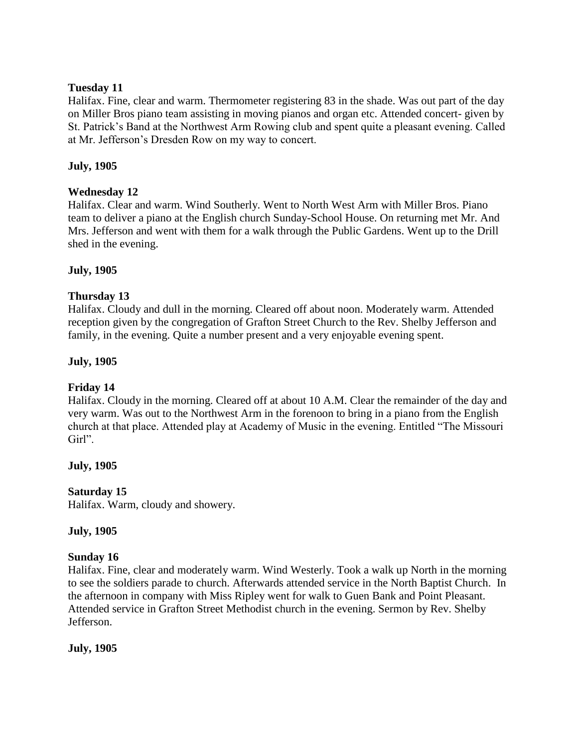**Tuesday 11**

Halifax. Fine, clear and warm. Thermometer registering 83 in the shade. Was out part of the day on Miller Bros piano team assisting in moving pianos and organ etc. Attended concert- given by St. Patrick's Band at the Northwest Arm Rowing club and spent quite a pleasant evening. Called at Mr. Jefferson's Dresden Row on my way to concert.

**July, 1905**

**Wednesday 12**

Halifax. Clear and warm. Wind Southerly. Went to North West Arm with Miller Bros. Piano team to deliver a piano at the English church Sunday-School House. On returning met Mr. And Mrs. Jefferson and went with them for a walk through the Public Gardens. Went up to the Drill shed in the evening.

**July, 1905**

**Thursday 13**

Halifax. Cloudy and dull in the morning. Cleared off about noon. Moderately warm. Attended reception given by the congregation of Grafton Street Church to the Rev. Shelby Jefferson and family, in the evening. Quite a number present and a very enjoyable evening spent.

**July, 1905**

**Friday 14**

Halifax. Cloudy in the morning. Cleared off at about 10 A.M. Clear the remainder of the day and very warm. Was out to the Northwest Arm in the forenoon to bring in a piano from the English church at that place. Attended play at Academy of Music in the evening. Entitled "The Missouri Girl".

**July, 1905**

**Saturday 15**

Halifax. Warm, cloudy and showery.

**July, 1905**

**Sunday 16**

Halifax. Fine, clear and moderately warm. Wind Westerly. Took a walk up North in the morning to see the soldiers parade to church. Afterwards attended service in the North Baptist Church. In the afternoon in company with Miss Ripley went for walk to Guen Bank and Point Pleasant. Attended service in Grafton Street Methodist church in the evening. Sermon by Rev. Shelby Jefferson.

**July, 1905**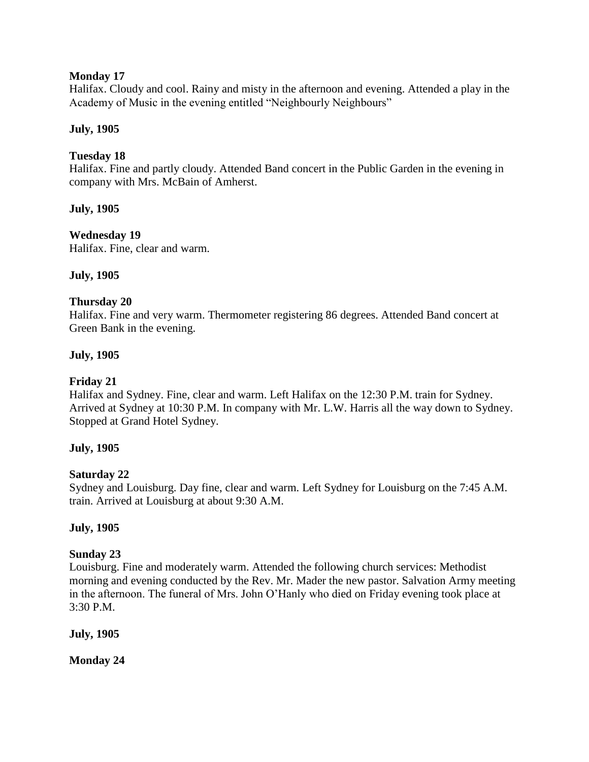**Monday 17**
Halifax. Cloudy and cool. Rainy and misty in the afternoon and evening. Attended a play in the Academy of Music in the evening entitled "Neighbourly Neighbours"

**July, 1905**

**Tuesday 18**
Halifax. Fine and partly cloudy. Attended Band concert in the Public Garden in the evening in company with Mrs. McBain of Amherst.

**July, 1905**

**Wednesday 19**
Halifax. Fine, clear and warm.

**July, 1905**

**Thursday 20**
Halifax. Fine and very warm. Thermometer registering 86 degrees. Attended Band concert at Green Bank in the evening.

**July, 1905**

**Friday 21**
Halifax and Sydney. Fine, clear and warm. Left Halifax on the 12:30 P.M. train for Sydney. Arrived at Sydney at 10:30 P.M. In company with Mr. L.W. Harris all the way down to Sydney. Stopped at Grand Hotel Sydney.

**July, 1905**

**Saturday 22**
Sydney and Louisburg. Day fine, clear and warm. Left Sydney for Louisburg on the 7:45 A.M. train. Arrived at Louisburg at about 9:30 A.M.

**July, 1905**

**Sunday 23**
Louisburg. Fine and moderately warm. Attended the following church services: Methodist morning and evening conducted by the Rev. Mr. Mader the new pastor. Salvation Army meeting in the afternoon. The funeral of Mrs. John O'Hanly who died on Friday evening took place at 3:30 P.M.

**July, 1905**

**Monday 24**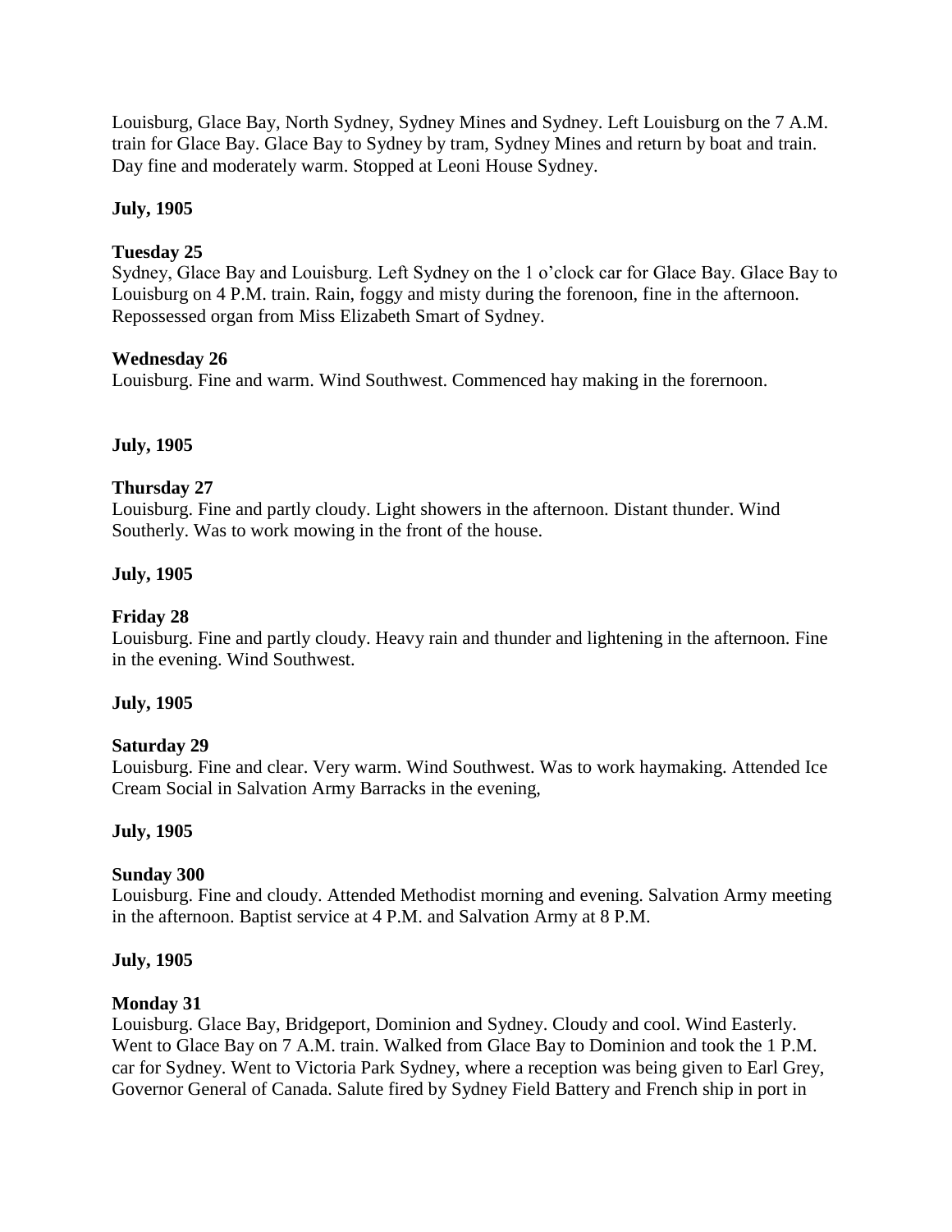Louisburg, Glace Bay, North Sydney, Sydney Mines and Sydney. Left Louisburg on the 7 A.M. train for Glace Bay. Glace Bay to Sydney by tram, Sydney Mines and return by boat and train. Day fine and moderately warm. Stopped at Leoni House Sydney.

**July, 1905**

**Tuesday 25**
Sydney, Glace Bay and Louisburg. Left Sydney on the 1 o'clock car for Glace Bay. Glace Bay to Louisburg on 4 P.M. train. Rain, foggy and misty during the forenoon, fine in the afternoon. Repossessed organ from Miss Elizabeth Smart of Sydney.

**Wednesday 26**
Louisburg. Fine and warm. Wind Southwest. Commenced hay making in the forernoon.

**July, 1905**

**Thursday 27**
Louisburg. Fine and partly cloudy. Light showers in the afternoon. Distant thunder. Wind Southerly. Was to work mowing in the front of the house.

**July, 1905**

**Friday 28**
Louisburg. Fine and partly cloudy. Heavy rain and thunder and lightening in the afternoon. Fine in the evening. Wind Southwest.

**July, 1905**

**Saturday 29**
Louisburg. Fine and clear. Very warm. Wind Southwest. Was to work haymaking. Attended Ice Cream Social in Salvation Army Barracks in the evening,

**July, 1905**

**Sunday 300**
Louisburg. Fine and cloudy. Attended Methodist morning and evening. Salvation Army meeting in the afternoon. Baptist service at 4 P.M. and Salvation Army at 8 P.M.

**July, 1905**

**Monday 31**
Louisburg. Glace Bay, Bridgeport, Dominion and Sydney. Cloudy and cool. Wind Easterly. Went to Glace Bay on 7 A.M. train. Walked from Glace Bay to Dominion and took the 1 P.M. car for Sydney. Went to Victoria Park Sydney, where a reception was being given to Earl Grey, Governor General of Canada. Salute fired by Sydney Field Battery and French ship in port in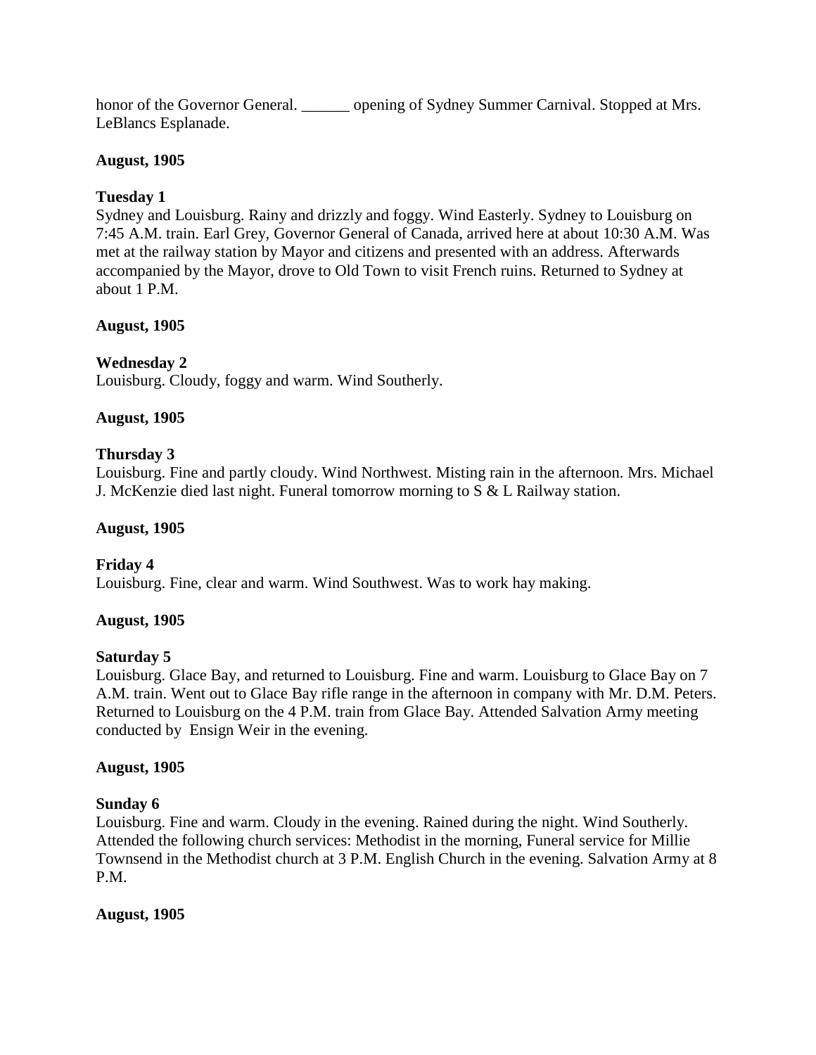honor of the Governor General. ______ opening of Sydney Summer Carnival. Stopped at Mrs. LeBlancs Esplanade.

**August, 1905**

**Tuesday 1**
Sydney and Louisburg. Rainy and drizzly and foggy. Wind Easterly. Sydney to Louisburg on 7:45 A.M. train. Earl Grey, Governor General of Canada, arrived here at about 10:30 A.M. Was met at the railway station by Mayor and citizens and presented with an address. Afterwards accompanied by the Mayor, drove to Old Town to visit French ruins. Returned to Sydney at about 1 P.M.

**August, 1905**

**Wednesday 2**
Louisburg. Cloudy, foggy and warm. Wind Southerly.

**August, 1905**

**Thursday 3**
Louisburg. Fine and partly cloudy. Wind Northwest. Misting rain in the afternoon. Mrs. Michael J. McKenzie died last night. Funeral tomorrow morning to S & L Railway station.

**August, 1905**

**Friday 4**
Louisburg. Fine, clear and warm. Wind Southwest. Was to work hay making.

**August, 1905**

**Saturday 5**
Louisburg. Glace Bay, and returned to Louisburg. Fine and warm. Louisburg to Glace Bay on 7 A.M. train. Went out to Glace Bay rifle range in the afternoon in company with Mr. D.M. Peters. Returned to Louisburg on the 4 P.M. train from Glace Bay. Attended Salvation Army meeting conducted by Ensign Weir in the evening.

**August, 1905**

**Sunday 6**
Louisburg. Fine and warm. Cloudy in the evening. Rained during the night. Wind Southerly. Attended the following church services: Methodist in the morning, Funeral service for Millie Townsend in the Methodist church at 3 P.M. English Church in the evening. Salvation Army at 8 P.M.

**August, 1905**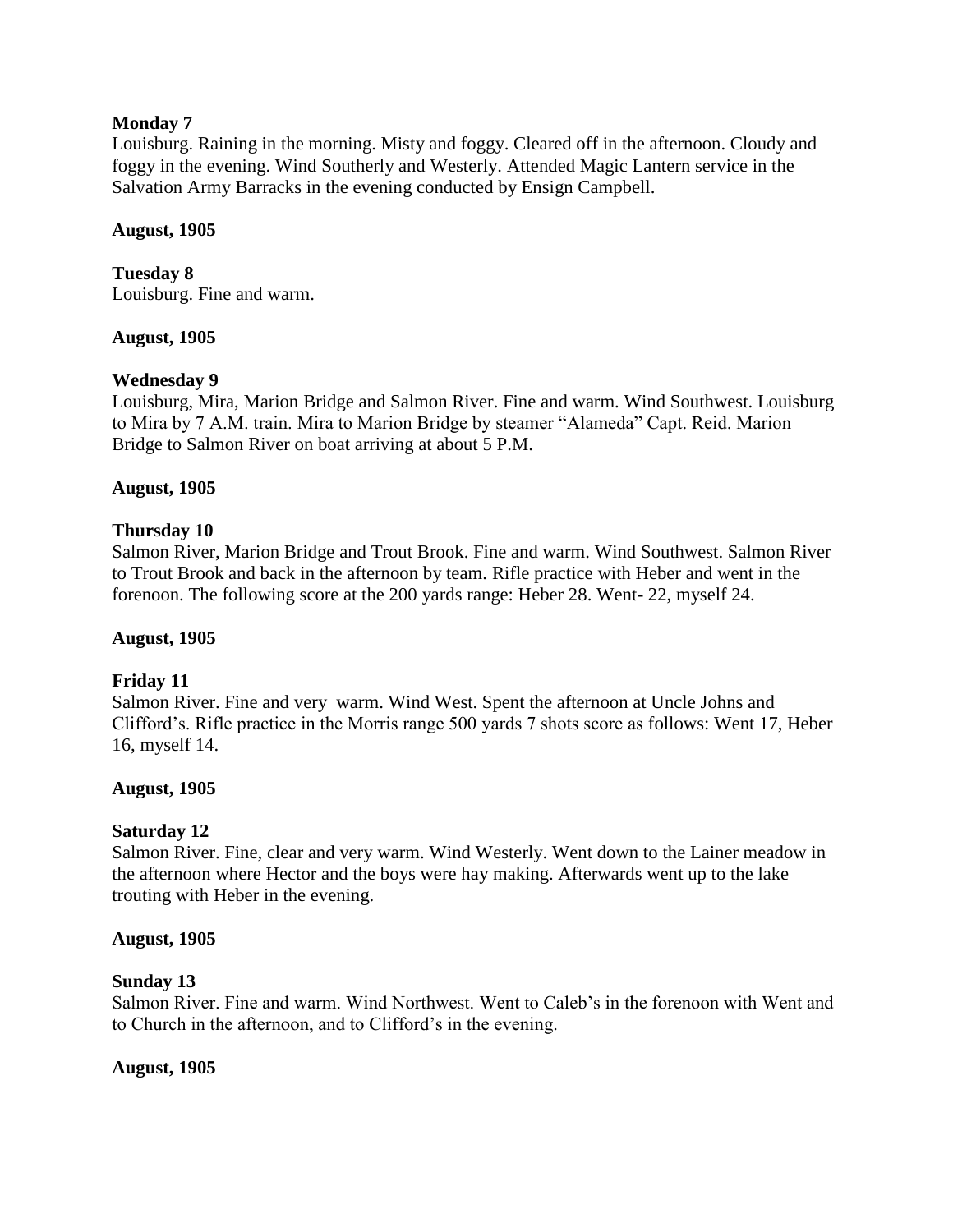**Monday 7**

Louisburg. Raining in the morning. Misty and foggy. Cleared off in the afternoon. Cloudy and foggy in the evening. Wind Southerly and Westerly. Attended Magic Lantern service in the Salvation Army Barracks in the evening conducted by Ensign Campbell.

**August, 1905**

**Tuesday 8**

Louisburg. Fine and warm.

**August, 1905**

**Wednesday 9**

Louisburg, Mira, Marion Bridge and Salmon River. Fine and warm. Wind Southwest. Louisburg to Mira by 7 A.M. train. Mira to Marion Bridge by steamer "Alameda" Capt. Reid. Marion Bridge to Salmon River on boat arriving at about 5 P.M.

**August, 1905**

**Thursday 10**

Salmon River, Marion Bridge and Trout Brook. Fine and warm. Wind Southwest. Salmon River to Trout Brook and back in the afternoon by team. Rifle practice with Heber and went in the forenoon. The following score at the 200 yards range: Heber 28. Went- 22, myself 24.

**August, 1905**

**Friday 11**

Salmon River. Fine and very warm. Wind West. Spent the afternoon at Uncle Johns and Clifford's. Rifle practice in the Morris range 500 yards 7 shots score as follows: Went 17, Heber 16, myself 14.

**August, 1905**

**Saturday 12**

Salmon River. Fine, clear and very warm. Wind Westerly. Went down to the Lainer meadow in the afternoon where Hector and the boys were hay making. Afterwards went up to the lake trouting with Heber in the evening.

**August, 1905**

**Sunday 13**

Salmon River. Fine and warm. Wind Northwest. Went to Caleb's in the forenoon with Went and to Church in the afternoon, and to Clifford's in the evening.

**August, 1905**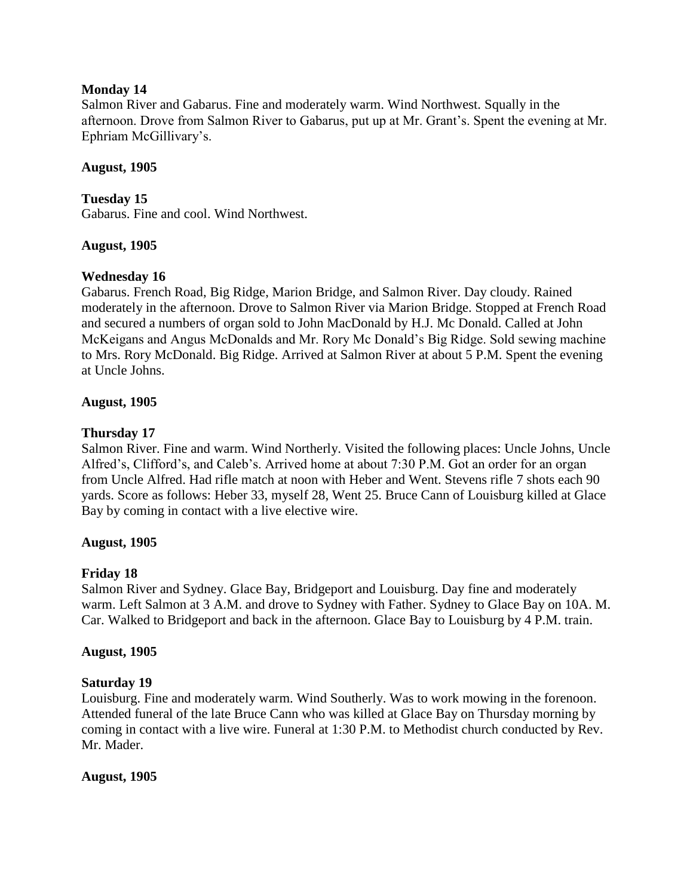**Monday 14**

Salmon River and Gabarus. Fine and moderately warm. Wind Northwest. Squally in the afternoon. Drove from Salmon River to Gabarus, put up at Mr. Grant's. Spent the evening at Mr. Ephriam McGillivary's.

**August, 1905**

**Tuesday 15**

Gabarus. Fine and cool. Wind Northwest.

**August, 1905**

**Wednesday 16**

Gabarus. French Road, Big Ridge, Marion Bridge, and Salmon River. Day cloudy. Rained moderately in the afternoon. Drove to Salmon River via Marion Bridge. Stopped at French Road and secured a numbers of organ sold to John MacDonald by H.J. Mc Donald. Called at John McKeigans and Angus McDonalds and Mr. Rory Mc Donald's Big Ridge. Sold sewing machine to Mrs. Rory McDonald. Big Ridge. Arrived at Salmon River at about 5 P.M. Spent the evening at Uncle Johns.

**August, 1905**

**Thursday 17**

Salmon River. Fine and warm. Wind Northerly. Visited the following places: Uncle Johns, Uncle Alfred's, Clifford's, and Caleb's. Arrived home at about 7:30 P.M. Got an order for an organ from Uncle Alfred. Had rifle match at noon with Heber and Went. Stevens rifle 7 shots each 90 yards. Score as follows: Heber 33, myself 28, Went 25. Bruce Cann of Louisburg killed at Glace Bay by coming in contact with a live elective wire.

**August, 1905**

**Friday 18**

Salmon River and Sydney. Glace Bay, Bridgeport and Louisburg. Day fine and moderately warm. Left Salmon at 3 A.M. and drove to Sydney with Father. Sydney to Glace Bay on 10A. M. Car. Walked to Bridgeport and back in the afternoon. Glace Bay to Louisburg by 4 P.M. train.

**August, 1905**

**Saturday 19**

Louisburg. Fine and moderately warm. Wind Southerly. Was to work mowing in the forenoon. Attended funeral of the late Bruce Cann who was killed at Glace Bay on Thursday morning by coming in contact with a live wire. Funeral at 1:30 P.M. to Methodist church conducted by Rev. Mr. Mader.

**August, 1905**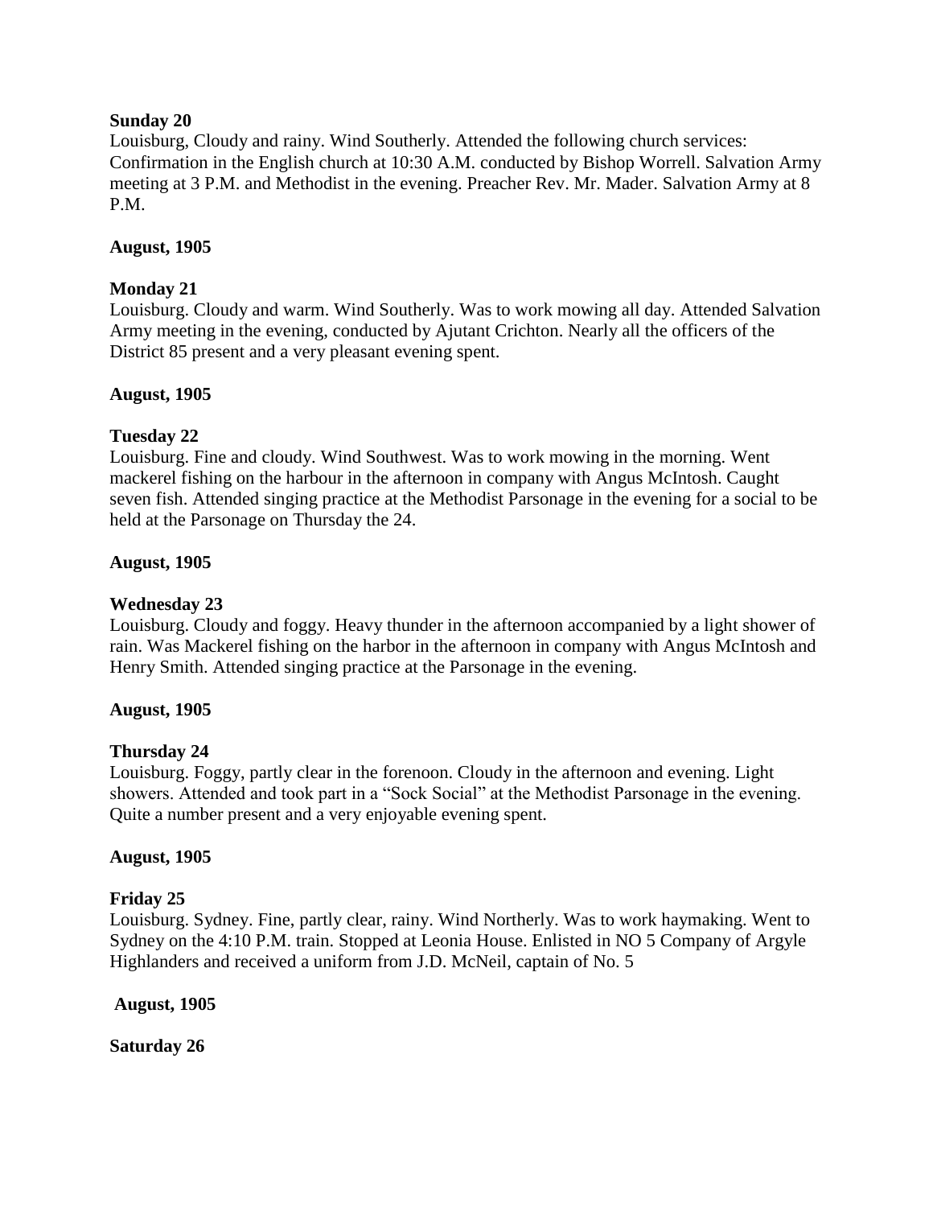**Sunday 20**

Louisburg, Cloudy and rainy. Wind Southerly. Attended the following church services: Confirmation in the English church at 10:30 A.M. conducted by Bishop Worrell. Salvation Army meeting at 3 P.M. and Methodist in the evening. Preacher Rev. Mr. Mader. Salvation Army at 8 P.M.

**August, 1905**

**Monday 21**

Louisburg. Cloudy and warm. Wind Southerly. Was to work mowing all day. Attended Salvation Army meeting in the evening, conducted by Ajutant Crichton. Nearly all the officers of the District 85 present and a very pleasant evening spent.

**August, 1905**

**Tuesday 22**

Louisburg. Fine and cloudy. Wind Southwest. Was to work mowing in the morning. Went mackerel fishing on the harbour in the afternoon in company with Angus McIntosh. Caught seven fish. Attended singing practice at the Methodist Parsonage in the evening for a social to be held at the Parsonage on Thursday the 24.

**August, 1905**

**Wednesday 23**

Louisburg. Cloudy and foggy. Heavy thunder in the afternoon accompanied by a light shower of rain. Was Mackerel fishing on the harbor in the afternoon in company with Angus McIntosh and Henry Smith. Attended singing practice at the Parsonage in the evening.

**August, 1905**

**Thursday 24**

Louisburg. Foggy, partly clear in the forenoon. Cloudy in the afternoon and evening. Light showers. Attended and took part in a "Sock Social" at the Methodist Parsonage in the evening. Quite a number present and a very enjoyable evening spent.

**August, 1905**

**Friday 25**

Louisburg. Sydney. Fine, partly clear, rainy. Wind Northerly. Was to work haymaking. Went to Sydney on the 4:10 P.M. train. Stopped at Leonia House. Enlisted in NO 5 Company of Argyle Highlanders and received a uniform from J.D. McNeil, captain of No. 5

**August, 1905**

**Saturday 26**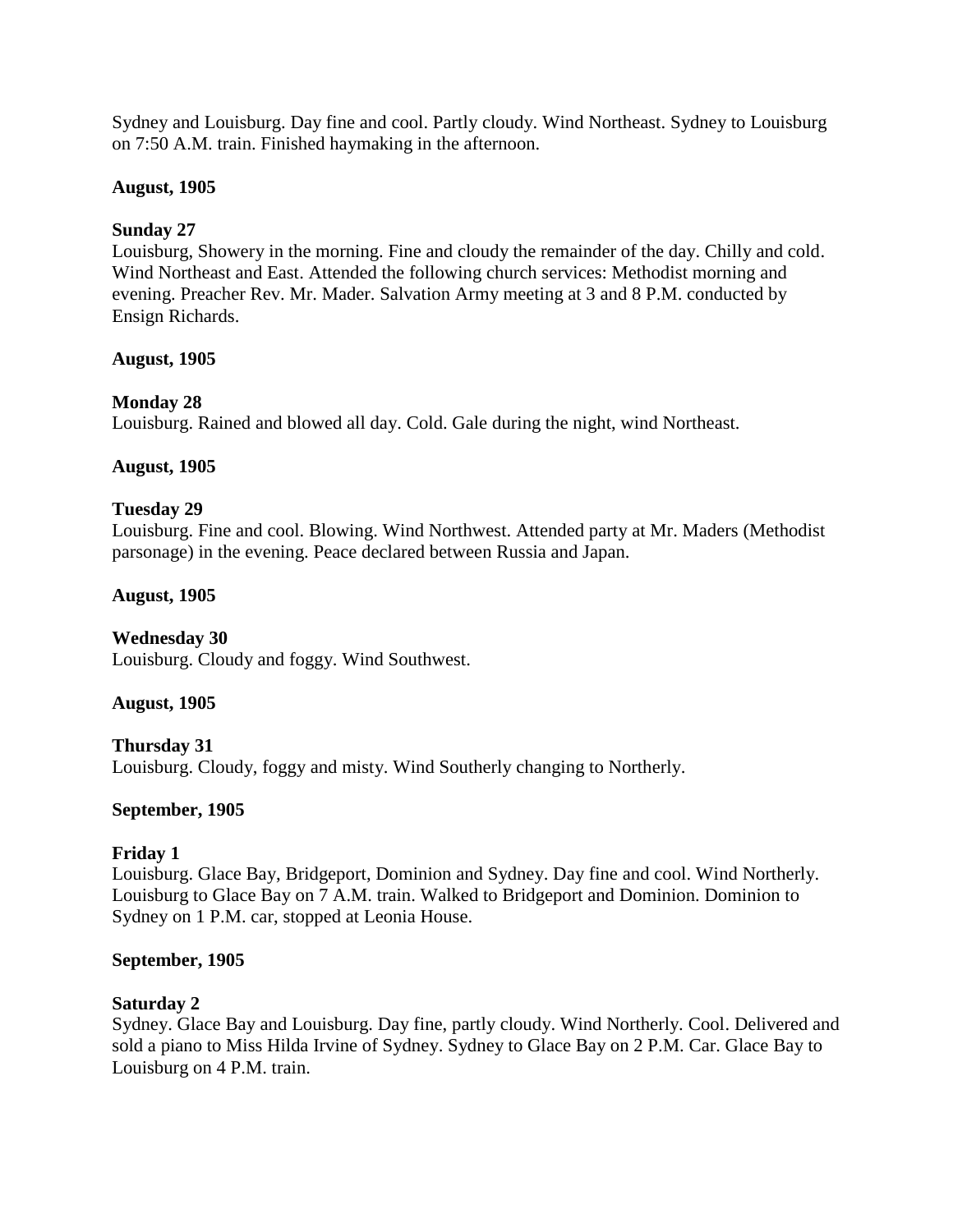Sydney and Louisburg. Day fine and cool. Partly cloudy. Wind Northeast. Sydney to Louisburg on 7:50 A.M. train. Finished haymaking in the afternoon.

**August, 1905**

**Sunday 27**
Louisburg, Showery in the morning. Fine and cloudy the remainder of the day. Chilly and cold. Wind Northeast and East. Attended the following church services: Methodist morning and evening. Preacher Rev. Mr. Mader. Salvation Army meeting at 3 and 8 P.M. conducted by Ensign Richards.

**August, 1905**

**Monday 28**
Louisburg. Rained and blowed all day. Cold. Gale during the night, wind Northeast.

**August, 1905**

**Tuesday 29**
Louisburg. Fine and cool. Blowing. Wind Northwest. Attended party at Mr. Maders (Methodist parsonage) in the evening. Peace declared between Russia and Japan.

**August, 1905**

**Wednesday 30**
Louisburg. Cloudy and foggy. Wind Southwest.

**August, 1905**

**Thursday 31**
Louisburg. Cloudy, foggy and misty. Wind Southerly changing to Northerly.

**September, 1905**

**Friday 1**
Louisburg. Glace Bay, Bridgeport, Dominion and Sydney. Day fine and cool. Wind Northerly. Louisburg to Glace Bay on 7 A.M. train. Walked to Bridgeport and Dominion. Dominion to Sydney on 1 P.M. car, stopped at Leonia House.

**September, 1905**

**Saturday 2**
Sydney. Glace Bay and Louisburg. Day fine, partly cloudy. Wind Northerly. Cool. Delivered and sold a piano to Miss Hilda Irvine of Sydney. Sydney to Glace Bay on 2 P.M. Car. Glace Bay to Louisburg on 4 P.M. train.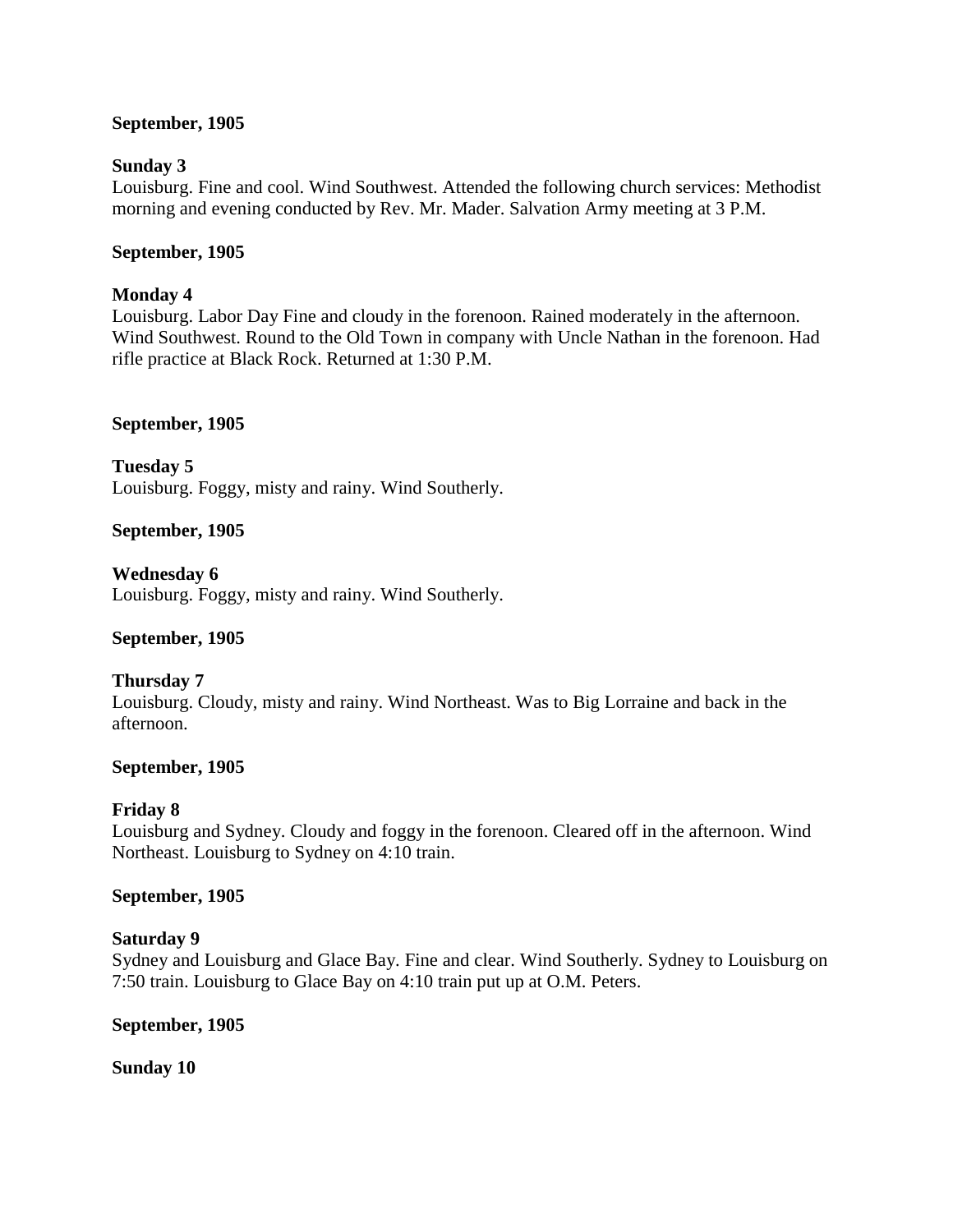**September, 1905**

**Sunday 3**

Louisburg. Fine and cool. Wind Southwest. Attended the following church services: Methodist morning and evening conducted by Rev. Mr. Mader. Salvation Army meeting at 3 P.M.

**September, 1905**

**Monday 4**

Louisburg. Labor Day Fine and cloudy in the forenoon. Rained moderately in the afternoon. Wind Southwest. Round to the Old Town in company with Uncle Nathan in the forenoon. Had rifle practice at Black Rock. Returned at 1:30 P.M.

**September, 1905**

**Tuesday 5**

Louisburg. Foggy, misty and rainy. Wind Southerly.

**September, 1905**

**Wednesday 6**

Louisburg. Foggy, misty and rainy. Wind Southerly.

**September, 1905**

**Thursday 7**

Louisburg. Cloudy, misty and rainy. Wind Northeast. Was to Big Lorraine and back in the afternoon.

**September, 1905**

**Friday 8**

Louisburg and Sydney. Cloudy and foggy in the forenoon. Cleared off in the afternoon. Wind Northeast. Louisburg to Sydney on 4:10 train.

**September, 1905**

**Saturday 9**

Sydney and Louisburg and Glace Bay. Fine and clear. Wind Southerly. Sydney to Louisburg on 7:50 train. Louisburg to Glace Bay on 4:10 train put up at O.M. Peters.

**September, 1905**

**Sunday 10**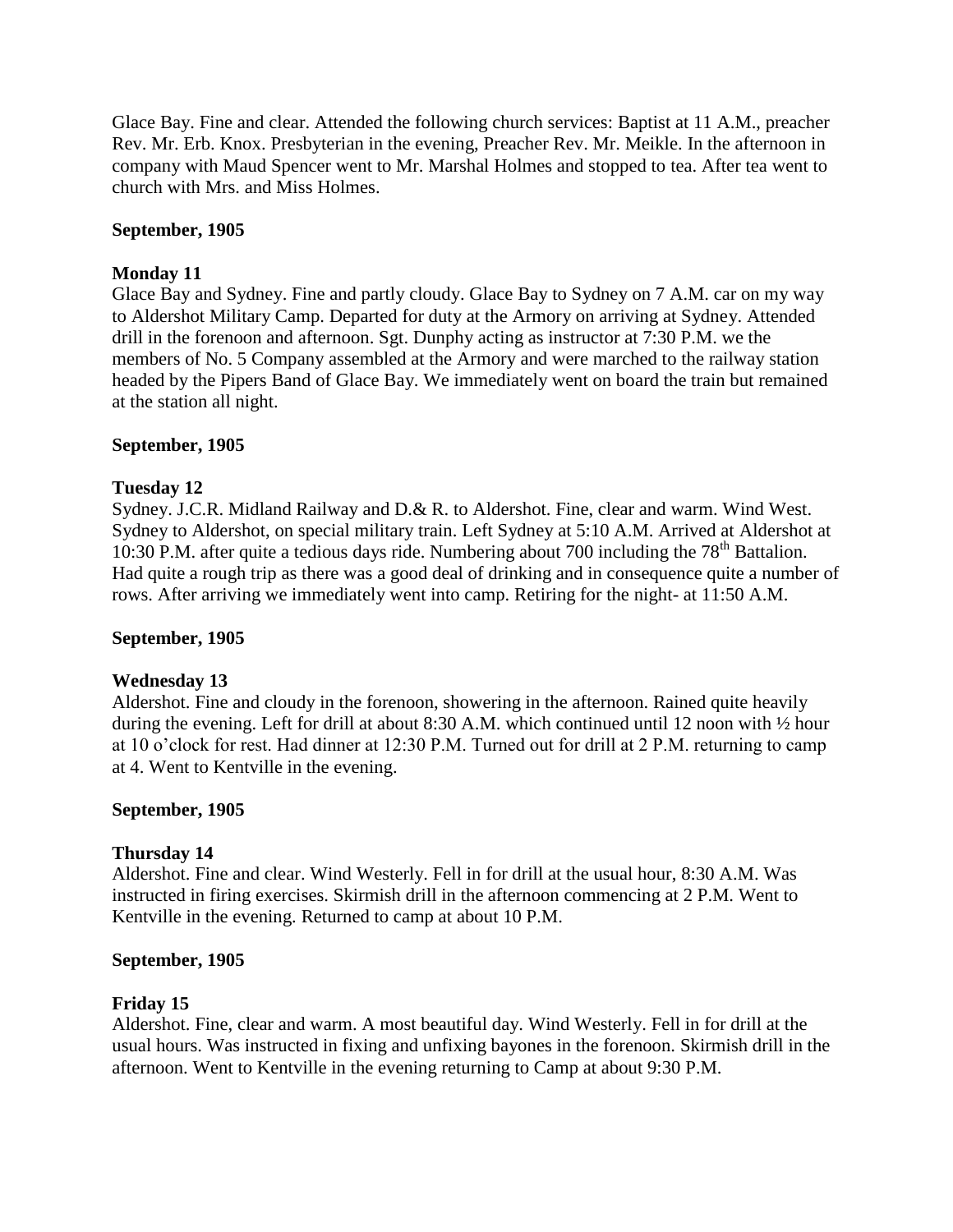Glace Bay. Fine and clear. Attended the following church services: Baptist at 11 A.M., preacher Rev. Mr. Erb. Knox. Presbyterian in the evening, Preacher Rev. Mr. Meikle. In the afternoon in company with Maud Spencer went to Mr. Marshal Holmes and stopped to tea. After tea went to church with Mrs. and Miss Holmes.

**September, 1905**

**Monday 11**

Glace Bay and Sydney. Fine and partly cloudy. Glace Bay to Sydney on 7 A.M. car on my way to Aldershot Military Camp. Departed for duty at the Armory on arriving at Sydney. Attended drill in the forenoon and afternoon. Sgt. Dunphy acting as instructor at 7:30 P.M. we the members of No. 5 Company assembled at the Armory and were marched to the railway station headed by the Pipers Band of Glace Bay. We immediately went on board the train but remained at the station all night.

**September, 1905**

**Tuesday 12**

Sydney. J.C.R. Midland Railway and D.& R. to Aldershot. Fine, clear and warm. Wind West. Sydney to Aldershot, on special military train. Left Sydney at 5:10 A.M. Arrived at Aldershot at 10:30 P.M. after quite a tedious days ride. Numbering about 700 including the 78th Battalion. Had quite a rough trip as there was a good deal of drinking and in consequence quite a number of rows. After arriving we immediately went into camp. Retiring for the night- at 11:50 A.M.

**September, 1905**

**Wednesday 13**

Aldershot. Fine and cloudy in the forenoon, showering in the afternoon. Rained quite heavily during the evening. Left for drill at about 8:30 A.M. which continued until 12 noon with ½ hour at 10 o'clock for rest. Had dinner at 12:30 P.M. Turned out for drill at 2 P.M. returning to camp at 4. Went to Kentville in the evening.

**September, 1905**

**Thursday 14**

Aldershot. Fine and clear. Wind Westerly. Fell in for drill at the usual hour, 8:30 A.M. Was instructed in firing exercises. Skirmish drill in the afternoon commencing at 2 P.M. Went to Kentville in the evening. Returned to camp at about 10 P.M.

**September, 1905**

**Friday 15**

Aldershot. Fine, clear and warm. A most beautiful day. Wind Westerly. Fell in for drill at the usual hours. Was instructed in fixing and unfixing bayones in the forenoon. Skirmish drill in the afternoon. Went to Kentville in the evening returning to Camp at about 9:30 P.M.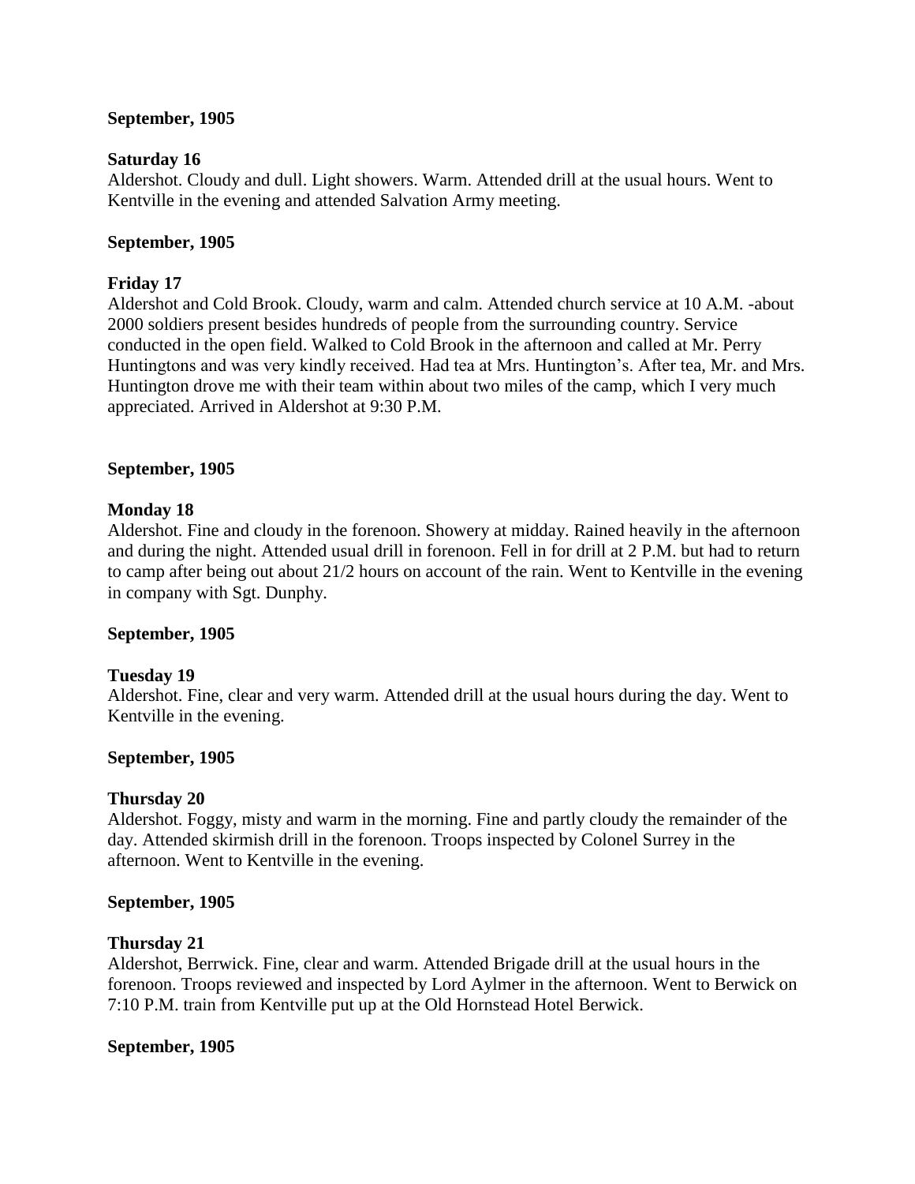**September, 1905**

**Saturday 16**

Aldershot. Cloudy and dull. Light showers. Warm. Attended drill at the usual hours. Went to Kentville in the evening and attended Salvation Army meeting.

**September, 1905**

**Friday 17**

Aldershot and Cold Brook. Cloudy, warm and calm. Attended church service at 10 A.M. -about 2000 soldiers present besides hundreds of people from the surrounding country. Service conducted in the open field. Walked to Cold Brook in the afternoon and called at Mr. Perry Huntingtons and was very kindly received. Had tea at Mrs. Huntington's. After tea, Mr. and Mrs. Huntington drove me with their team within about two miles of the camp, which I very much appreciated. Arrived in Aldershot at 9:30 P.M.

**September, 1905**

**Monday 18**

Aldershot. Fine and cloudy in the forenoon. Showery at midday. Rained heavily in the afternoon and during the night. Attended usual drill in forenoon. Fell in for drill at 2 P.M. but had to return to camp after being out about 21/2 hours on account of the rain. Went to Kentville in the evening in company with Sgt. Dunphy.

**September, 1905**

**Tuesday 19**

Aldershot. Fine, clear and very warm. Attended drill at the usual hours during the day. Went to Kentville in the evening.

**September, 1905**

**Thursday 20**

Aldershot. Foggy, misty and warm in the morning. Fine and partly cloudy the remainder of the day. Attended skirmish drill in the forenoon. Troops inspected by Colonel Surrey in the afternoon. Went to Kentville in the evening.

**September, 1905**

**Thursday 21**

Aldershot, Berrwick. Fine, clear and warm. Attended Brigade drill at the usual hours in the forenoon. Troops reviewed and inspected by Lord Aylmer in the afternoon. Went to Berwick on 7:10 P.M. train from Kentville put up at the Old Hornstead Hotel Berwick.

**September, 1905**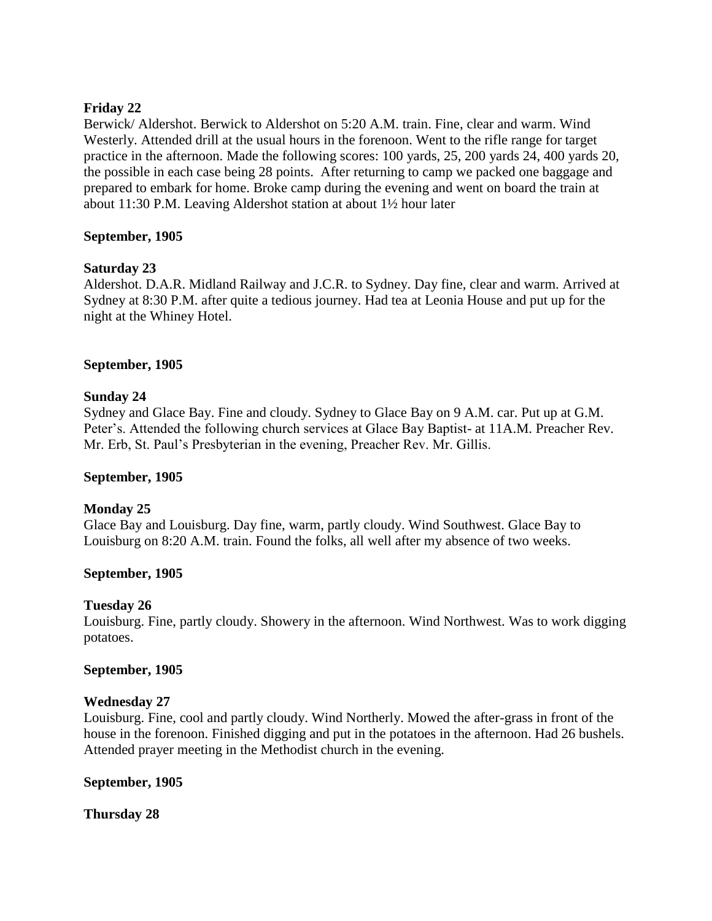**Friday 22**

Berwick/ Aldershot. Berwick to Aldershot on 5:20 A.M. train. Fine, clear and warm. Wind Westerly. Attended drill at the usual hours in the forenoon. Went to the rifle range for target practice in the afternoon. Made the following scores: 100 yards, 25, 200 yards 24, 400 yards 20, the possible in each case being 28 points. After returning to camp we packed one baggage and prepared to embark for home. Broke camp during the evening and went on board the train at about 11:30 P.M. Leaving Aldershot station at about 1½ hour later

**September, 1905**

**Saturday 23**

Aldershot. D.A.R. Midland Railway and J.C.R. to Sydney. Day fine, clear and warm. Arrived at Sydney at 8:30 P.M. after quite a tedious journey. Had tea at Leonia House and put up for the night at the Whiney Hotel.

**September, 1905**

**Sunday 24**

Sydney and Glace Bay. Fine and cloudy. Sydney to Glace Bay on 9 A.M. car. Put up at G.M. Peter's. Attended the following church services at Glace Bay Baptist- at 11A.M. Preacher Rev. Mr. Erb, St. Paul's Presbyterian in the evening, Preacher Rev. Mr. Gillis.

**September, 1905**

**Monday 25**

Glace Bay and Louisburg. Day fine, warm, partly cloudy. Wind Southwest. Glace Bay to Louisburg on 8:20 A.M. train. Found the folks, all well after my absence of two weeks.

**September, 1905**

**Tuesday 26**

Louisburg. Fine, partly cloudy. Showery in the afternoon. Wind Northwest. Was to work digging potatoes.

**September, 1905**

**Wednesday 27**

Louisburg. Fine, cool and partly cloudy. Wind Northerly. Mowed the after-grass in front of the house in the forenoon. Finished digging and put in the potatoes in the afternoon. Had 26 bushels. Attended prayer meeting in the Methodist church in the evening.

**September, 1905**

**Thursday 28**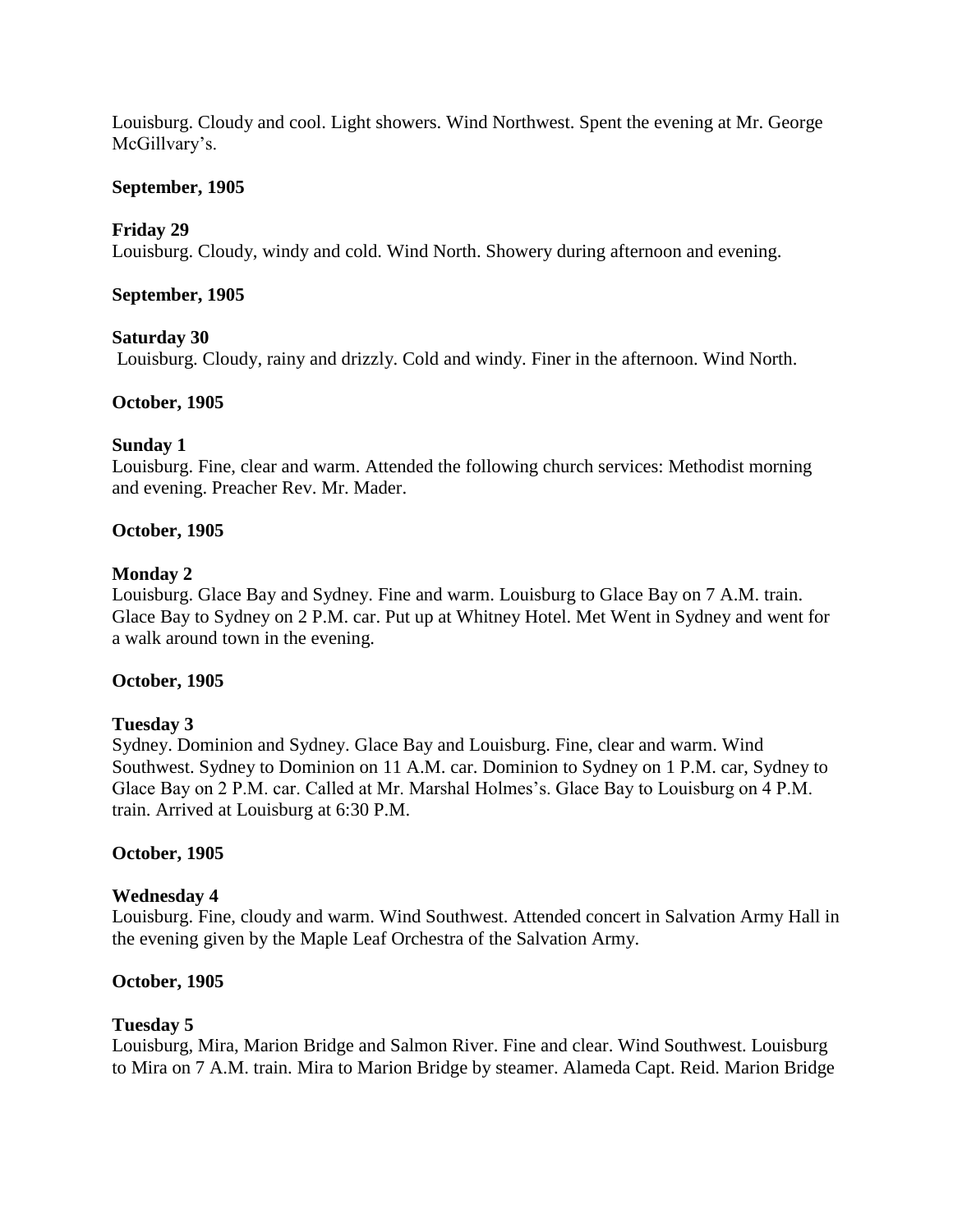Louisburg. Cloudy and cool. Light showers. Wind Northwest. Spent the evening at Mr. George McGillvary's.

**September, 1905**

**Friday 29**
Louisburg. Cloudy, windy and cold. Wind North. Showery during afternoon and evening.

**September, 1905**

**Saturday 30**
Louisburg. Cloudy, rainy and drizzly. Cold and windy. Finer in the afternoon. Wind North.

**October, 1905**

**Sunday 1**
Louisburg. Fine, clear and warm. Attended the following church services: Methodist morning and evening. Preacher Rev. Mr. Mader.

**October, 1905**

**Monday 2**
Louisburg. Glace Bay and Sydney. Fine and warm. Louisburg to Glace Bay on 7 A.M. train. Glace Bay to Sydney on 2 P.M. car. Put up at Whitney Hotel. Met Went in Sydney and went for a walk around town in the evening.

**October, 1905**

**Tuesday 3**
Sydney. Dominion and Sydney. Glace Bay and Louisburg. Fine, clear and warm. Wind Southwest. Sydney to Dominion on 11 A.M. car. Dominion to Sydney on 1 P.M. car, Sydney to Glace Bay on 2 P.M. car. Called at Mr. Marshal Holmes's. Glace Bay to Louisburg on 4 P.M. train. Arrived at Louisburg at 6:30 P.M.

**October, 1905**

**Wednesday 4**
Louisburg. Fine, cloudy and warm. Wind Southwest. Attended concert in Salvation Army Hall in the evening given by the Maple Leaf Orchestra of the Salvation Army.

**October, 1905**

**Tuesday 5**
Louisburg, Mira, Marion Bridge and Salmon River. Fine and clear. Wind Southwest. Louisburg to Mira on 7 A.M. train. Mira to Marion Bridge by steamer. Alameda Capt. Reid. Marion Bridge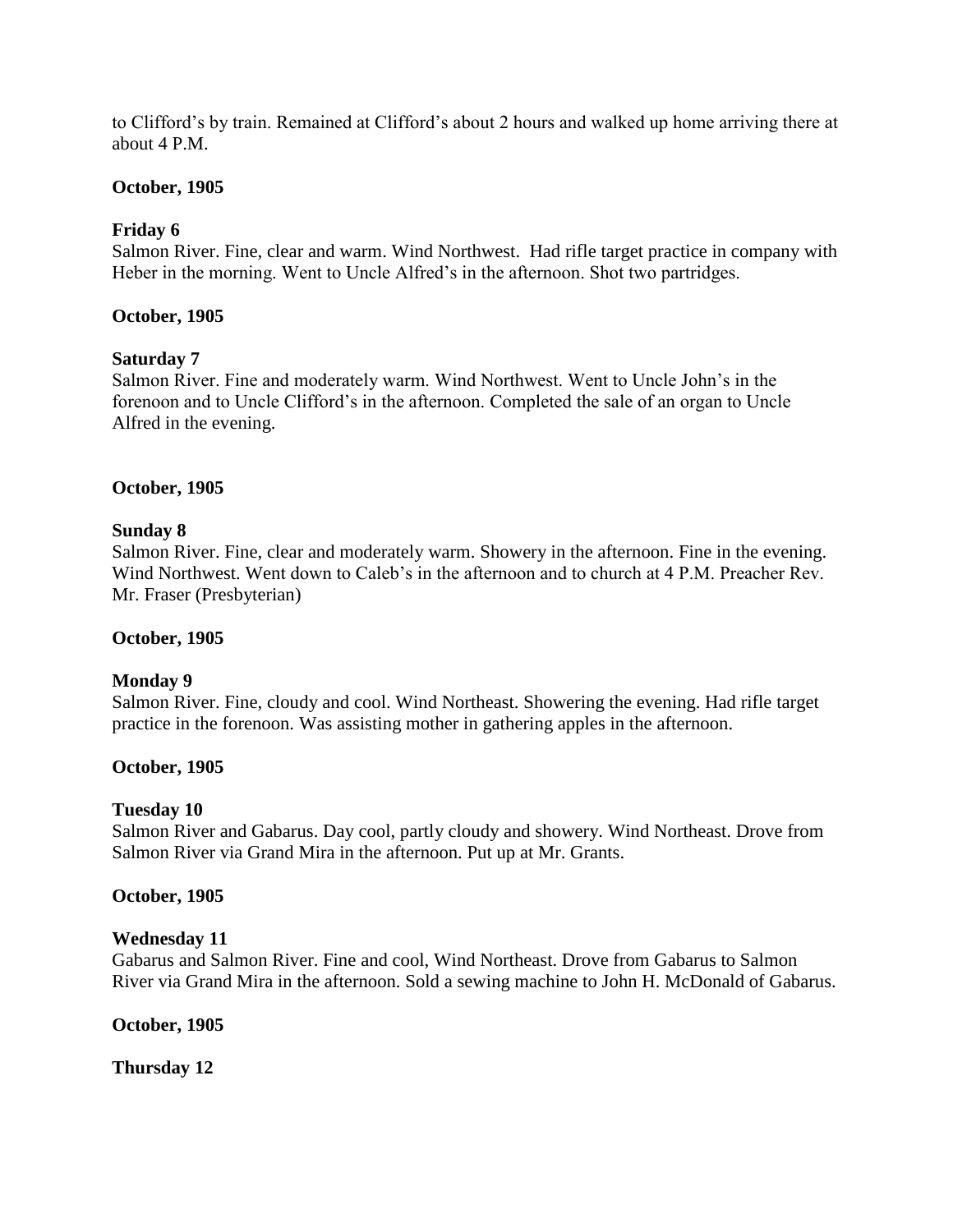to Clifford's by train. Remained at Clifford's about 2 hours and walked up home arriving there at about 4 P.M.

**October, 1905**

**Friday 6**
Salmon River. Fine, clear and warm. Wind Northwest. Had rifle target practice in company with Heber in the morning. Went to Uncle Alfred's in the afternoon. Shot two partridges.

**October, 1905**

**Saturday 7**
Salmon River. Fine and moderately warm. Wind Northwest. Went to Uncle John's in the forenoon and to Uncle Clifford's in the afternoon. Completed the sale of an organ to Uncle Alfred in the evening.

**October, 1905**

**Sunday 8**
Salmon River. Fine, clear and moderately warm. Showery in the afternoon. Fine in the evening. Wind Northwest. Went down to Caleb's in the afternoon and to church at 4 P.M. Preacher Rev. Mr. Fraser (Presbyterian)

**October, 1905**

**Monday 9**
Salmon River. Fine, cloudy and cool. Wind Northeast. Showering the evening. Had rifle target practice in the forenoon. Was assisting mother in gathering apples in the afternoon.

**October, 1905**

**Tuesday 10**
Salmon River and Gabarus. Day cool, partly cloudy and showery. Wind Northeast. Drove from Salmon River via Grand Mira in the afternoon. Put up at Mr. Grants.

**October, 1905**

**Wednesday 11**
Gabarus and Salmon River. Fine and cool, Wind Northeast. Drove from Gabarus to Salmon River via Grand Mira in the afternoon. Sold a sewing machine to John H. McDonald of Gabarus.

**October, 1905**

**Thursday 12**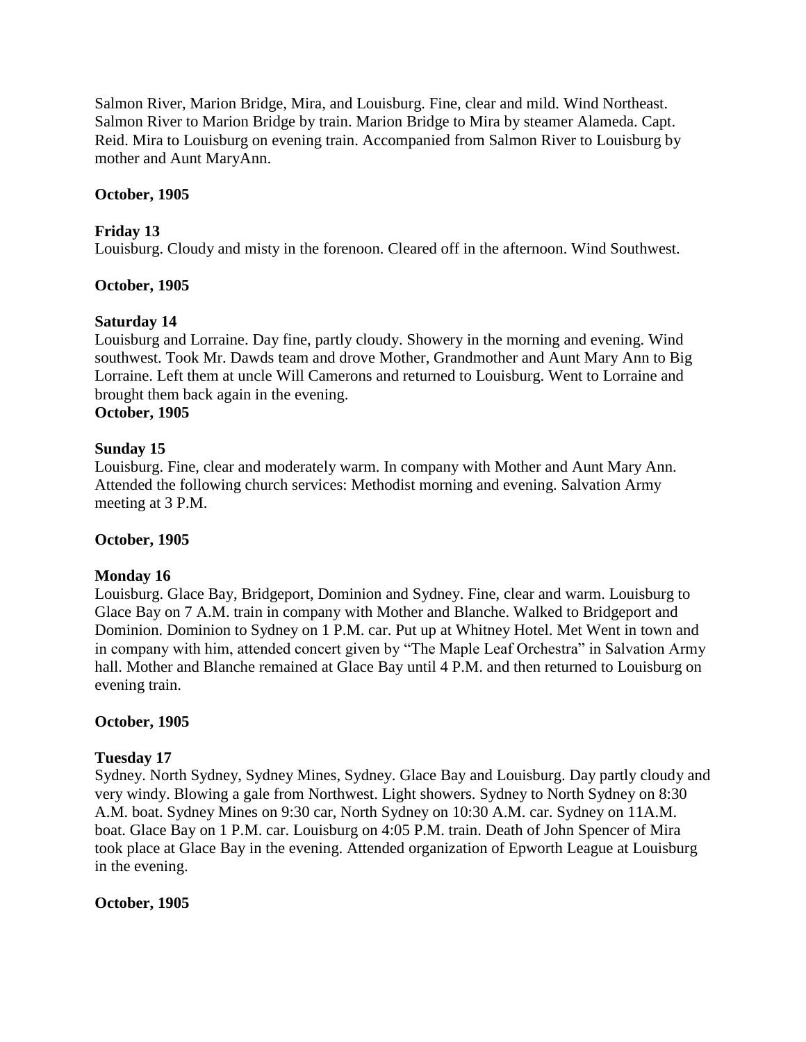Salmon River, Marion Bridge, Mira, and Louisburg. Fine, clear and mild. Wind Northeast. Salmon River to Marion Bridge by train. Marion Bridge to Mira by steamer Alameda. Capt. Reid. Mira to Louisburg on evening train. Accompanied from Salmon River to Louisburg by mother and Aunt MaryAnn.

**October, 1905**

**Friday 13**
Louisburg. Cloudy and misty in the forenoon. Cleared off in the afternoon. Wind Southwest.

**October, 1905**

**Saturday 14**
Louisburg and Lorraine. Day fine, partly cloudy. Showery in the morning and evening. Wind southwest. Took Mr. Dawds team and drove Mother, Grandmother and Aunt Mary Ann to Big Lorraine. Left them at uncle Will Camerons and returned to Louisburg. Went to Lorraine and brought them back again in the evening.

**October, 1905**

**Sunday 15**
Louisburg. Fine, clear and moderately warm. In company with Mother and Aunt Mary Ann. Attended the following church services: Methodist morning and evening. Salvation Army meeting at 3 P.M.

**October, 1905**

**Monday 16**
Louisburg. Glace Bay, Bridgeport, Dominion and Sydney. Fine, clear and warm. Louisburg to Glace Bay on 7 A.M. train in company with Mother and Blanche. Walked to Bridgeport and Dominion. Dominion to Sydney on 1 P.M. car. Put up at Whitney Hotel. Met Went in town and in company with him, attended concert given by "The Maple Leaf Orchestra" in Salvation Army hall. Mother and Blanche remained at Glace Bay until 4 P.M. and then returned to Louisburg on evening train.

**October, 1905**

**Tuesday 17**
Sydney. North Sydney, Sydney Mines, Sydney. Glace Bay and Louisburg. Day partly cloudy and very windy. Blowing a gale from Northwest. Light showers. Sydney to North Sydney on 8:30 A.M. boat. Sydney Mines on 9:30 car, North Sydney on 10:30 A.M. car. Sydney on 11A.M. boat. Glace Bay on 1 P.M. car. Louisburg on 4:05 P.M. train. Death of John Spencer of Mira took place at Glace Bay in the evening. Attended organization of Epworth League at Louisburg in the evening.

**October, 1905**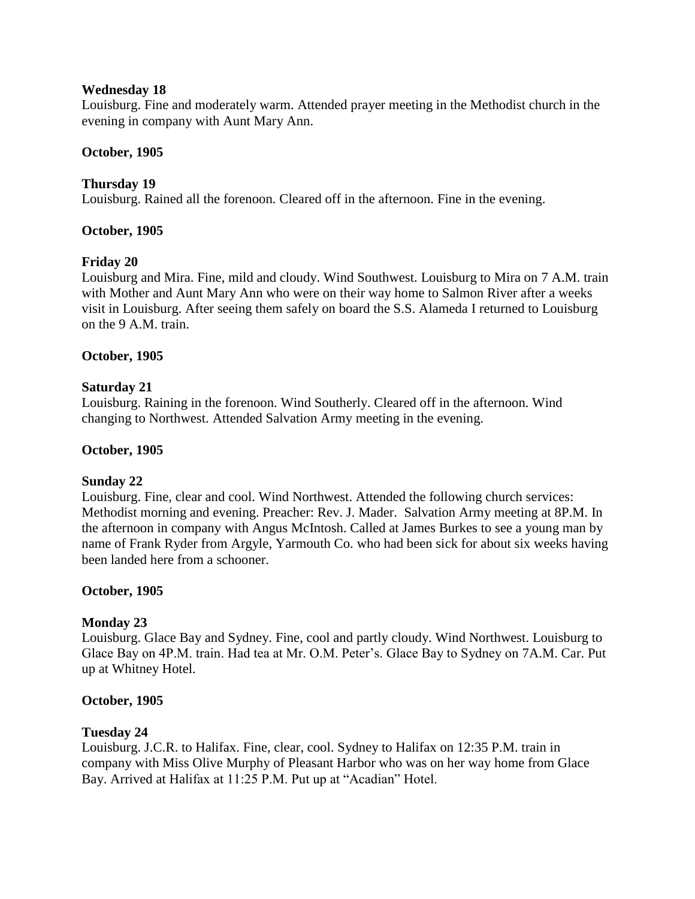**Wednesday 18**

Louisburg. Fine and moderately warm. Attended prayer meeting in the Methodist church in the evening in company with Aunt Mary Ann.

**October, 1905**

**Thursday 19**

Louisburg. Rained all the forenoon. Cleared off in the afternoon. Fine in the evening.

**October, 1905**

**Friday 20**

Louisburg and Mira. Fine, mild and cloudy. Wind Southwest. Louisburg to Mira on 7 A.M. train with Mother and Aunt Mary Ann who were on their way home to Salmon River after a weeks visit in Louisburg. After seeing them safely on board the S.S. Alameda I returned to Louisburg on the 9 A.M. train.

**October, 1905**

**Saturday 21**

Louisburg. Raining in the forenoon. Wind Southerly. Cleared off in the afternoon. Wind changing to Northwest. Attended Salvation Army meeting in the evening.

**October, 1905**

**Sunday 22**

Louisburg. Fine, clear and cool. Wind Northwest. Attended the following church services: Methodist morning and evening. Preacher: Rev. J. Mader. Salvation Army meeting at 8P.M. In the afternoon in company with Angus McIntosh. Called at James Burkes to see a young man by name of Frank Ryder from Argyle, Yarmouth Co. who had been sick for about six weeks having been landed here from a schooner.

**October, 1905**

**Monday 23**

Louisburg. Glace Bay and Sydney. Fine, cool and partly cloudy. Wind Northwest. Louisburg to Glace Bay on 4P.M. train. Had tea at Mr. O.M. Peter's. Glace Bay to Sydney on 7A.M. Car. Put up at Whitney Hotel.

**October, 1905**

**Tuesday 24**

Louisburg. J.C.R. to Halifax. Fine, clear, cool. Sydney to Halifax on 12:35 P.M. train in company with Miss Olive Murphy of Pleasant Harbor who was on her way home from Glace Bay. Arrived at Halifax at 11:25 P.M. Put up at "Acadian" Hotel.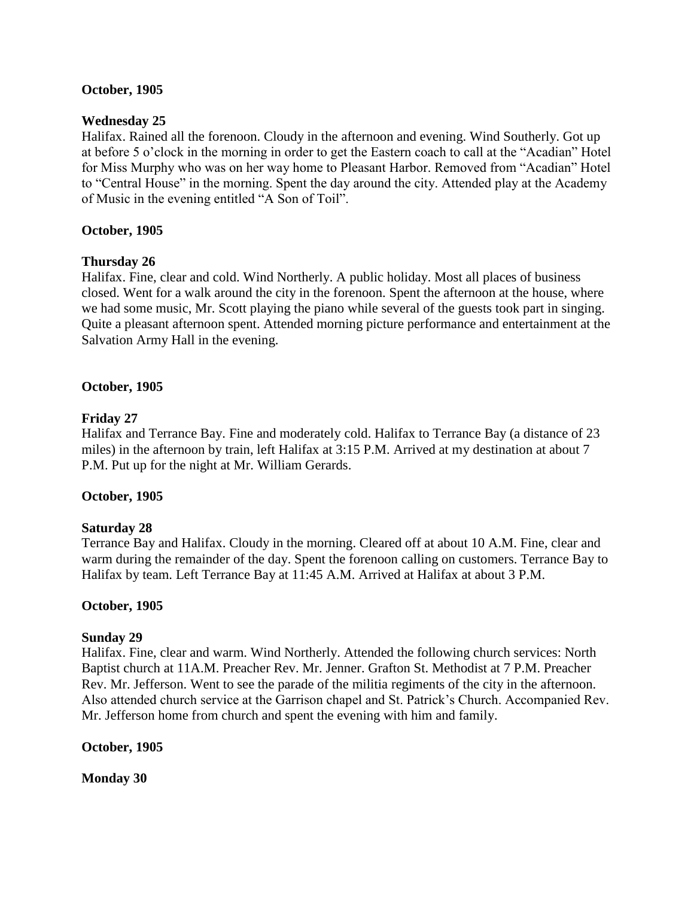**October, 1905**

**Wednesday 25**

Halifax. Rained all the forenoon. Cloudy in the afternoon and evening. Wind Southerly. Got up at before 5 o'clock in the morning in order to get the Eastern coach to call at the "Acadian" Hotel for Miss Murphy who was on her way home to Pleasant Harbor. Removed from "Acadian" Hotel to "Central House" in the morning. Spent the day around the city. Attended play at the Academy of Music in the evening entitled "A Son of Toil".

**October, 1905**

**Thursday 26**

Halifax. Fine, clear and cold. Wind Northerly. A public holiday. Most all places of business closed. Went for a walk around the city in the forenoon. Spent the afternoon at the house, where we had some music, Mr. Scott playing the piano while several of the guests took part in singing. Quite a pleasant afternoon spent. Attended morning picture performance and entertainment at the Salvation Army Hall in the evening.

**October, 1905**

**Friday 27**

Halifax and Terrance Bay. Fine and moderately cold. Halifax to Terrance Bay (a distance of 23 miles) in the afternoon by train, left Halifax at 3:15 P.M. Arrived at my destination at about 7 P.M. Put up for the night at Mr. William Gerards.

**October, 1905**

**Saturday 28**

Terrance Bay and Halifax. Cloudy in the morning. Cleared off at about 10 A.M. Fine, clear and warm during the remainder of the day. Spent the forenoon calling on customers. Terrance Bay to Halifax by team. Left Terrance Bay at 11:45 A.M. Arrived at Halifax at about 3 P.M.

**October, 1905**

**Sunday 29**

Halifax. Fine, clear and warm. Wind Northerly. Attended the following church services: North Baptist church at 11A.M. Preacher Rev. Mr. Jenner. Grafton St. Methodist at 7 P.M. Preacher Rev. Mr. Jefferson. Went to see the parade of the militia regiments of the city in the afternoon. Also attended church service at the Garrison chapel and St. Patrick's Church. Accompanied Rev. Mr. Jefferson home from church and spent the evening with him and family.

**October, 1905**

**Monday 30**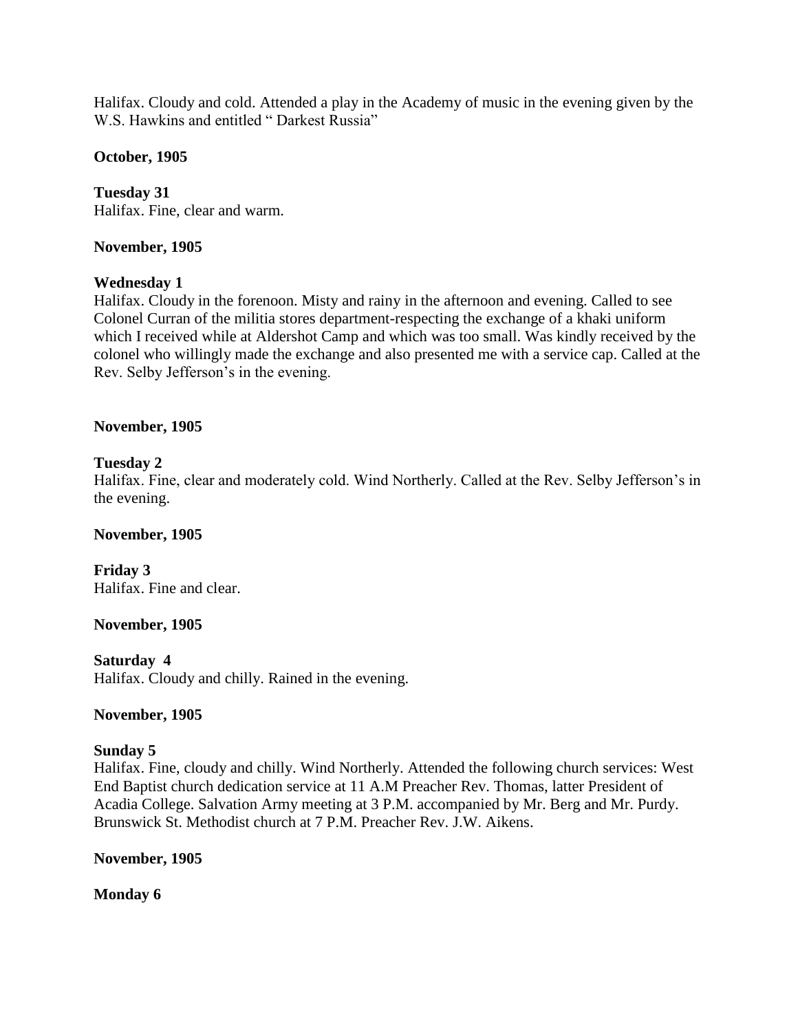Halifax. Cloudy and cold. Attended a play in the Academy of music in the evening given by the W.S. Hawkins and entitled " Darkest Russia"

**October, 1905**

**Tuesday 31**
Halifax. Fine, clear and warm.

**November, 1905**

**Wednesday 1**
Halifax. Cloudy in the forenoon. Misty and rainy in the afternoon and evening. Called to see Colonel Curran of the militia stores department-respecting the exchange of a khaki uniform which I received while at Aldershot Camp and which was too small. Was kindly received by the colonel who willingly made the exchange and also presented me with a service cap. Called at the Rev. Selby Jefferson's in the evening.

**November, 1905**

**Tuesday 2**
Halifax. Fine, clear and moderately cold. Wind Northerly. Called at the Rev. Selby Jefferson's in the evening.

**November, 1905**

**Friday 3**
Halifax. Fine and clear.

**November, 1905**

**Saturday 4**
Halifax. Cloudy and chilly. Rained in the evening.

**November, 1905**

**Sunday 5**
Halifax. Fine, cloudy and chilly. Wind Northerly. Attended the following church services: West End Baptist church dedication service at 11 A.M Preacher Rev. Thomas, latter President of Acadia College. Salvation Army meeting at 3 P.M. accompanied by Mr. Berg and Mr. Purdy. Brunswick St. Methodist church at 7 P.M. Preacher Rev. J.W. Aikens.

**November, 1905**

**Monday 6**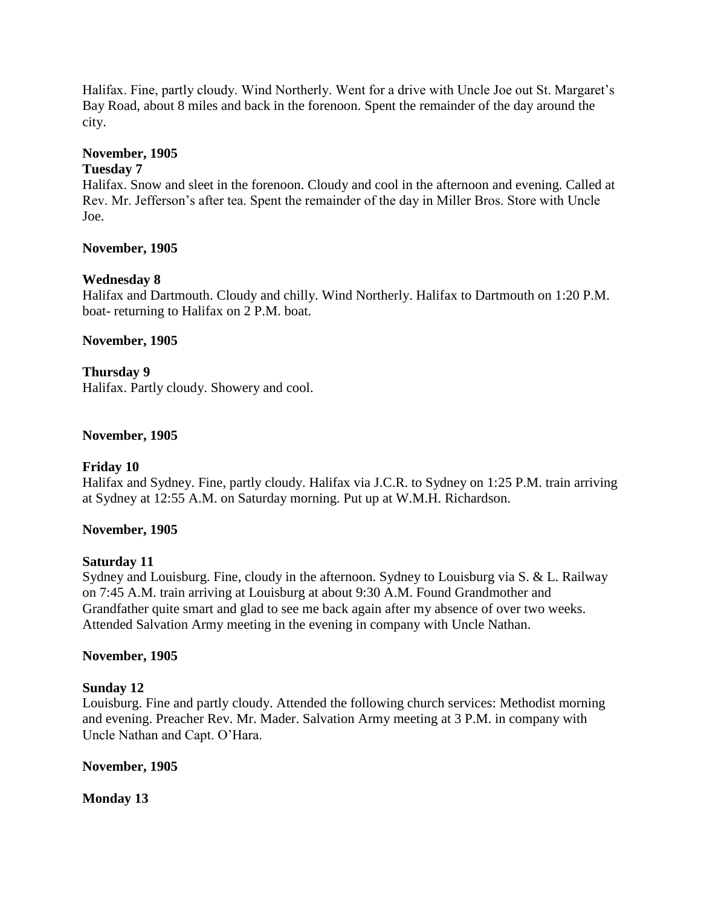Halifax. Fine, partly cloudy. Wind Northerly. Went for a drive with Uncle Joe out St. Margaret's Bay Road, about 8 miles and back in the forenoon. Spent the remainder of the day around the city.

**November, 1905**

**Tuesday 7**

Halifax. Snow and sleet in the forenoon. Cloudy and cool in the afternoon and evening. Called at Rev. Mr. Jefferson's after tea. Spent the remainder of the day in Miller Bros. Store with Uncle Joe.

**November, 1905**

**Wednesday 8**

Halifax and Dartmouth. Cloudy and chilly. Wind Northerly. Halifax to Dartmouth on 1:20 P.M. boat- returning to Halifax on 2 P.M. boat.

**November, 1905**

**Thursday 9**

Halifax. Partly cloudy. Showery and cool.

**November, 1905**

**Friday 10**

Halifax and Sydney. Fine, partly cloudy. Halifax via J.C.R. to Sydney on 1:25 P.M. train arriving at Sydney at 12:55 A.M. on Saturday morning. Put up at W.M.H. Richardson.

**November, 1905**

**Saturday 11**

Sydney and Louisburg. Fine, cloudy in the afternoon. Sydney to Louisburg via S. & L. Railway on 7:45 A.M. train arriving at Louisburg at about 9:30 A.M. Found Grandmother and Grandfather quite smart and glad to see me back again after my absence of over two weeks. Attended Salvation Army meeting in the evening in company with Uncle Nathan.

**November, 1905**

**Sunday 12**

Louisburg. Fine and partly cloudy. Attended the following church services: Methodist morning and evening. Preacher Rev. Mr. Mader. Salvation Army meeting at 3 P.M. in company with Uncle Nathan and Capt. O'Hara.

**November, 1905**

**Monday 13**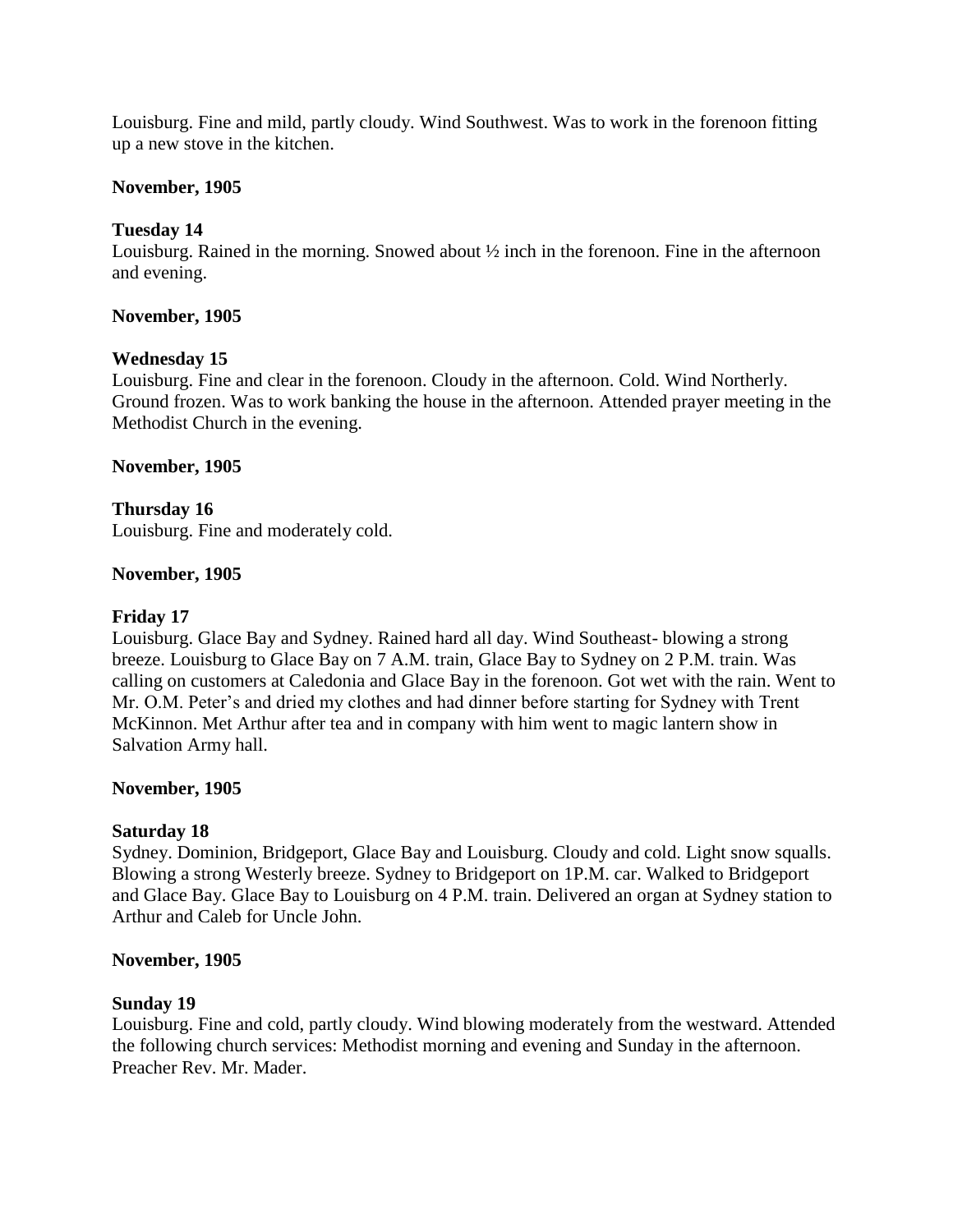Louisburg. Fine and mild, partly cloudy. Wind Southwest. Was to work in the forenoon fitting up a new stove in the kitchen.

**November, 1905**

**Tuesday 14**
Louisburg. Rained in the morning. Snowed about ½ inch in the forenoon. Fine in the afternoon and evening.

**November, 1905**

**Wednesday 15**
Louisburg. Fine and clear in the forenoon. Cloudy in the afternoon. Cold. Wind Northerly. Ground frozen. Was to work banking the house in the afternoon. Attended prayer meeting in the Methodist Church in the evening.

**November, 1905**

**Thursday 16**
Louisburg. Fine and moderately cold.

**November, 1905**

**Friday 17**
Louisburg. Glace Bay and Sydney. Rained hard all day. Wind Southeast- blowing a strong breeze. Louisburg to Glace Bay on 7 A.M. train, Glace Bay to Sydney on 2 P.M. train. Was calling on customers at Caledonia and Glace Bay in the forenoon. Got wet with the rain. Went to Mr. O.M. Peter's and dried my clothes and had dinner before starting for Sydney with Trent McKinnon. Met Arthur after tea and in company with him went to magic lantern show in Salvation Army hall.

**November, 1905**

**Saturday 18**
Sydney. Dominion, Bridgeport, Glace Bay and Louisburg. Cloudy and cold. Light snow squalls. Blowing a strong Westerly breeze. Sydney to Bridgeport on 1P.M. car. Walked to Bridgeport and Glace Bay. Glace Bay to Louisburg on 4 P.M. train. Delivered an organ at Sydney station to Arthur and Caleb for Uncle John.

**November, 1905**

**Sunday 19**
Louisburg. Fine and cold, partly cloudy. Wind blowing moderately from the westward. Attended the following church services: Methodist morning and evening and Sunday in the afternoon. Preacher Rev. Mr. Mader.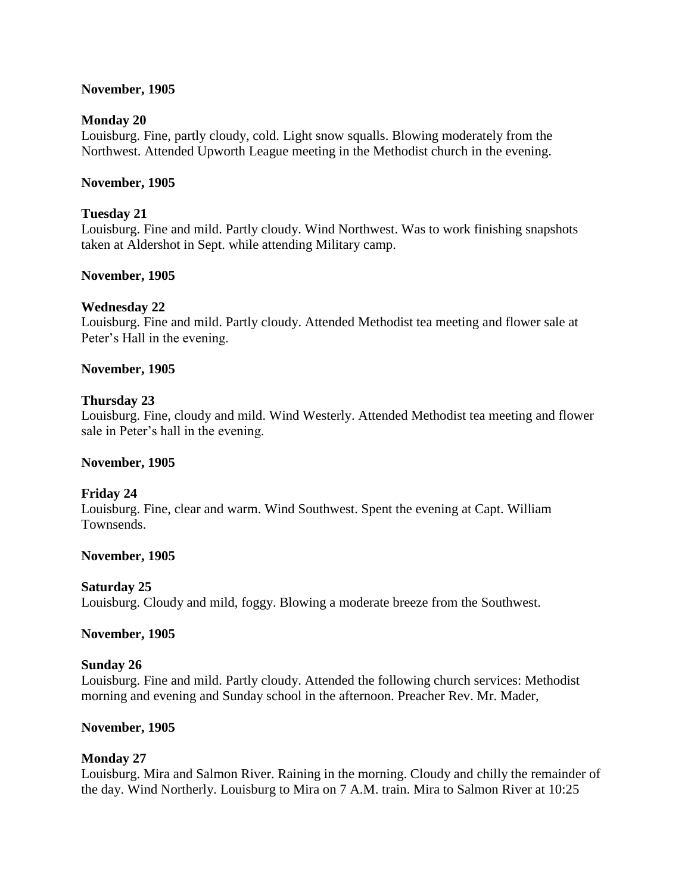**November, 1905**

**Monday 20**
Louisburg. Fine, partly cloudy, cold. Light snow squalls. Blowing moderately from the Northwest. Attended Upworth League meeting in the Methodist church in the evening.

**November, 1905**

**Tuesday 21**
Louisburg. Fine and mild. Partly cloudy. Wind Northwest. Was to work finishing snapshots taken at Aldershot in Sept. while attending Military camp.

**November, 1905**

**Wednesday 22**
Louisburg. Fine and mild. Partly cloudy. Attended Methodist tea meeting and flower sale at Peter's Hall in the evening.

**November, 1905**

**Thursday 23**
Louisburg. Fine, cloudy and mild. Wind Westerly. Attended Methodist tea meeting and flower sale in Peter's hall in the evening.

**November, 1905**

**Friday 24**
Louisburg. Fine, clear and warm. Wind Southwest. Spent the evening at Capt. William Townsends.

**November, 1905**

**Saturday 25**
Louisburg. Cloudy and mild, foggy. Blowing a moderate breeze from the Southwest.

**November, 1905**

**Sunday 26**
Louisburg. Fine and mild. Partly cloudy. Attended the following church services: Methodist morning and evening and Sunday school in the afternoon. Preacher Rev. Mr. Mader,

**November, 1905**

**Monday 27**
Louisburg. Mira and Salmon River. Raining in the morning. Cloudy and chilly the remainder of the day. Wind Northerly. Louisburg to Mira on 7 A.M. train. Mira to Salmon River at 10:25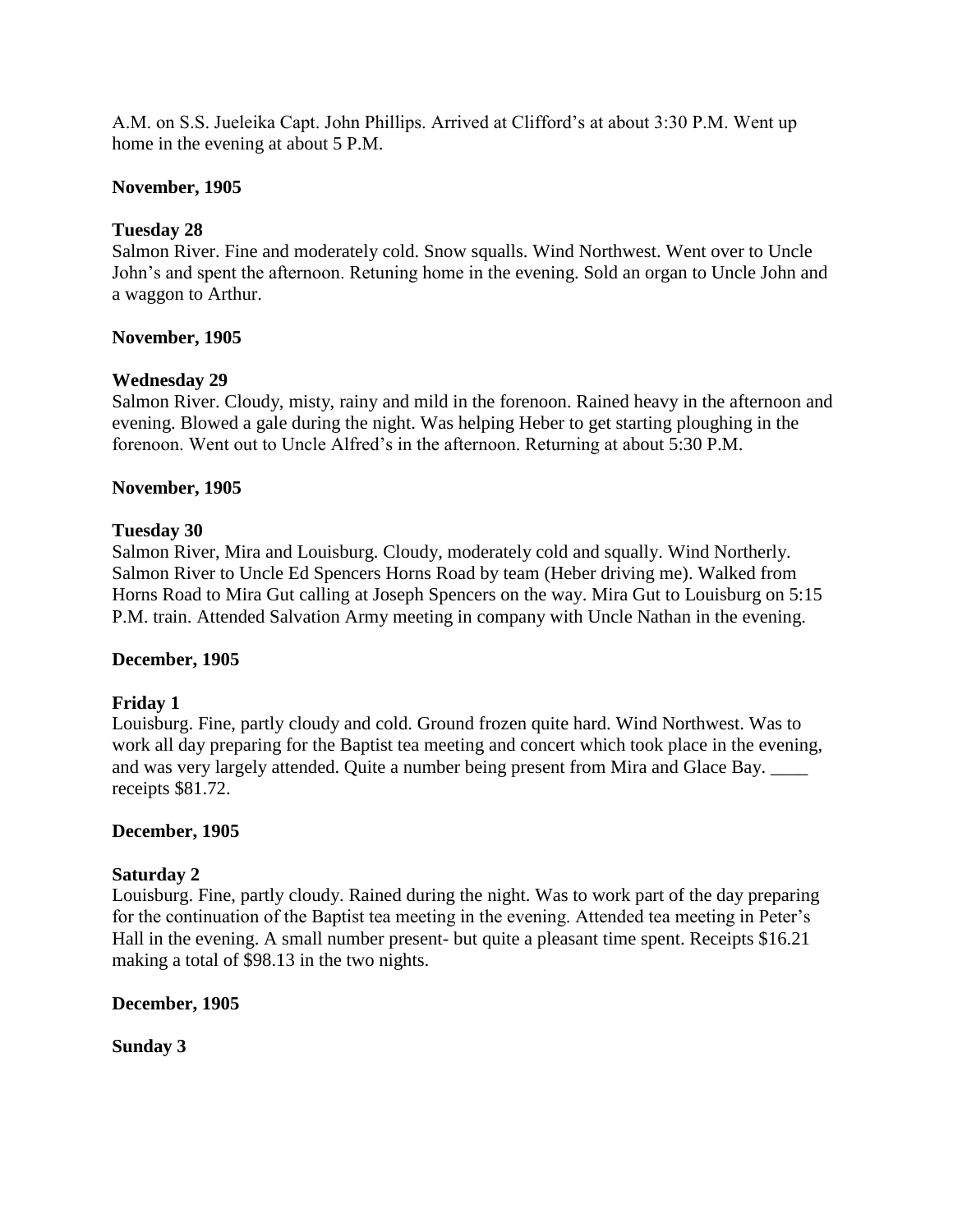A.M. on S.S. Jueleika Capt. John Phillips. Arrived at Clifford's at about 3:30 P.M. Went up home in the evening at about 5 P.M.

**November, 1905**

**Tuesday 28**
Salmon River. Fine and moderately cold. Snow squalls. Wind Northwest. Went over to Uncle John's and spent the afternoon. Retuning home in the evening. Sold an organ to Uncle John and a waggon to Arthur.

**November, 1905**

**Wednesday 29**
Salmon River. Cloudy, misty, rainy and mild in the forenoon. Rained heavy in the afternoon and evening. Blowed a gale during the night. Was helping Heber to get starting ploughing in the forenoon. Went out to Uncle Alfred's in the afternoon. Returning at about 5:30 P.M.

**November, 1905**

**Tuesday 30**
Salmon River, Mira and Louisburg. Cloudy, moderately cold and squally. Wind Northerly. Salmon River to Uncle Ed Spencers Horns Road by team (Heber driving me). Walked from Horns Road to Mira Gut calling at Joseph Spencers on the way. Mira Gut to Louisburg on 5:15 P.M. train. Attended Salvation Army meeting in company with Uncle Nathan in the evening.

**December, 1905**

**Friday 1**
Louisburg. Fine, partly cloudy and cold. Ground frozen quite hard. Wind Northwest. Was to work all day preparing for the Baptist tea meeting and concert which took place in the evening, and was very largely attended. Quite a number being present from Mira and Glace Bay. ____ receipts $81.72.

**December, 1905**

**Saturday 2**
Louisburg. Fine, partly cloudy. Rained during the night. Was to work part of the day preparing for the continuation of the Baptist tea meeting in the evening. Attended tea meeting in Peter's Hall in the evening. A small number present- but quite a pleasant time spent. Receipts $16.21 making a total of $98.13 in the two nights.

**December, 1905**

**Sunday 3**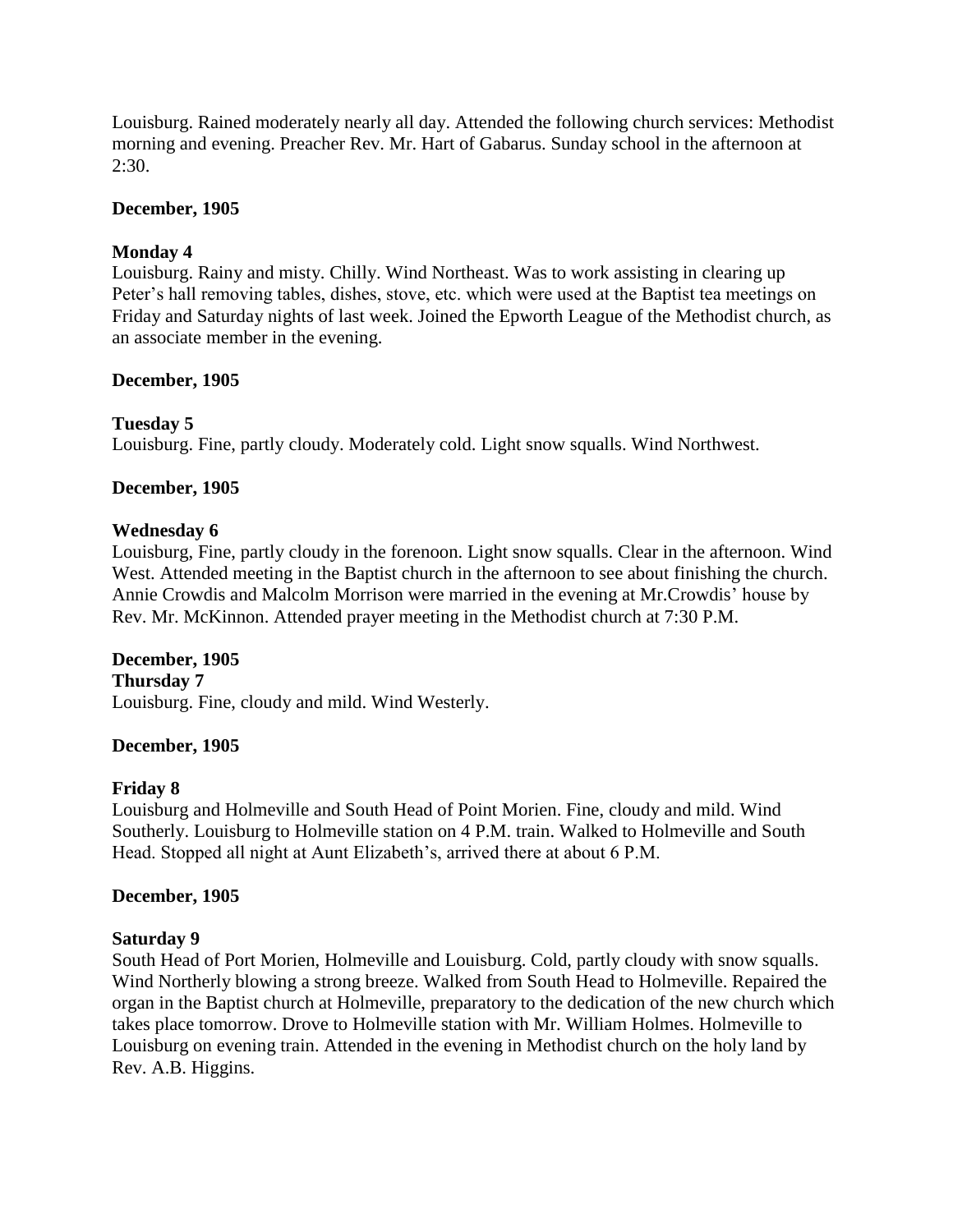Louisburg. Rained moderately nearly all day. Attended the following church services: Methodist morning and evening. Preacher Rev. Mr. Hart of Gabarus. Sunday school in the afternoon at 2:30.

**December, 1905**

**Monday 4**

Louisburg. Rainy and misty. Chilly. Wind Northeast. Was to work assisting in clearing up Peter's hall removing tables, dishes, stove, etc. which were used at the Baptist tea meetings on Friday and Saturday nights of last week. Joined the Epworth League of the Methodist church, as an associate member in the evening.

**December, 1905**

**Tuesday 5**

Louisburg. Fine, partly cloudy. Moderately cold. Light snow squalls. Wind Northwest.

**December, 1905**

**Wednesday 6**

Louisburg, Fine, partly cloudy in the forenoon. Light snow squalls. Clear in the afternoon. Wind West. Attended meeting in the Baptist church in the afternoon to see about finishing the church. Annie Crowdis and Malcolm Morrison were married in the evening at Mr.Crowdis' house by Rev. Mr. McKinnon. Attended prayer meeting in the Methodist church at 7:30 P.M.

**December, 1905**

**Thursday 7**

Louisburg. Fine, cloudy and mild. Wind Westerly.

**December, 1905**

**Friday 8**

Louisburg and Holmeville and South Head of Point Morien. Fine, cloudy and mild. Wind Southerly. Louisburg to Holmeville station on 4 P.M. train. Walked to Holmeville and South Head. Stopped all night at Aunt Elizabeth's, arrived there at about 6 P.M.

**December, 1905**

**Saturday 9**

South Head of Port Morien, Holmeville and Louisburg. Cold, partly cloudy with snow squalls. Wind Northerly blowing a strong breeze. Walked from South Head to Holmeville. Repaired the organ in the Baptist church at Holmeville, preparatory to the dedication of the new church which takes place tomorrow. Drove to Holmeville station with Mr. William Holmes. Holmeville to Louisburg on evening train. Attended in the evening in Methodist church on the holy land by Rev. A.B. Higgins.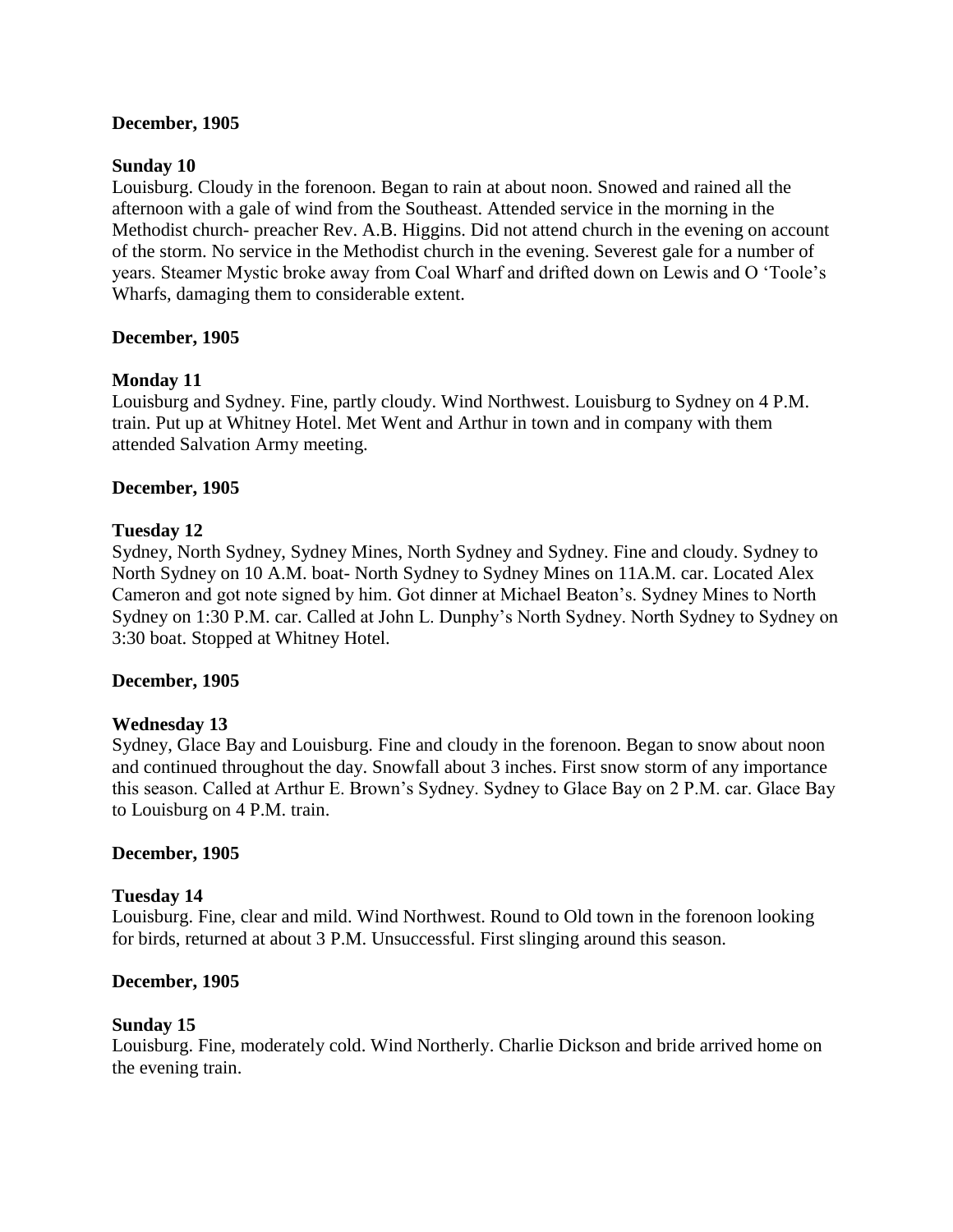**December, 1905**

**Sunday 10**

Louisburg. Cloudy in the forenoon. Began to rain at about noon. Snowed and rained all the afternoon with a gale of wind from the Southeast. Attended service in the morning in the Methodist church- preacher Rev. A.B. Higgins. Did not attend church in the evening on account of the storm. No service in the Methodist church in the evening. Severest gale for a number of years. Steamer Mystic broke away from Coal Wharf and drifted down on Lewis and O 'Toole's Wharfs, damaging them to considerable extent.

**December, 1905**

**Monday 11**

Louisburg and Sydney. Fine, partly cloudy. Wind Northwest. Louisburg to Sydney on 4 P.M. train. Put up at Whitney Hotel. Met Went and Arthur in town and in company with them attended Salvation Army meeting.

**December, 1905**

**Tuesday 12**

Sydney, North Sydney, Sydney Mines, North Sydney and Sydney. Fine and cloudy. Sydney to North Sydney on 10 A.M. boat- North Sydney to Sydney Mines on 11A.M. car. Located Alex Cameron and got note signed by him. Got dinner at Michael Beaton's. Sydney Mines to North Sydney on 1:30 P.M. car. Called at John L. Dunphy's North Sydney. North Sydney to Sydney on 3:30 boat. Stopped at Whitney Hotel.

**December, 1905**

**Wednesday 13**

Sydney, Glace Bay and Louisburg. Fine and cloudy in the forenoon. Began to snow about noon and continued throughout the day. Snowfall about 3 inches. First snow storm of any importance this season. Called at Arthur E. Brown's Sydney. Sydney to Glace Bay on 2 P.M. car. Glace Bay to Louisburg on 4 P.M. train.

**December, 1905**

**Tuesday 14**

Louisburg. Fine, clear and mild. Wind Northwest. Round to Old town in the forenoon looking for birds, returned at about 3 P.M. Unsuccessful. First slinging around this season.

**December, 1905**

**Sunday 15**

Louisburg. Fine, moderately cold. Wind Northerly. Charlie Dickson and bride arrived home on the evening train.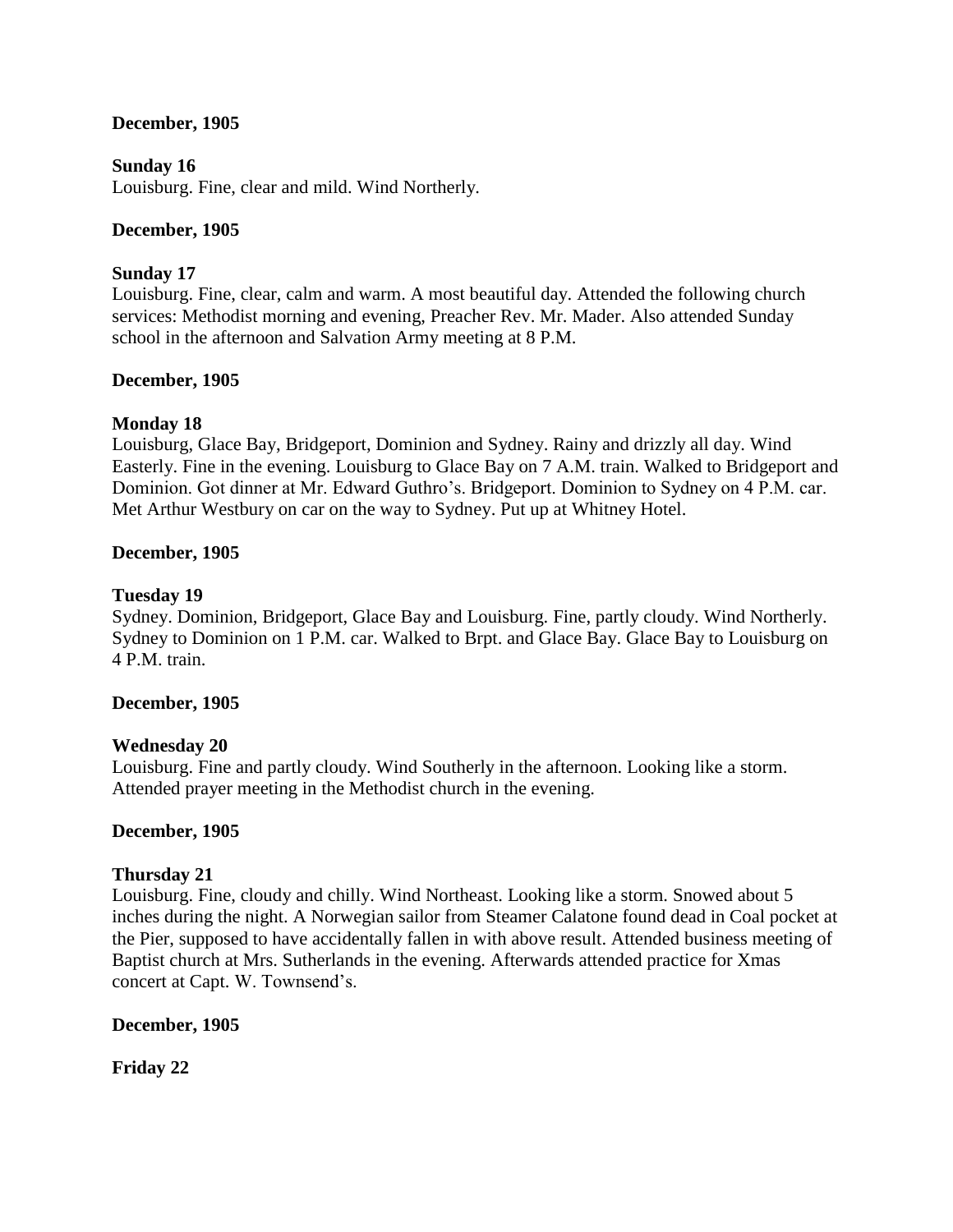**December, 1905**

**Sunday 16**
Louisburg. Fine, clear and mild. Wind Northerly.

**December, 1905**

**Sunday 17**
Louisburg. Fine, clear, calm and warm. A most beautiful day. Attended the following church services: Methodist morning and evening, Preacher Rev. Mr. Mader. Also attended Sunday school in the afternoon and Salvation Army meeting at 8 P.M.

**December, 1905**

**Monday 18**
Louisburg, Glace Bay, Bridgeport, Dominion and Sydney. Rainy and drizzly all day. Wind Easterly. Fine in the evening. Louisburg to Glace Bay on 7 A.M. train. Walked to Bridgeport and Dominion. Got dinner at Mr. Edward Guthro's. Bridgeport. Dominion to Sydney on 4 P.M. car. Met Arthur Westbury on car on the way to Sydney. Put up at Whitney Hotel.

**December, 1905**

**Tuesday 19**
Sydney. Dominion, Bridgeport, Glace Bay and Louisburg. Fine, partly cloudy. Wind Northerly. Sydney to Dominion on 1 P.M. car. Walked to Brpt. and Glace Bay. Glace Bay to Louisburg on 4 P.M. train.

**December, 1905**

**Wednesday 20**
Louisburg. Fine and partly cloudy. Wind Southerly in the afternoon. Looking like a storm. Attended prayer meeting in the Methodist church in the evening.

**December, 1905**

**Thursday 21**
Louisburg. Fine, cloudy and chilly. Wind Northeast. Looking like a storm. Snowed about 5 inches during the night. A Norwegian sailor from Steamer Calatone found dead in Coal pocket at the Pier, supposed to have accidentally fallen in with above result. Attended business meeting of Baptist church at Mrs. Sutherlands in the evening. Afterwards attended practice for Xmas concert at Capt. W. Townsend's.

**December, 1905**

**Friday 22**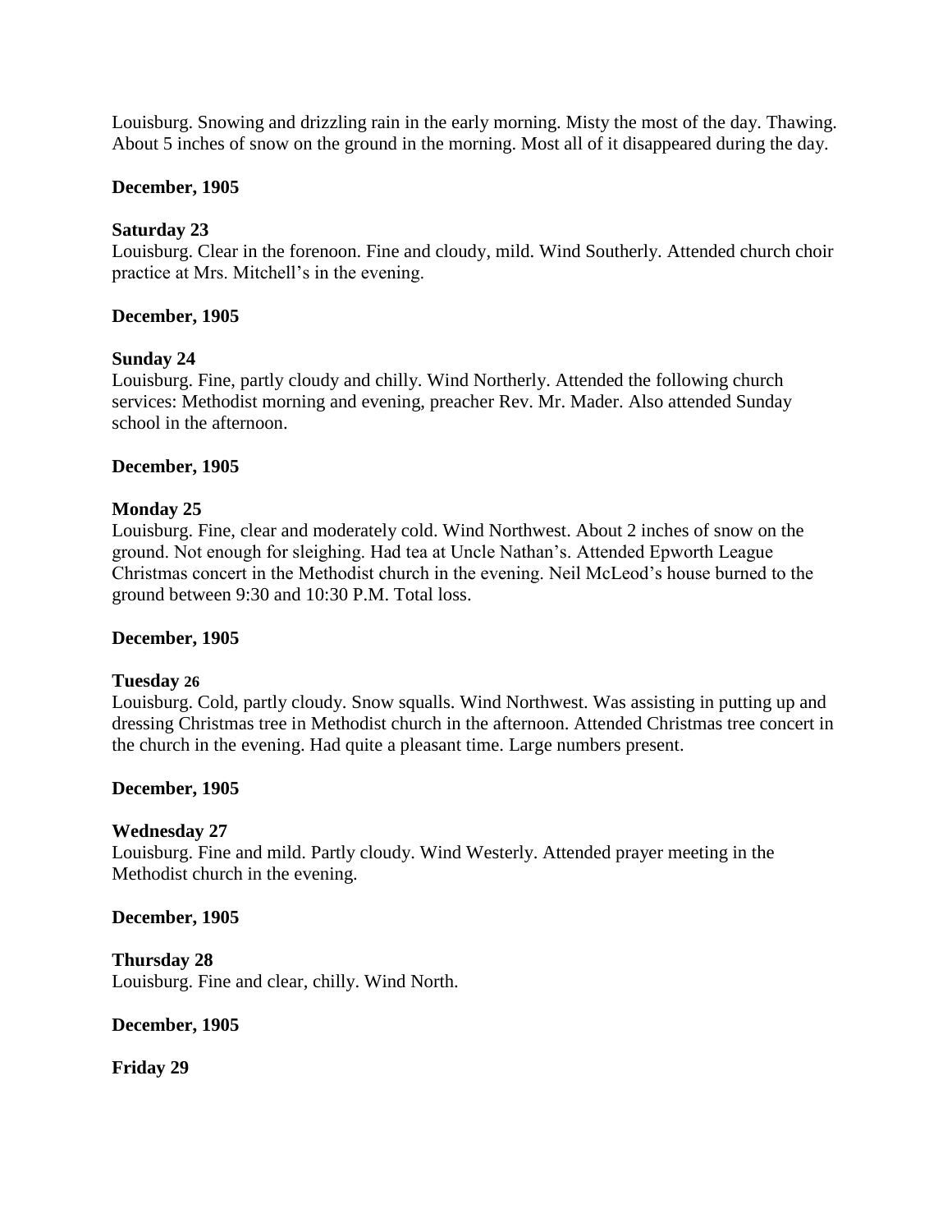Louisburg. Snowing and drizzling rain in the early morning. Misty the most of the day. Thawing. About 5 inches of snow on the ground in the morning. Most all of it disappeared during the day.

**December, 1905**

**Saturday 23**
Louisburg. Clear in the forenoon. Fine and cloudy, mild. Wind Southerly. Attended church choir practice at Mrs. Mitchell's in the evening.

**December, 1905**

**Sunday 24**
Louisburg. Fine, partly cloudy and chilly. Wind Northerly. Attended the following church services: Methodist morning and evening, preacher Rev. Mr. Mader. Also attended Sunday school in the afternoon.

**December, 1905**

**Monday 25**
Louisburg. Fine, clear and moderately cold. Wind Northwest. About 2 inches of snow on the ground. Not enough for sleighing. Had tea at Uncle Nathan's. Attended Epworth League Christmas concert in the Methodist church in the evening. Neil McLeod's house burned to the ground between 9:30 and 10:30 P.M. Total loss.

**December, 1905**

**Tuesday 26**
Louisburg. Cold, partly cloudy. Snow squalls. Wind Northwest. Was assisting in putting up and dressing Christmas tree in Methodist church in the afternoon. Attended Christmas tree concert in the church in the evening. Had quite a pleasant time. Large numbers present.

**December, 1905**

**Wednesday 27**
Louisburg. Fine and mild. Partly cloudy. Wind Westerly. Attended prayer meeting in the Methodist church in the evening.

**December, 1905**

**Thursday 28**
Louisburg. Fine and clear, chilly. Wind North.

**December, 1905**

**Friday 29**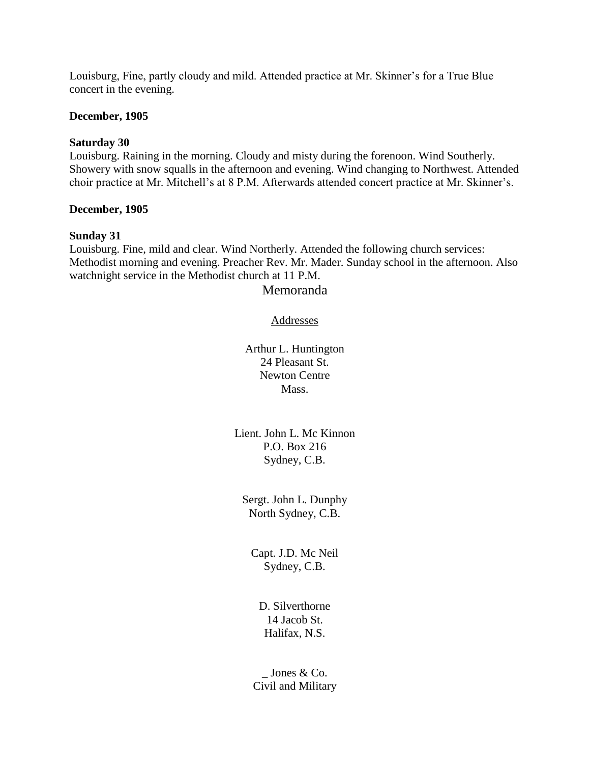Louisburg, Fine, partly cloudy and mild. Attended practice at Mr. Skinner's for a True Blue concert in the evening.

**December, 1905**

**Saturday 30**
Louisburg. Raining in the morning. Cloudy and misty during the forenoon. Wind Southerly. Showery with snow squalls in the afternoon and evening. Wind changing to Northwest. Attended choir practice at Mr. Mitchell's at 8 P.M. Afterwards attended concert practice at Mr. Skinner's.

**December, 1905**

**Sunday 31**
Louisburg. Fine, mild and clear. Wind Northerly. Attended the following church services: Methodist morning and evening. Preacher Rev. Mr. Mader. Sunday school in the afternoon. Also watchnight service in the Methodist church at 11 P.M.

## Memoranda

Addresses

Arthur L. Huntington
24 Pleasant St.
Newton Centre
Mass.

Lient. John L. Mc Kinnon
P.O. Box 216
Sydney, C.B.

Sergt. John L. Dunphy
North Sydney, C.B.

Capt. J.D. Mc Neil
Sydney, C.B.

D. Silverthorne
14 Jacob St.
Halifax, N.S.

_ Jones & Co.
Civil and Military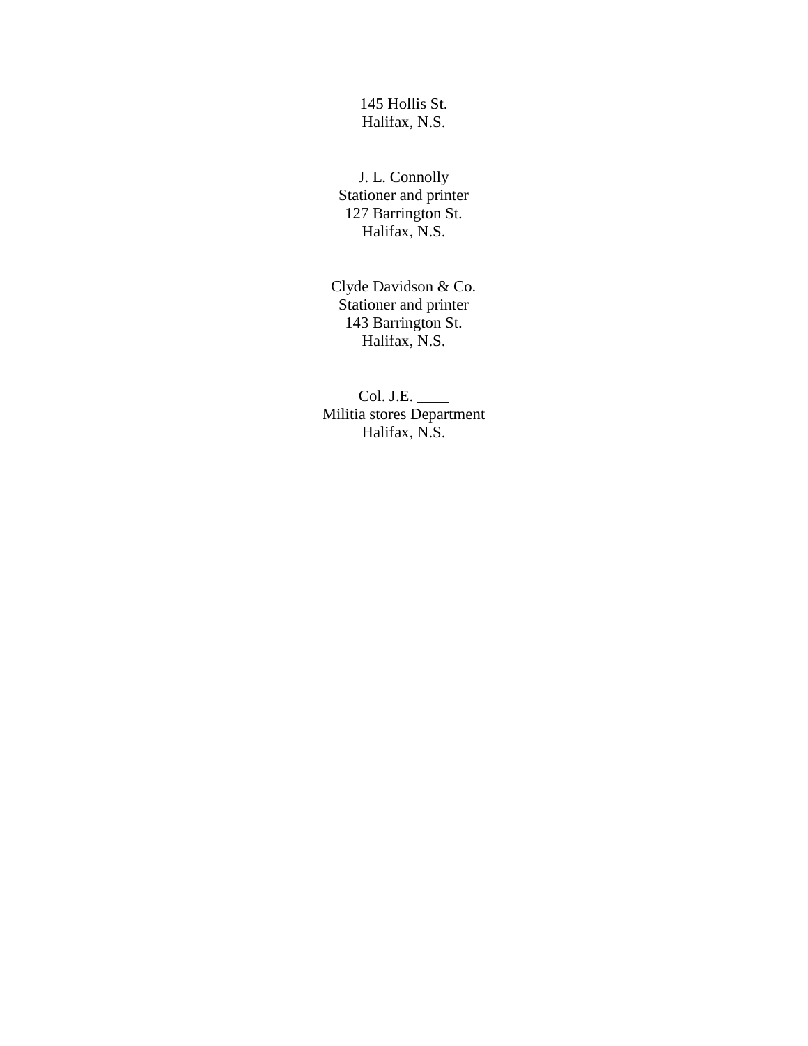145 Hollis St.
Halifax, N.S.

J. L. Connolly
Stationer and printer
127 Barrington St.
Halifax, N.S.

Clyde Davidson & Co.
Stationer and printer
143 Barrington St.
Halifax, N.S.

Col. J.E. ____
Militia stores Department
Halifax, N.S.